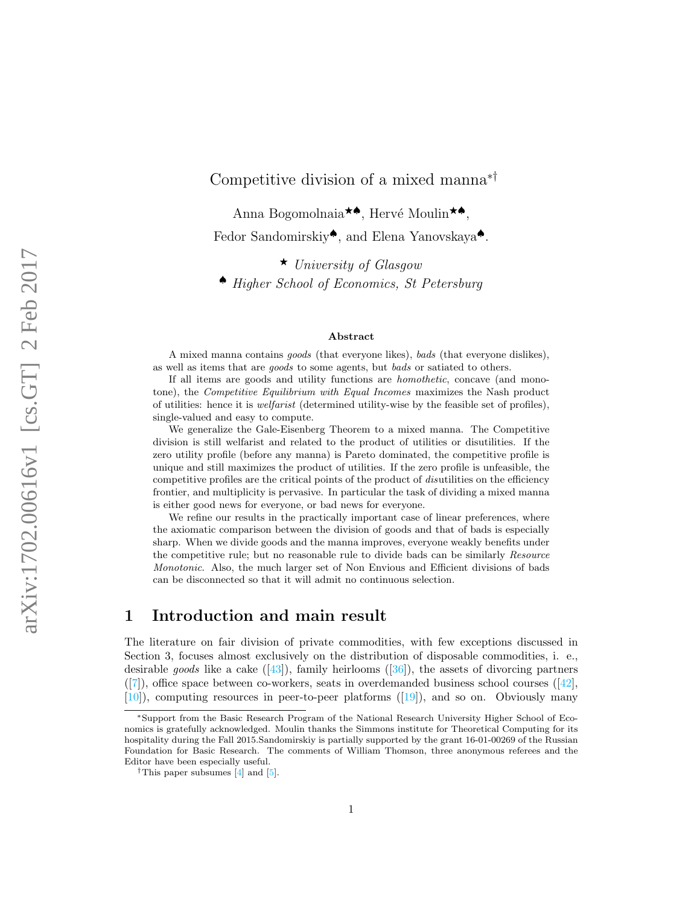# Competitive division of a mixed manna[*][†]

Anna Bogomolnaia[★♠], Hervé Moulin[★♠],
Fedor Sandomirskiy[♠], and Elena Yanovskaya[♠].

[★] *University of Glasgow*
[♠] *Higher School of Economics, St Petersburg*

### Abstract

A mixed manna contains *goods* (that everyone likes), *bads* (that everyone dislikes), as well as items that are *goods* to some agents, but *bads* or satiated to others.

If all items are goods and utility functions are *homothetic*, concave (and monotone), the *Competitive Equilibrium with Equal Incomes* maximizes the Nash product of utilities: hence it is *welfarist* (determined utility-wise by the feasible set of profiles), single-valued and easy to compute.

We generalize the Gale-Eisenberg Theorem to a mixed manna. The Competitive division is still welfarist and related to the product of utilities or disutilities. If the zero utility profile (before any manna) is Pareto dominated, the competitive profile is unique and still maximizes the product of utilities. If the zero profile is unfeasible, the competitive profiles are the critical points of the product of *dis*utilities on the efficiency frontier, and multiplicity is pervasive. In particular the task of dividing a mixed manna is either good news for everyone, or bad news for everyone.

We refine our results in the practically important case of linear preferences, where the axiomatic comparison between the division of goods and that of bads is especially sharp. When we divide goods and the manna improves, everyone weakly benefits under the competitive rule; but no reasonable rule to divide bads can be similarly *Resource Monotonic*. Also, the much larger set of Non Envious and Efficient divisions of bads can be disconnected so that it will admit no continuous selection.

## 1 Introduction and main result

The literature on fair division of private commodities, with few exceptions discussed in Section 3, focuses almost exclusively on the distribution of disposable commodities, i. e., desirable *goods* like a cake ([43]), family heirlooms ([36]), the assets of divorcing partners ([7]), office space between co-workers, seats in overdemanded business school courses ([42], [10]), computing resources in peer-to-peer platforms ([19]), and so on. Obviously many

---

[*]Support from the Basic Research Program of the National Research University Higher School of Economics is gratefully acknowledged. Moulin thanks the Simmons institute for Theoretical Computing for its hospitality during the Fall 2015.Sandomirskiy is partially supported by the grant 16-01-00269 of the Russian Foundation for Basic Research. The comments of William Thomson, three anonymous referees and the Editor have been especially useful.

[†]This paper subsumes [4] and [5].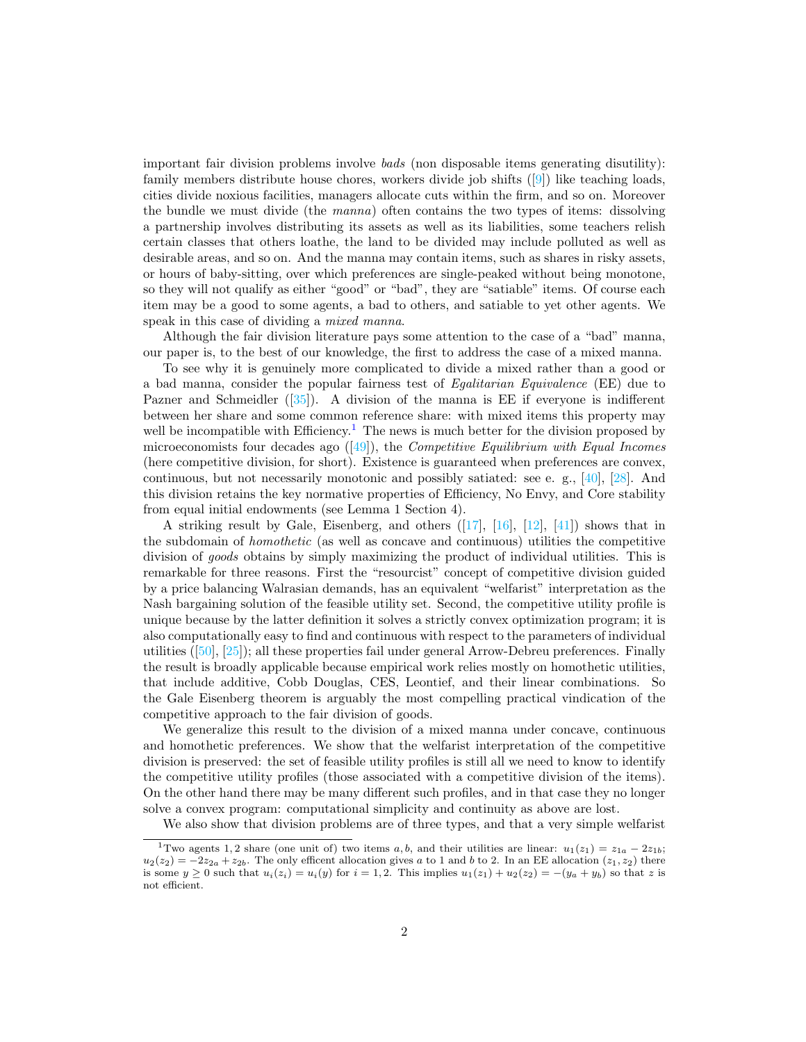important fair division problems involve *bads* (non disposable items generating disutility): family members distribute house chores, workers divide job shifts ([9]) like teaching loads, cities divide noxious facilities, managers allocate cuts within the firm, and so on. Moreover the bundle we must divide (the *manna*) often contains the two types of items: dissolving a partnership involves distributing its assets as well as its liabilities, some teachers relish certain classes that others loathe, the land to be divided may include polluted as well as desirable areas, and so on. And the manna may contain items, such as shares in risky assets, or hours of baby-sitting, over which preferences are single-peaked without being monotone, so they will not qualify as either "good" or "bad", they are "satiable" items. Of course each item may be a good to some agents, a bad to others, and satiable to yet other agents. We speak in this case of dividing a *mixed manna*.

Although the fair division literature pays some attention to the case of a "bad" manna, our paper is, to the best of our knowledge, the first to address the case of a mixed manna.

To see why it is genuinely more complicated to divide a mixed rather than a good or a bad manna, consider the popular fairness test of *Egalitarian Equivalence* (EE) due to Pazner and Schmeidler ([35]). A division of the manna is EE if everyone is indifferent between her share and some common reference share: with mixed items this property may well be incompatible with Efficiency.[1] The news is much better for the division proposed by microeconomists four decades ago ([49]), the *Competitive Equilibrium with Equal Incomes* (here competitive division, for short). Existence is guaranteed when preferences are convex, continuous, but not necessarily monotonic and possibly satiated: see e. g., [40], [28]. And this division retains the key normative properties of Efficiency, No Envy, and Core stability from equal initial endowments (see Lemma 1 Section 4).

A striking result by Gale, Eisenberg, and others ([17], [16], [12], [41]) shows that in the subdomain of *homothetic* (as well as concave and continuous) utilities the competitive division of *goods* obtains by simply maximizing the product of individual utilities. This is remarkable for three reasons. First the "resourcist" concept of competitive division guided by a price balancing Walrasian demands, has an equivalent "welfarist" interpretation as the Nash bargaining solution of the feasible utility set. Second, the competitive utility profile is unique because by the latter definition it solves a strictly convex optimization program; it is also computationally easy to find and continuous with respect to the parameters of individual utilities ([50], [25]); all these properties fail under general Arrow-Debreu preferences. Finally the result is broadly applicable because empirical work relies mostly on homothetic utilities, that include additive, Cobb Douglas, CES, Leontief, and their linear combinations. So the Gale Eisenberg theorem is arguably the most compelling practical vindication of the competitive approach to the fair division of goods.

We generalize this result to the division of a mixed manna under concave, continuous and homothetic preferences. We show that the welfarist interpretation of the competitive division is preserved: the set of feasible utility profiles is still all we need to know to identify the competitive utility profiles (those associated with a competitive division of the items). On the other hand there may be many different such profiles, and in that case they no longer solve a convex program: computational simplicity and continuity as above are lost.

We also show that division problems are of three types, and that a very simple welfarist

---

[1] Two agents 1, 2 share (one unit of) two items $a, b$, and their utilities are linear: $u_1(z_1) = z_{1a} - 2z_{1b}$; $u_2(z_2) = -2z_{2a} + z_{2b}$. The only efficent allocation gives $a$ to 1 and $b$ to 2. In an EE allocation $(z_1, z_2)$ there is some $y \geq 0$ such that $u_i(z_i) = u_i(y)$ for $i = 1, 2$. This implies $u_1(z_1) + u_2(z_2) = -(y_a + y_b)$ so that $z$ is not efficient.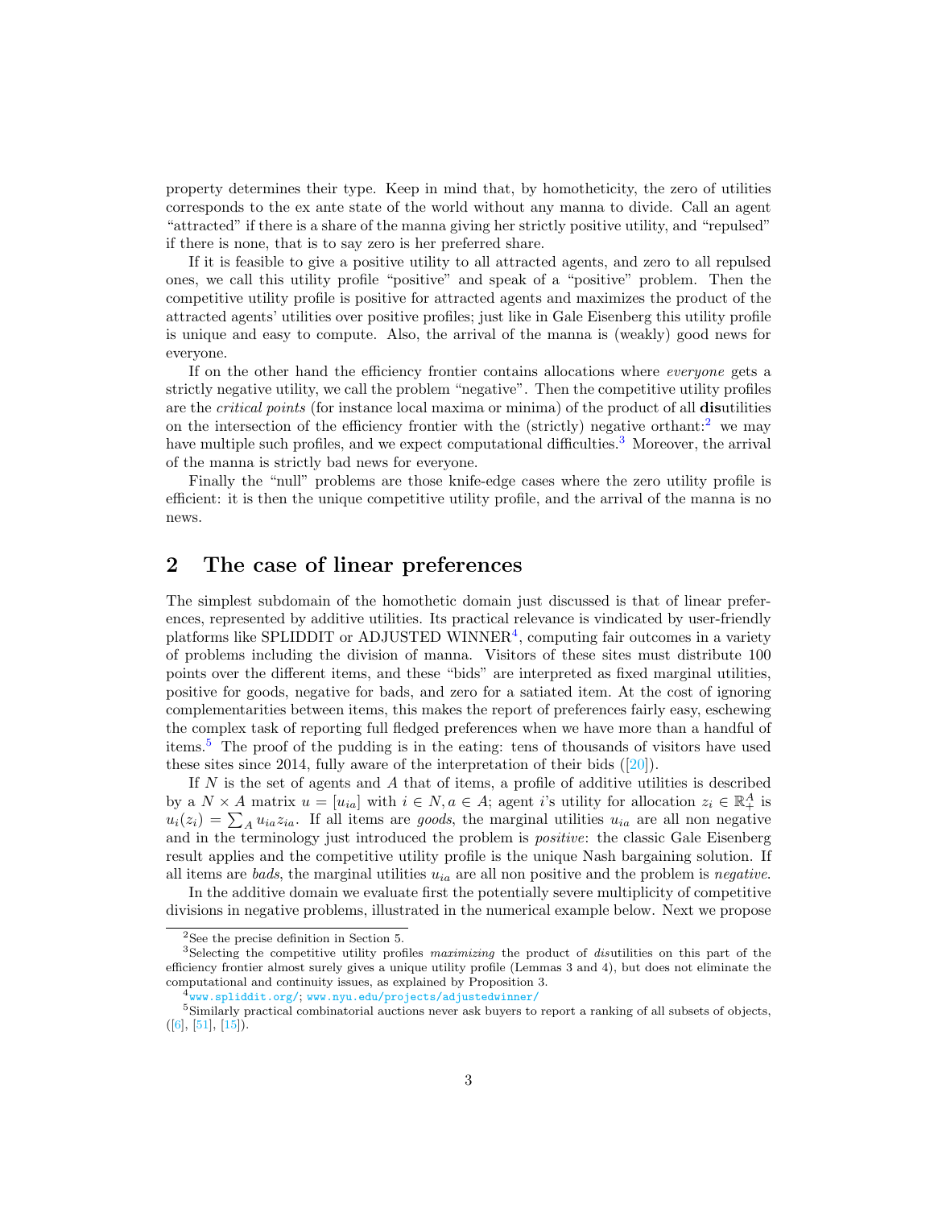property determines their type. Keep in mind that, by homotheticity, the zero of utilities corresponds to the ex ante state of the world without any manna to divide. Call an agent "attracted" if there is a share of the manna giving her strictly positive utility, and "repulsed" if there is none, that is to say zero is her preferred share.

If it is feasible to give a positive utility to all attracted agents, and zero to all repulsed ones, we call this utility profile "positive" and speak of a "positive" problem. Then the competitive utility profile is positive for attracted agents and maximizes the product of the attracted agents' utilities over positive profiles; just like in Gale Eisenberg this utility profile is unique and easy to compute. Also, the arrival of the manna is (weakly) good news for everyone.

If on the other hand the efficiency frontier contains allocations where *everyone* gets a strictly negative utility, we call the problem "negative". Then the competitive utility profiles are the *critical points* (for instance local maxima or minima) of the product of all **dis**utilities on the intersection of the efficiency frontier with the (strictly) negative orthant:[2] we may have multiple such profiles, and we expect computational difficulties.[3] Moreover, the arrival of the manna is strictly bad news for everyone.

Finally the "null" problems are those knife-edge cases where the zero utility profile is efficient: it is then the unique competitive utility profile, and the arrival of the manna is no news.

## 2 The case of linear preferences

The simplest subdomain of the homothetic domain just discussed is that of linear preferences, represented by additive utilities. Its practical relevance is vindicated by user-friendly platforms like SPLIDDIT or ADJUSTED WINNER[4], computing fair outcomes in a variety of problems including the division of manna. Visitors of these sites must distribute 100 points over the different items, and these "bids" are interpreted as fixed marginal utilities, positive for goods, negative for bads, and zero for a satiated item. At the cost of ignoring complementarities between items, this makes the report of preferences fairly easy, eschewing the complex task of reporting full fledged preferences when we have more than a handful of items.[5] The proof of the pudding is in the eating: tens of thousands of visitors have used these sites since 2014, fully aware of the interpretation of their bids ([20]).

If $N$ is the set of agents and $A$ that of items, a profile of additive utilities is described by a $N \times A$ matrix $u = [u_{ia}]$ with $i \in N, a \in A$; agent $i$'s utility for allocation $z_i \in \mathbb{R}^A_+$ is $u_i(z_i) = \sum_A u_{ia} z_{ia}$. If all items are *goods*, the marginal utilities $u_{ia}$ are all non negative and in the terminology just introduced the problem is *positive*: the classic Gale Eisenberg result applies and the competitive utility profile is the unique Nash bargaining solution. If all items are *bads*, the marginal utilities $u_{ia}$ are all non positive and the problem is *negative*.

In the additive domain we evaluate first the potentially severe multiplicity of competitive divisions in negative problems, illustrated in the numerical example below. Next we propose

---

[2] See the precise definition in Section 5.

[3] Selecting the competitive utility profiles *maximizing* the product of *dis*utilities on this part of the efficiency frontier almost surely gives a unique utility profile (Lemmas 3 and 4), but does not eliminate the computational and continuity issues, as explained by Proposition 3.

[4] www.spliddit.org/; www.nyu.edu/projects/adjustedwinner/

[5] Similarly practical combinatorial auctions never ask buyers to report a ranking of all subsets of objects, ([6], [51], [15]).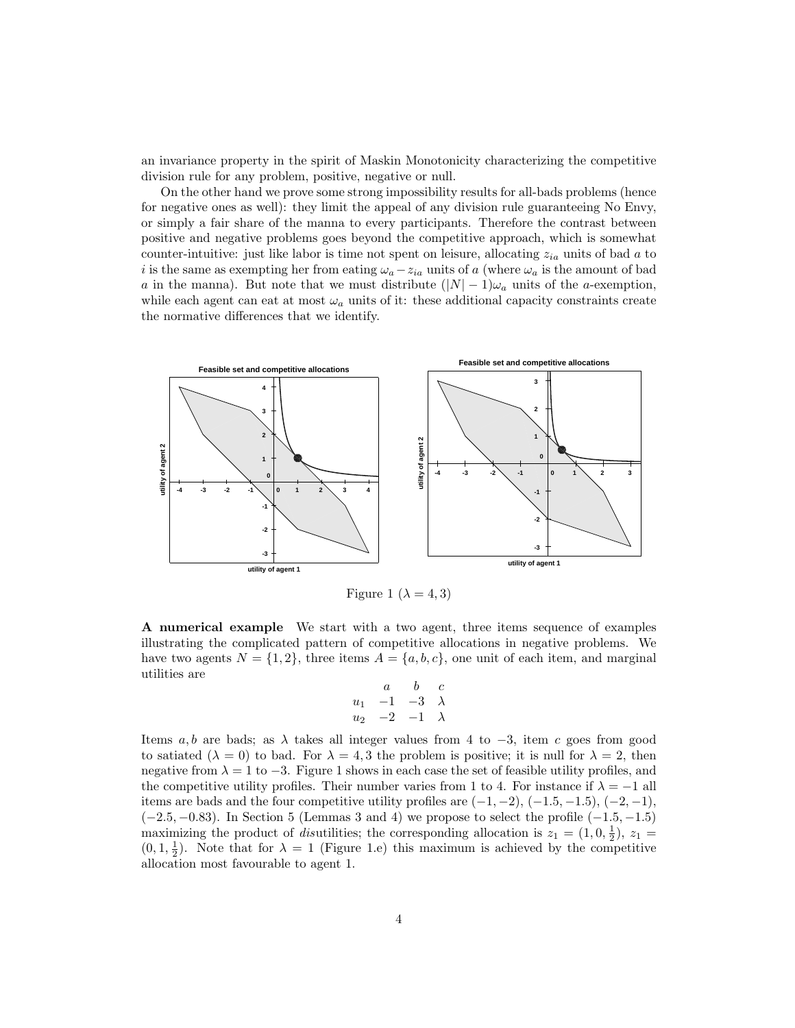an invariance property in the spirit of Maskin Monotonicity characterizing the competitive division rule for any problem, positive, negative or null.

On the other hand we prove some strong impossibility results for all-bads problems (hence for negative ones as well): they limit the appeal of any division rule guaranteeing No Envy, or simply a fair share of the manna to every participants. Therefore the contrast between positive and negative problems goes beyond the competitive approach, which is somewhat counter-intuitive: just like labor is time not spent on leisure, allocating $z_{ia}$ units of bad $a$ to $i$ is the same as exempting her from eating $\omega_a - z_{ia}$ units of $a$ (where $\omega_a$ is the amount of bad $a$ in the manna). But note that we must distribute $(|N| - 1)\omega_a$ units of the $a$-exemption, while each agent can eat at most $\omega_a$ units of it: these additional capacity constraints create the normative differences that we identify.

Figure 1 ($\lambda = 4, 3$)

**A numerical example** We start with a two agent, three items sequence of examples illustrating the complicated pattern of competitive allocations in negative problems. We have two agents $N = \{1, 2\}$, three items $A = \{a, b, c\}$, one unit of each item, and marginal utilities are

|  | $a$ | $b$ | $c$ |
|---|---|---|---|
| $u_1$ | $-1$ | $-3$ | $\lambda$ |
| $u_2$ | $-2$ | $-1$ | $\lambda$ |

Items $a, b$ are bads; as $\lambda$ takes all integer values from 4 to $-3$, item $c$ goes from good to satiated ($\lambda = 0$) to bad. For $\lambda = 4, 3$ the problem is positive; it is null for $\lambda = 2$, then negative from $\lambda = 1$ to $-3$. Figure 1 shows in each case the set of feasible utility profiles, and the competitive utility profiles. Their number varies from 1 to 4. For instance if $\lambda = -1$ all items are bads and the four competitive utility profiles are $(-1, -2)$, $(-1.5, -1.5)$, $(-2, -1)$, $(-2.5, -0.83)$. In Section 5 (Lemmas 3 and 4) we propose to select the profile $(-1.5, -1.5)$ maximizing the product of *dis*utilities; the corresponding allocation is $z_1 = (1, 0, \frac{1}{2})$, $z_1 = (0, 1, \frac{1}{2})$. Note that for $\lambda = 1$ (Figure 1.e) this maximum is achieved by the competitive allocation most favourable to agent 1.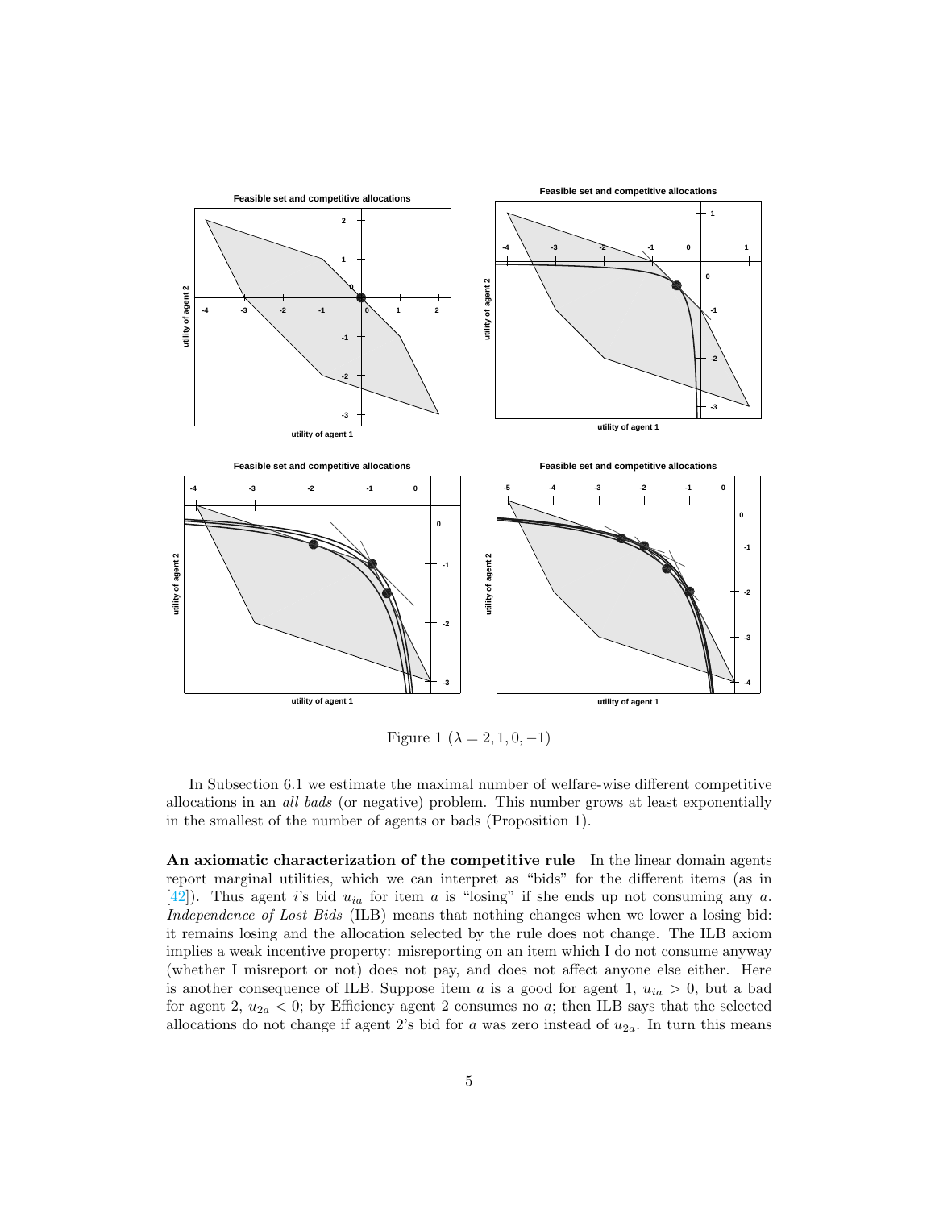Figure 1 ($\lambda = 2, 1, 0, -1$)

In Subsection 6.1 we estimate the maximal number of welfare-wise different competitive allocations in an *all bads* (or negative) problem. This number grows at least exponentially in the smallest of the number of agents or bads (Proposition 1).

**An axiomatic characterization of the competitive rule** In the linear domain agents report marginal utilities, which we can interpret as "bids" for the different items (as in [42]). Thus agent $i$'s bid $u_{ia}$ for item $a$ is "losing" if she ends up not consuming any $a$. *Independence of Lost Bids* (ILB) means that nothing changes when we lower a losing bid: it remains losing and the allocation selected by the rule does not change. The ILB axiom implies a weak incentive property: misreporting on an item which I do not consume anyway (whether I misreport or not) does not pay, and does not affect anyone else either. Here is another consequence of ILB. Suppose item $a$ is a good for agent 1, $u_{ia} > 0$, but a bad for agent 2, $u_{2a} < 0$; by Efficiency agent 2 consumes no $a$; then ILB says that the selected allocations do not change if agent 2's bid for $a$ was zero instead of $u_{2a}$. In turn this means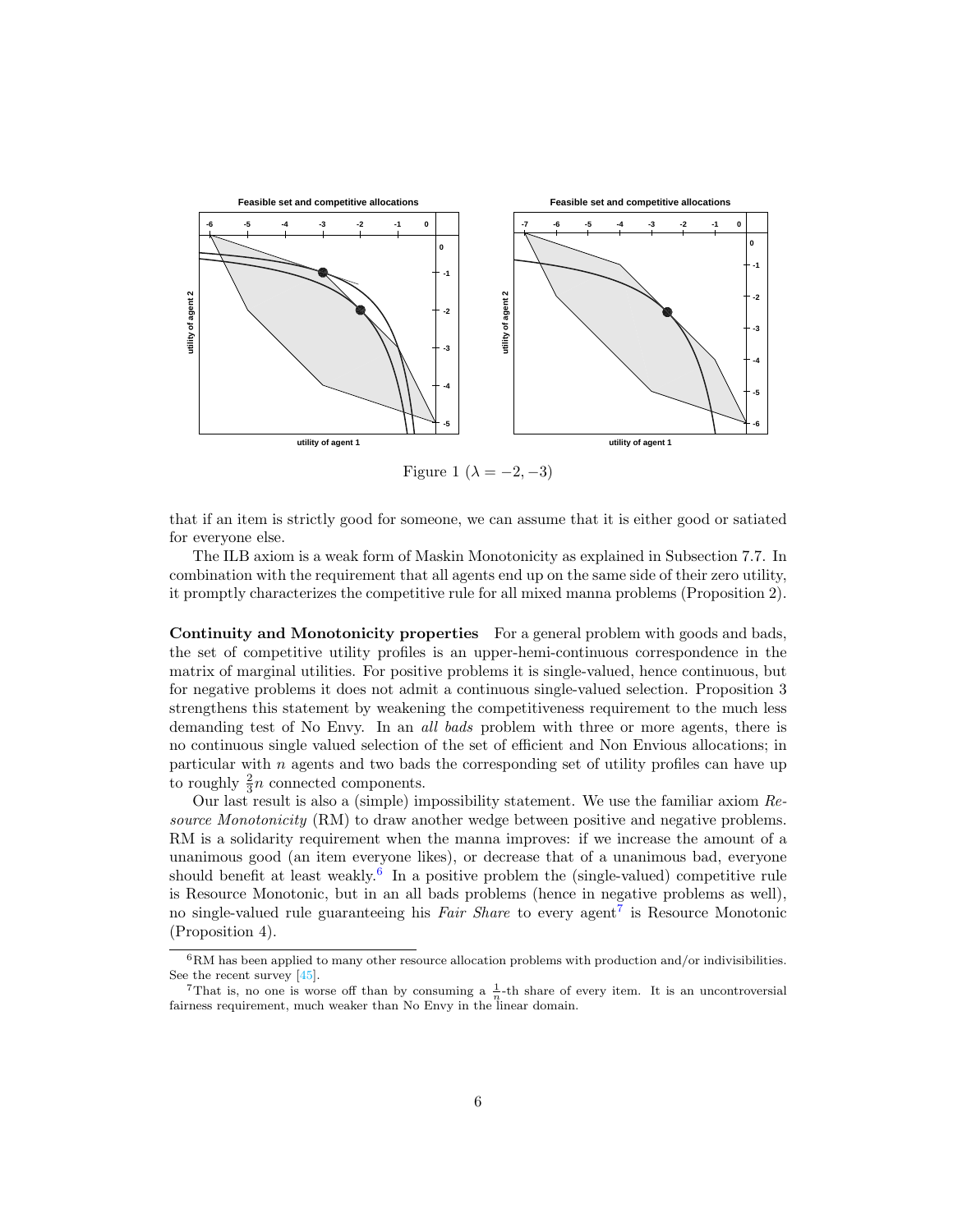Figure 1 ($\lambda = -2, -3$)

that if an item is strictly good for someone, we can assume that it is either good or satiated for everyone else.

The ILB axiom is a weak form of Maskin Monotonicity as explained in Subsection 7.7. In combination with the requirement that all agents end up on the same side of their zero utility, it promptly characterizes the competitive rule for all mixed manna problems (Proposition 2).

**Continuity and Monotonicity properties** For a general problem with goods and bads, the set of competitive utility profiles is an upper-hemi-continuous correspondence in the matrix of marginal utilities. For positive problems it is single-valued, hence continuous, but for negative problems it does not admit a continuous single-valued selection. Proposition 3 strengthens this statement by weakening the competitiveness requirement to the much less demanding test of No Envy. In an *all bads* problem with three or more agents, there is no continuous single valued selection of the set of efficient and Non Envious allocations; in particular with $n$ agents and two bads the corresponding set of utility profiles can have up to roughly $\frac{2}{3}n$ connected components.

Our last result is also a (simple) impossibility statement. We use the familiar axiom *Resource Monotonicity* (RM) to draw another wedge between positive and negative problems. RM is a solidarity requirement when the manna improves: if we increase the amount of a unanimous good (an item everyone likes), or decrease that of a unanimous bad, everyone should benefit at least weakly.[6] In a positive problem the (single-valued) competitive rule is Resource Monotonic, but in an all bads problems (hence in negative problems as well), no single-valued rule guaranteeing his *Fair Share* to every agent[7] is Resource Monotonic (Proposition 4).

[6] RM has been applied to many other resource allocation problems with production and/or indivisibilities. See the recent survey [45].

[7] That is, no one is worse off than by consuming a $\frac{1}{n}$-th share of every item. It is an uncontroversial fairness requirement, much weaker than No Envy in the linear domain.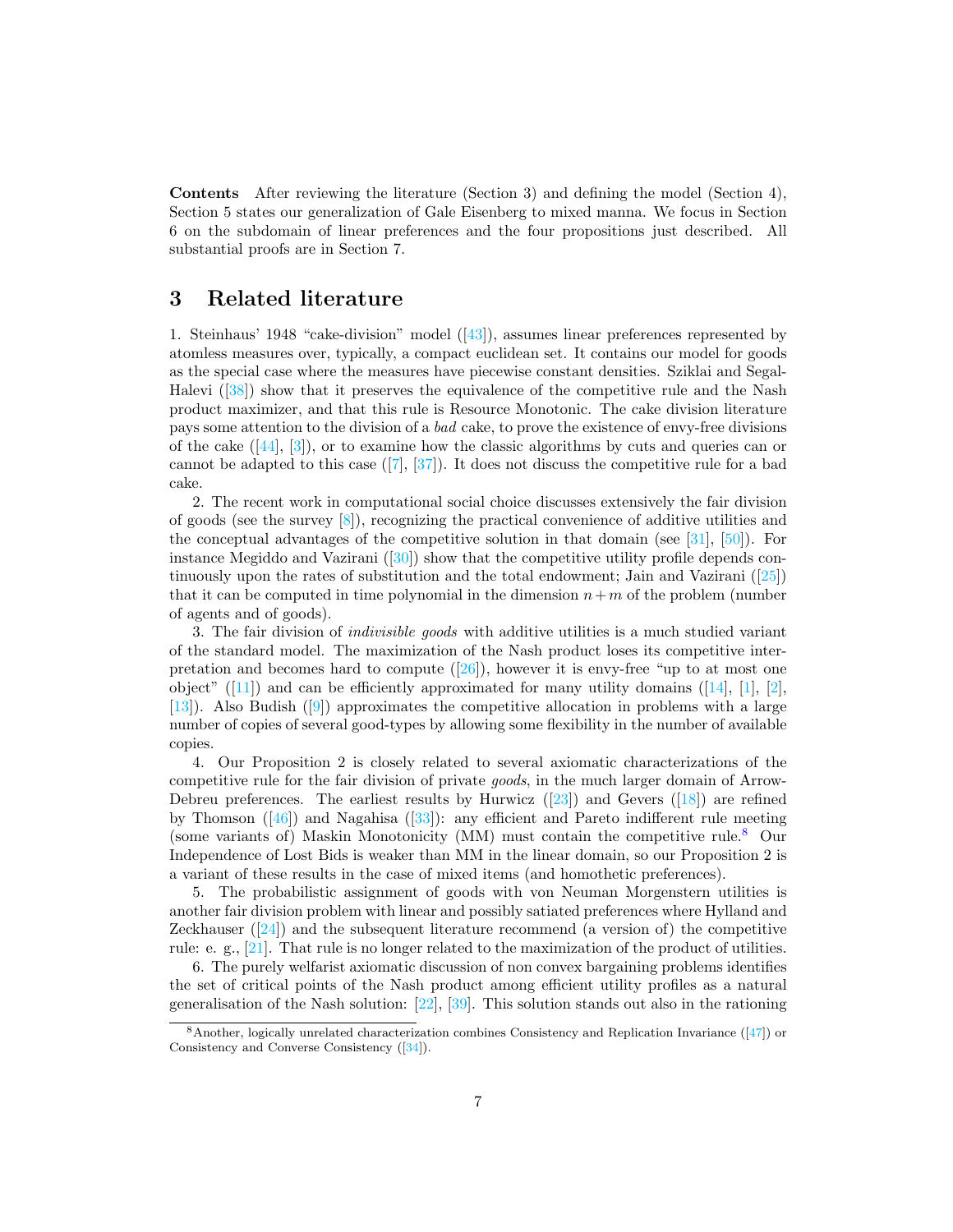**Contents** After reviewing the literature (Section 3) and defining the model (Section 4), Section 5 states our generalization of Gale Eisenberg to mixed manna. We focus in Section 6 on the subdomain of linear preferences and the four propositions just described. All substantial proofs are in Section 7.

## 3 Related literature

1. Steinhaus' 1948 "cake-division" model ([43]), assumes linear preferences represented by atomless measures over, typically, a compact euclidean set. It contains our model for goods as the special case where the measures have piecewise constant densities. Sziklai and Segal-Halevi ([38]) show that it preserves the equivalence of the competitive rule and the Nash product maximizer, and that this rule is Resource Monotonic. The cake division literature pays some attention to the division of a *bad* cake, to prove the existence of envy-free divisions of the cake ([44], [3]), or to examine how the classic algorithms by cuts and queries can or cannot be adapted to this case ([7], [37]). It does not discuss the competitive rule for a bad cake.

2. The recent work in computational social choice discusses extensively the fair division of goods (see the survey [8]), recognizing the practical convenience of additive utilities and the conceptual advantages of the competitive solution in that domain (see [31], [50]). For instance Megiddo and Vazirani ([30]) show that the competitive utility profile depends continuously upon the rates of substitution and the total endowment; Jain and Vazirani ([25]) that it can be computed in time polynomial in the dimension $n+m$ of the problem (number of agents and of goods).

3. The fair division of *indivisible goods* with additive utilities is a much studied variant of the standard model. The maximization of the Nash product loses its competitive interpretation and becomes hard to compute ([26]), however it is envy-free "up to at most one object" ([11]) and can be efficiently approximated for many utility domains ([14], [1], [2], [13]). Also Budish ([9]) approximates the competitive allocation in problems with a large number of copies of several good-types by allowing some flexibility in the number of available copies.

4. Our Proposition 2 is closely related to several axiomatic characterizations of the competitive rule for the fair division of private *goods*, in the much larger domain of Arrow-Debreu preferences. The earliest results by Hurwicz ([23]) and Gevers ([18]) are refined by Thomson ([46]) and Nagahisa ([33]): any efficient and Pareto indifferent rule meeting (some variants of) Maskin Monotonicity (MM) must contain the competitive rule.[8] Our Independence of Lost Bids is weaker than MM in the linear domain, so our Proposition 2 is a variant of these results in the case of mixed items (and homothetic preferences).

5. The probabilistic assignment of goods with von Neuman Morgenstern utilities is another fair division problem with linear and possibly satiated preferences where Hylland and Zeckhauser ([24]) and the subsequent literature recommend (a version of) the competitive rule: e. g., [21]. That rule is no longer related to the maximization of the product of utilities.

6. The purely welfarist axiomatic discussion of non convex bargaining problems identifies the set of critical points of the Nash product among efficient utility profiles as a natural generalisation of the Nash solution: [22], [39]. This solution stands out also in the rationing

[8] Another, logically unrelated characterization combines Consistency and Replication Invariance ([47]) or Consistency and Converse Consistency ([34]).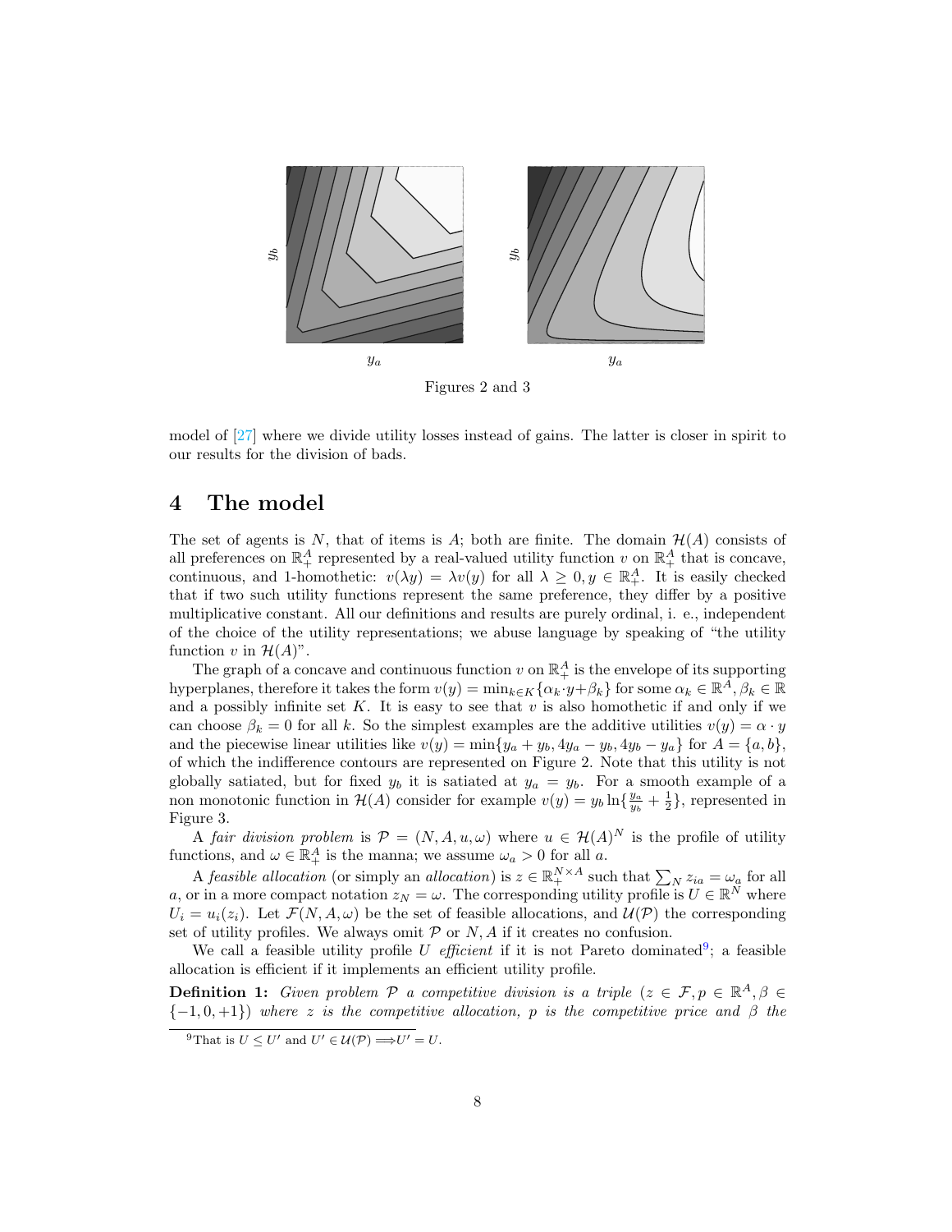Figures 2 and 3

model of [27] where we divide utility losses instead of gains. The latter is closer in spirit to our results for the division of bads.

# 4 The model

The set of agents is $N$, that of items is $A$; both are finite. The domain $\mathcal{H}(A)$ consists of all preferences on $\mathbb{R}_+^A$ represented by a real-valued utility function $v$ on $\mathbb{R}_+^A$ that is concave, continuous, and 1-homothetic: $v(\lambda y) = \lambda v(y)$ for all $\lambda \geq 0, y \in \mathbb{R}_+^A$. It is easily checked that if two such utility functions represent the same preference, they differ by a positive multiplicative constant. All our definitions and results are purely ordinal, i. e., independent of the choice of the utility representations; we abuse language by speaking of "the utility function $v$ in $\mathcal{H}(A)$".

The graph of a concave and continuous function $v$ on $\mathbb{R}_+^A$ is the envelope of its supporting hyperplanes, therefore it takes the form $v(y) = \min_{k \in K}\{\alpha_k \cdot y + \beta_k\}$ for some $\alpha_k \in \mathbb{R}^A, \beta_k \in \mathbb{R}$ and a possibly infinite set $K$. It is easy to see that $v$ is also homothetic if and only if we can choose $\beta_k = 0$ for all $k$. So the simplest examples are the additive utilities $v(y) = \alpha \cdot y$ and the piecewise linear utilities like $v(y) = \min\{y_a + y_b, 4y_a - y_b, 4y_b - y_a\}$ for $A = \{a, b\}$, of which the indifference contours are represented on Figure 2. Note that this utility is not globally satiated, but for fixed $y_b$ it is satiated at $y_a = y_b$. For a smooth example of a non monotonic function in $\mathcal{H}(A)$ consider for example $v(y) = y_b \ln\{\frac{y_a}{y_b} + \frac{1}{2}\}$, represented in Figure 3.

A *fair division problem* is $\mathcal{P} = (N, A, u, \omega)$ where $u \in \mathcal{H}(A)^N$ is the profile of utility functions, and $\omega \in \mathbb{R}_+^A$ is the manna; we assume $\omega_a > 0$ for all $a$.

A *feasible allocation* (or simply an *allocation*) is $z \in \mathbb{R}_+^{N \times A}$ such that $\sum_N z_{ia} = \omega_a$ for all $a$, or in a more compact notation $z_N = \omega$. The corresponding utility profile is $U \in \mathbb{R}^N$ where $U_i = u_i(z_i)$. Let $\mathcal{F}(N, A, \omega)$ be the set of feasible allocations, and $\mathcal{U}(\mathcal{P})$ the corresponding set of utility profiles. We always omit $\mathcal{P}$ or $N, A$ if it creates no confusion.

We call a feasible utility profile $U$ *efficient* if it is not Pareto dominated[9]; a feasible allocation is efficient if it implements an efficient utility profile.

**Definition 1:** *Given problem $\mathcal{P}$ a competitive division is a triple $(z \in \mathcal{F}, p \in \mathbb{R}^A, \beta \in \{-1, 0, +1\})$ where $z$ is the competitive allocation, $p$ is the competitive price and $\beta$ the*

[9] That is $U \leq U'$ and $U' \in \mathcal{U}(\mathcal{P}) \Longrightarrow U' = U$.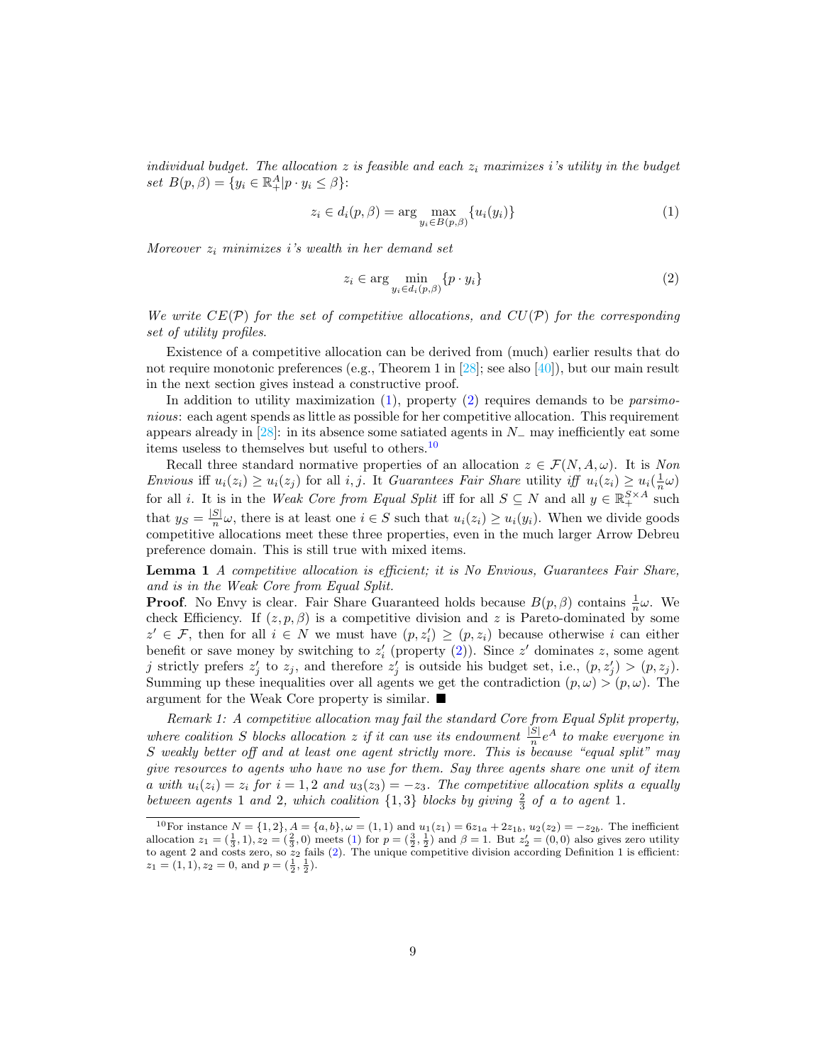*individual budget. The allocation $z$ is feasible and each $z_i$ maximizes $i$'s utility in the budget set $B(p,\beta) = \{y_i \in \mathbb{R}_+^A | p \cdot y_i \leq \beta\}$:*

$$z_i \in d_i(p,\beta) = \arg\max_{y_i \in B(p,\beta)} \{u_i(y_i)\} \tag{1}$$

*Moreover $z_i$ minimizes $i$'s wealth in her demand set*

$$z_i \in \arg\min_{y_i \in d_i(p,\beta)} \{p \cdot y_i\} \tag{2}$$

*We write $CE(\mathcal{P})$ for the set of competitive allocations, and $CU(\mathcal{P})$ for the corresponding set of utility profiles.*

Existence of a competitive allocation can be derived from (much) earlier results that do not require monotonic preferences (e.g., Theorem 1 in [28]; see also [40]), but our main result in the next section gives instead a constructive proof.

In addition to utility maximization (1), property (2) requires demands to be *parsimonious*: each agent spends as little as possible for her competitive allocation. This requirement appears already in [28]: in its absence some satiated agents in $N_-$ may inefficiently eat some items useless to themselves but useful to others.[10]

Recall three standard normative properties of an allocation $z \in \mathcal{F}(N, A, \omega)$. It is *Non Envious* iff $u_i(z_i) \geq u_i(z_j)$ for all $i,j$. It *Guarantees Fair Share* utility *iff* $u_i(z_i) \geq u_i(\frac{1}{n}\omega)$ for all $i$. It is in the *Weak Core from Equal Split* iff for all $S \subseteq N$ and all $y \in \mathbb{R}_+^{S \times A}$ such that $y_S = \frac{|S|}{n}\omega$, there is at least one $i \in S$ such that $u_i(z_i) \geq u_i(y_i)$. When we divide goods competitive allocations meet these three properties, even in the much larger Arrow Debreu preference domain. This is still true with mixed items.

**Lemma 1** *A competitive allocation is efficient; it is No Envious, Guarantees Fair Share, and is in the Weak Core from Equal Split.*

**Proof**. No Envy is clear. Fair Share Guaranteed holds because $B(p,\beta)$ contains $\frac{1}{n}\omega$. We check Efficiency. If $(z,p,\beta)$ is a competitive division and $z$ is Pareto-dominated by some $z' \in \mathcal{F}$, then for all $i \in N$ we must have $(p, z'_i) \geq (p, z_i)$ because otherwise $i$ can either benefit or save money by switching to $z'_i$ (property (2)). Since $z'$ dominates $z$, some agent $j$ strictly prefers $z'_j$ to $z_j$, and therefore $z'_j$ is outside his budget set, i.e., $(p, z'_j) > (p, z_j)$. Summing up these inequalities over all agents we get the contradiction $(p,\omega) > (p,\omega)$. The argument for the Weak Core property is similar. ■

*Remark 1: A competitive allocation may fail the standard Core from Equal Split property, where coalition $S$ blocks allocation $z$ if it can use its endowment $\frac{|S|}{n}e^A$ to make everyone in $S$ weakly better off and at least one agent strictly more. This is because "equal split" may give resources to agents who have no use for them. Say three agents share one unit of item $a$ with $u_i(z_i) = z_i$ for $i = 1,2$ and $u_3(z_3) = -z_3$. The competitive allocation splits $a$ equally between agents 1 and 2, which coalition $\{1,3\}$ blocks by giving $\frac{2}{3}$ of $a$ to agent 1.*

---

[10] For instance $N = \{1,2\}, A = \{a,b\}, \omega = (1,1)$ and $u_1(z_1) = 6z_{1a} + 2z_{1b}$, $u_2(z_2) = -z_{2b}$. The inefficient allocation $z_1 = (\frac{1}{3}, 1), z_2 = (\frac{2}{3}, 0)$ meets (1) for $p = (\frac{3}{2}, \frac{1}{2})$ and $\beta = 1$. But $z'_2 = (0,0)$ also gives zero utility to agent 2 and costs zero, so $z_2$ fails (2). The unique competitive division according Definition 1 is efficient: $z_1 = (1,1), z_2 = 0$, and $p = (\frac{1}{2}, \frac{1}{2})$.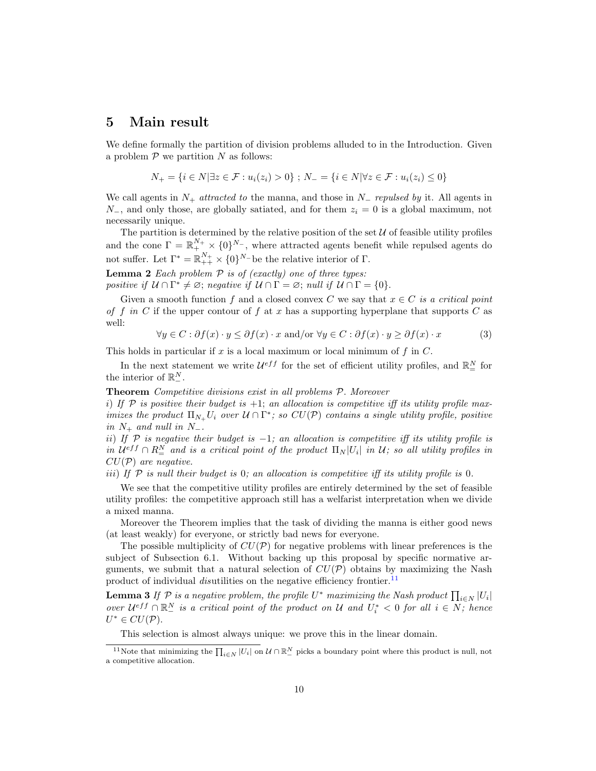# 5 Main result

We define formally the partition of division problems alluded to in the Introduction. Given a problem $\mathcal{P}$ we partition $N$ as follows:

$$N_+ = \{i \in N | \exists z \in \mathcal{F} : u_i(z_i) > 0\} \; ; \; N_- = \{i \in N | \forall z \in \mathcal{F} : u_i(z_i) \leq 0\}$$

We call agents in $N_+$ *attracted to* the manna, and those in $N_-$ *repulsed by* it. All agents in $N_-$, and only those, are globally satiated, and for them $z_i = 0$ is a global maximum, not necessarily unique.

The partition is determined by the relative position of the set $\mathcal{U}$ of feasible utility profiles and the cone $\Gamma = \mathbb{R}_+^{N_+} \times \{0\}^{N_-}$, where attracted agents benefit while repulsed agents do not suffer. Let $\Gamma^* = \mathbb{R}_{++}^{N_+} \times \{0\}^{N_-}$ be the relative interior of $\Gamma$.

**Lemma 2** *Each problem $\mathcal{P}$ is of (exactly) one of three types:*
*positive if $\mathcal{U} \cap \Gamma^* \neq \varnothing$; negative if $\mathcal{U} \cap \Gamma = \varnothing$; null if $\mathcal{U} \cap \Gamma = \{0\}$.*

Given a smooth function $f$ and a closed convex $C$ we say that $x \in C$ *is a critical point of $f$ in $C$* if the upper contour of $f$ at $x$ has a supporting hyperplane that supports $C$ as well:

$$\forall y \in C : \partial f(x) \cdot y \leq \partial f(x) \cdot x \text{ and/or } \forall y \in C : \partial f(x) \cdot y \geq \partial f(x) \cdot x \tag{3}$$

This holds in particular if $x$ is a local maximum or local minimum of $f$ in $C$.

In the next statement we write $\mathcal{U}^{eff}$ for the set of efficient utility profiles, and $\mathbb{R}_=^N$ for the interior of $\mathbb{R}_-^N$.

**Theorem** *Competitive divisions exist in all problems $\mathcal{P}$. Moreover*
*i) If $\mathcal{P}$ is positive their budget is $+1$; an allocation is competitive iff its utility profile maximizes the product $\Pi_{N_+} U_i$ over $\mathcal{U} \cap \Gamma^*$; so $CU(\mathcal{P})$ contains a single utility profile, positive in $N_+$ and null in $N_-$.*
*ii) If $\mathcal{P}$ is negative their budget is $-1$; an allocation is competitive iff its utility profile is in $\mathcal{U}^{eff} \cap R_=^N$ and is a critical point of the product $\Pi_N |U_i|$ in $\mathcal{U}$; so all utility profiles in $CU(\mathcal{P})$ are negative.*
*iii) If $\mathcal{P}$ is null their budget is $0$; an allocation is competitive iff its utility profile is $0$.*

We see that the competitive utility profiles are entirely determined by the set of feasible utility profiles: the competitive approach still has a welfarist interpretation when we divide a mixed manna.

Moreover the Theorem implies that the task of dividing the manna is either good news (at least weakly) for everyone, or strictly bad news for everyone.

The possible multiplicity of $CU(\mathcal{P})$ for negative problems with linear preferences is the subject of Subsection 6.1. Without backing up this proposal by specific normative arguments, we submit that a natural selection of $CU(\mathcal{P})$ obtains by maximizing the Nash product of individual *dis*utilities on the negative efficiency frontier.[11]

**Lemma 3** *If $\mathcal{P}$ is a negative problem, the profile $U^*$ maximizing the Nash product $\prod_{i \in N} |U_i|$ over $\mathcal{U}^{eff} \cap \mathbb{R}_-^N$ is a critical point of the product on $\mathcal{U}$ and $U_i^* < 0$ for all $i \in N$; hence $U^* \in CU(\mathcal{P})$.*

This selection is almost always unique: we prove this in the linear domain.

[11] Note that minimizing the $\prod_{i \in N} |U_i|$ on $\mathcal{U} \cap \mathbb{R}_-^N$ picks a boundary point where this product is null, not a competitive allocation.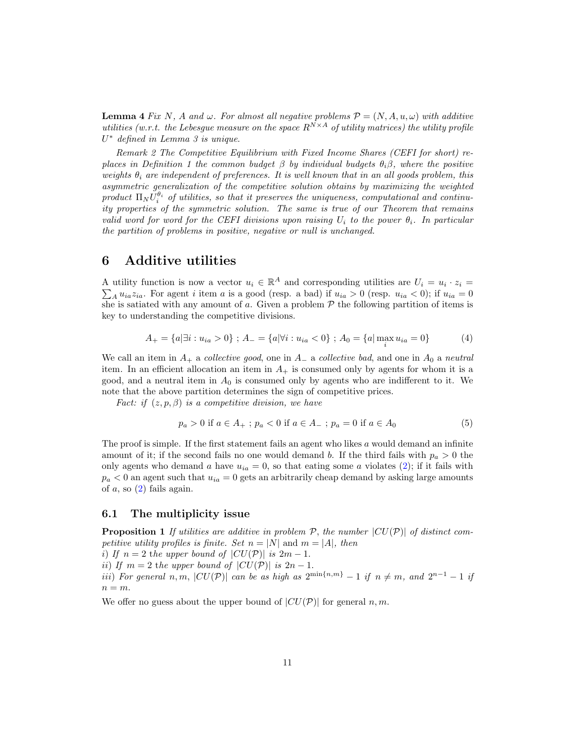**Lemma 4** *Fix $N$, $A$ and $\omega$. For almost all negative problems $\mathcal{P} = (N, A, u, \omega)$ with additive utilities (w.r.t. the Lebesgue measure on the space $R^{N \times A}$ of utility matrices) the utility profile $U^*$ defined in Lemma 3 is unique.*

*Remark 2 The Competitive Equilibrium with Fixed Income Shares (CEFI for short) replaces in Definition 1 the common budget $\beta$ by individual budgets $\theta_i \beta$, where the positive weights $\theta_i$ are independent of preferences. It is well known that in an all goods problem, this asymmetric generalization of the competitive solution obtains by maximizing the weighted product $\Pi_N U_i^{\theta_i}$ of utilities, so that it preserves the uniqueness, computational and continuity properties of the symmetric solution. The same is true of our Theorem that remains valid word for word for the CEFI divisions upon raising $U_i$ to the power $\theta_i$. In particular the partition of problems in positive, negative or null is unchanged.*

# 6 Additive utilities

A utility function is now a vector $u_i \in \mathbb{R}^A$ and corresponding utilities are $U_i = u_i \cdot z_i = \sum_A u_{ia} z_{ia}$. For agent $i$ item $a$ is a good (resp. a bad) if $u_{ia} > 0$ (resp. $u_{ia} < 0$); if $u_{ia} = 0$ she is satiated with any amount of $a$. Given a problem $\mathcal{P}$ the following partition of items is key to understanding the competitive divisions.

$$A_+ = \{a | \exists i : u_{ia} > 0\} \; ; \; A_- = \{a | \forall i : u_{ia} < 0\} \; ; \; A_0 = \{a | \max_i u_{ia} = 0\} \tag{4}$$

We call an item in $A_+$ a *collective good*, one in $A_-$ a *collective bad*, and one in $A_0$ a *neutral* item. In an efficient allocation an item in $A_+$ is consumed only by agents for whom it is a good, and a neutral item in $A_0$ is consumed only by agents who are indifferent to it. We note that the above partition determines the sign of competitive prices.

*Fact: if $(z, p, \beta)$ is a competitive division, we have*

$$p_a > 0 \text{ if } a \in A_+ \; ; \; p_a < 0 \text{ if } a \in A_- \; ; \; p_a = 0 \text{ if } a \in A_0 \tag{5}$$

The proof is simple. If the first statement fails an agent who likes $a$ would demand an infinite amount of it; if the second fails no one would demand $b$. If the third fails with $p_a > 0$ the only agents who demand $a$ have $u_{ia} = 0$, so that eating some $a$ violates (2); if it fails with $p_a < 0$ an agent such that $u_{ia} = 0$ gets an arbitrarily cheap demand by asking large amounts of $a$, so (2) fails again.

## 6.1 The multiplicity issue

**Proposition 1** *If utilities are additive in problem $\mathcal{P}$, the number $|CU(\mathcal{P})|$ of distinct competitive utility profiles is finite. Set $n = |N|$ and $m = |A|$, then*
*i) If $n = 2$ the upper bound of $|CU(\mathcal{P})|$ is $2m - 1$.*
*ii) If $m = 2$ the upper bound of $|CU(\mathcal{P})|$ is $2n - 1$.*
*iii) For general $n, m$, $|CU(\mathcal{P})|$ can be as high as $2^{\min\{n,m\}} - 1$ if $n \neq m$, and $2^{n-1} - 1$ if $n = m$.*

We offer no guess about the upper bound of $|CU(\mathcal{P})|$ for general $n, m$.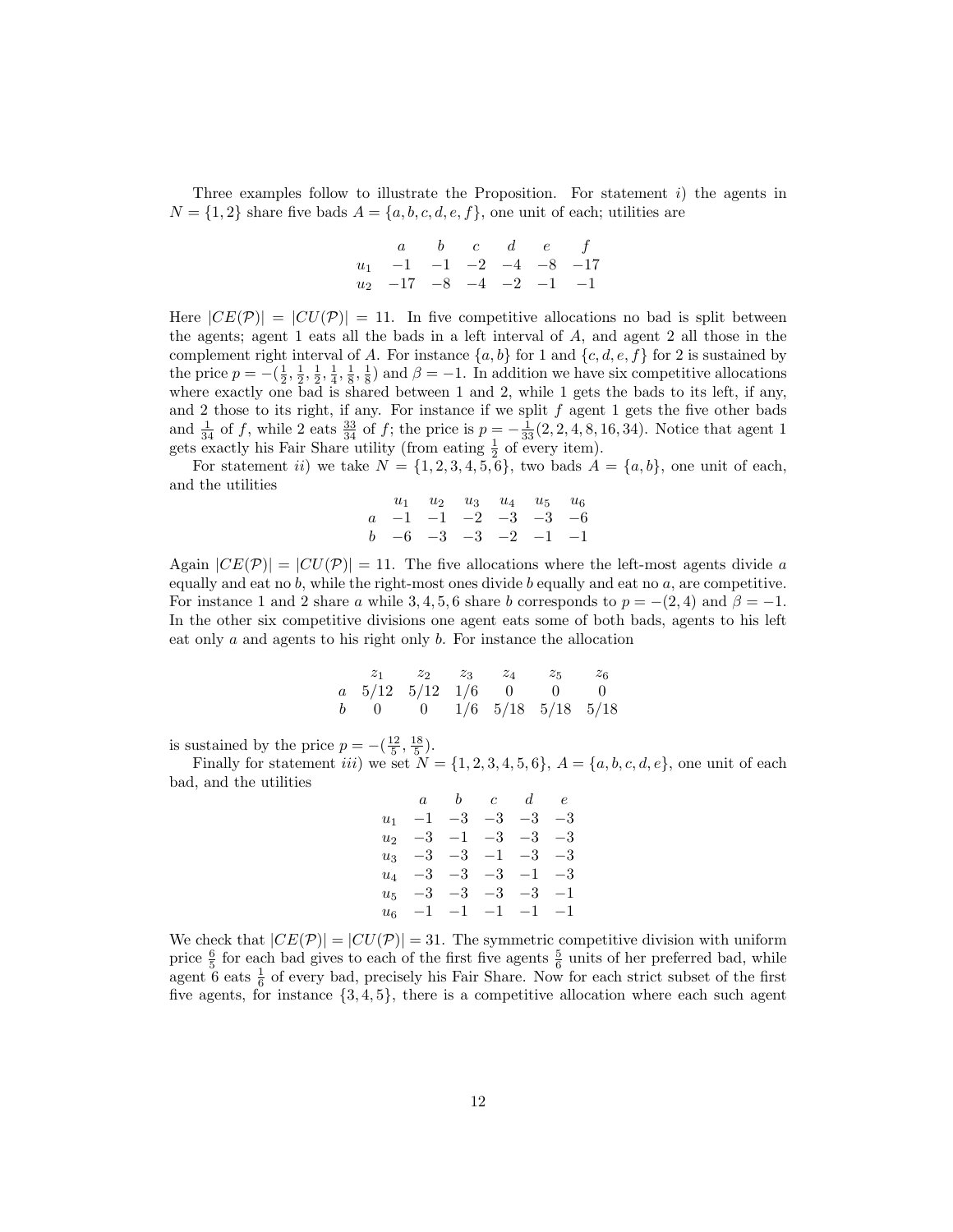Three examples follow to illustrate the Proposition. For statement *i)* the agents in $N = \{1, 2\}$ share five bads $A = \{a, b, c, d, e, f\}$, one unit of each; utilities are

| | $a$ | $b$ | $c$ | $d$ | $e$ | $f$ |
|---|---|---|---|---|---|---|
| $u_1$ | $-1$ | $-1$ | $-2$ | $-4$ | $-8$ | $-17$ |
| $u_2$ | $-17$ | $-8$ | $-4$ | $-2$ | $-1$ | $-1$ |

Here $|CE(\mathcal{P})| = |CU(\mathcal{P})| = 11$. In five competitive allocations no bad is split between the agents; agent 1 eats all the bads in a left interval of $A$, and agent 2 all those in the complement right interval of $A$. For instance $\{a, b\}$ for 1 and $\{c, d, e, f\}$ for 2 is sustained by the price $p = -(\frac{1}{2}, \frac{1}{2}, \frac{1}{2}, \frac{1}{4}, \frac{1}{8}, \frac{1}{8})$ and $\beta = -1$. In addition we have six competitive allocations where exactly one bad is shared between 1 and 2, while 1 gets the bads to its left, if any, and 2 those to its right, if any. For instance if we split $f$ agent 1 gets the five other bads and $\frac{1}{34}$ of $f$, while 2 eats $\frac{33}{34}$ of $f$; the price is $p = -\frac{1}{33}(2, 2, 4, 8, 16, 34)$. Notice that agent 1 gets exactly his Fair Share utility (from eating $\frac{1}{2}$ of every item).

For statement *ii)* we take $N = \{1, 2, 3, 4, 5, 6\}$, two bads $A = \{a, b\}$, one unit of each, and the utilities

| | $u_1$ | $u_2$ | $u_3$ | $u_4$ | $u_5$ | $u_6$ |
|---|---|---|---|---|---|---|
| $a$ | $-1$ | $-1$ | $-2$ | $-3$ | $-3$ | $-6$ |
| $b$ | $-6$ | $-3$ | $-3$ | $-2$ | $-1$ | $-1$ |

Again $|CE(\mathcal{P})| = |CU(\mathcal{P})| = 11$. The five allocations where the left-most agents divide $a$ equally and eat no $b$, while the right-most ones divide $b$ equally and eat no $a$, are competitive. For instance 1 and 2 share $a$ while 3, 4, 5, 6 share $b$ corresponds to $p = -(2, 4)$ and $\beta = -1$. In the other six competitive divisions one agent eats some of both bads, agents to his left eat only $a$ and agents to his right only $b$. For instance the allocation

| | $z_1$ | $z_2$ | $z_3$ | $z_4$ | $z_5$ | $z_6$ |
|---|---|---|---|---|---|---|
| $a$ | $5/12$ | $5/12$ | $1/6$ | $0$ | $0$ | $0$ |
| $b$ | $0$ | $0$ | $1/6$ | $5/18$ | $5/18$ | $5/18$ |

is sustained by the price $p = -(\frac{12}{5}, \frac{18}{5})$.

Finally for statement *iii)* we set $N = \{1, 2, 3, 4, 5, 6\}$, $A = \{a, b, c, d, e\}$, one unit of each bad, and the utilities

| | $a$ | $b$ | $c$ | $d$ | $e$ |
|---|---|---|---|---|---|
| $u_1$ | $-1$ | $-3$ | $-3$ | $-3$ | $-3$ |
| $u_2$ | $-3$ | $-1$ | $-3$ | $-3$ | $-3$ |
| $u_3$ | $-3$ | $-3$ | $-1$ | $-3$ | $-3$ |
| $u_4$ | $-3$ | $-3$ | $-3$ | $-1$ | $-3$ |
| $u_5$ | $-3$ | $-3$ | $-3$ | $-3$ | $-1$ |
| $u_6$ | $-1$ | $-1$ | $-1$ | $-1$ | $-1$ |

We check that $|CE(\mathcal{P})| = |CU(\mathcal{P})| = 31$. The symmetric competitive division with uniform price $\frac{6}{5}$ for each bad gives to each of the first five agents $\frac{5}{6}$ units of her preferred bad, while agent 6 eats $\frac{1}{6}$ of every bad, precisely his Fair Share. Now for each strict subset of the first five agents, for instance $\{3, 4, 5\}$, there is a competitive allocation where each such agent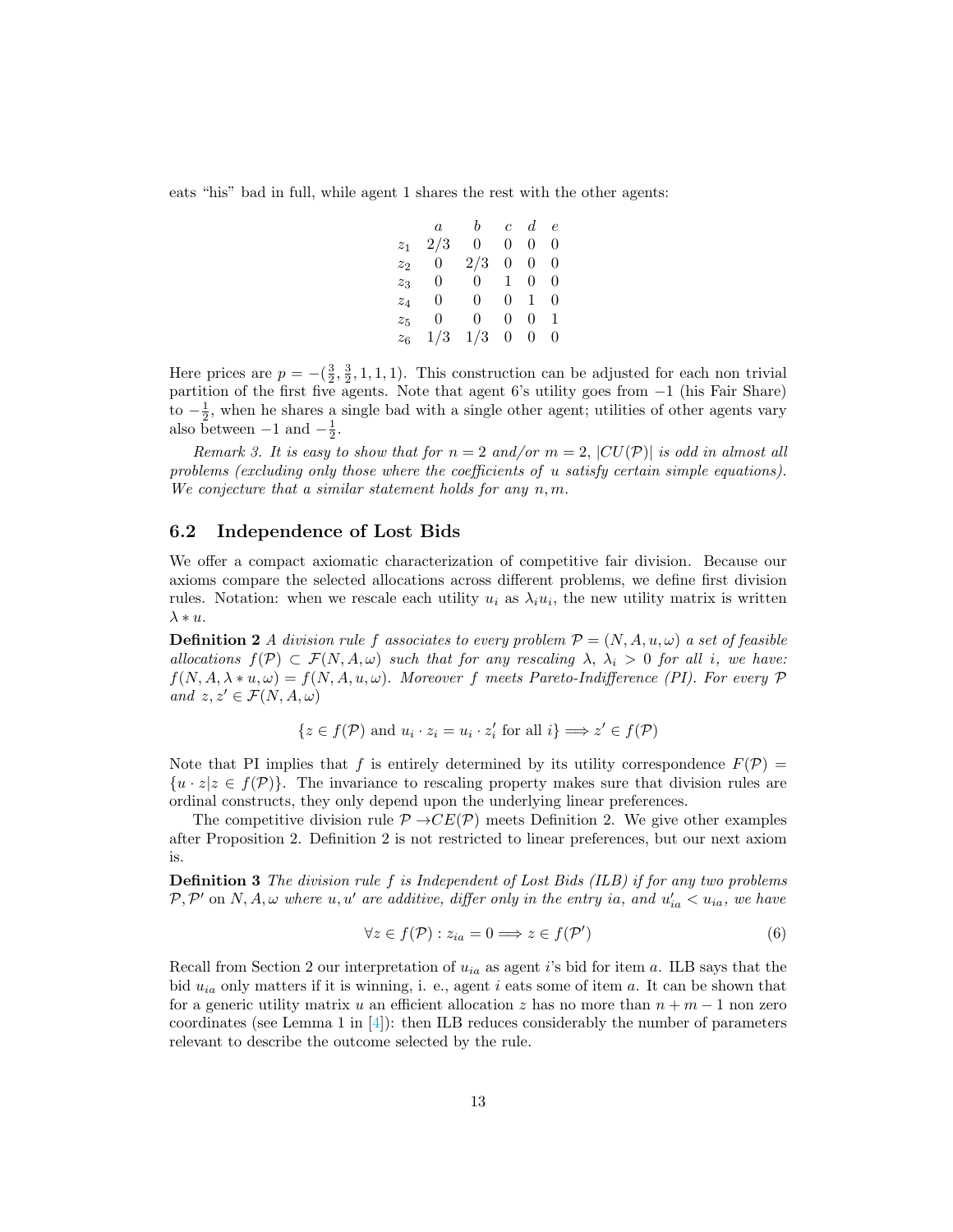eats "his" bad in full, while agent 1 shares the rest with the other agents:

|  | $a$ | $b$ | $c$ | $d$ | $e$ |
|---|---|---|---|---|---|
| $z_1$ | $2/3$ | $0$ | $0$ | $0$ | $0$ |
| $z_2$ | $0$ | $2/3$ | $0$ | $0$ | $0$ |
| $z_3$ | $0$ | $0$ | $1$ | $0$ | $0$ |
| $z_4$ | $0$ | $0$ | $0$ | $1$ | $0$ |
| $z_5$ | $0$ | $0$ | $0$ | $0$ | $1$ |
| $z_6$ | $1/3$ | $1/3$ | $0$ | $0$ | $0$ |

Here prices are $p = -(\frac{3}{2}, \frac{3}{2}, 1, 1, 1)$. This construction can be adjusted for each non trivial partition of the first five agents. Note that agent 6's utility goes from $-1$ (his Fair Share) to $-\frac{1}{2}$, when he shares a single bad with a single other agent; utilities of other agents vary also between $-1$ and $-\frac{1}{2}$.

*Remark 3. It is easy to show that for $n = 2$ and/or $m = 2$, $|CU(\mathcal{P})|$ is odd in almost all problems (excluding only those where the coefficients of $u$ satisfy certain simple equations). We conjecture that a similar statement holds for any $n, m$.*

### 6.2 Independence of Lost Bids

We offer a compact axiomatic characterization of competitive fair division. Because our axioms compare the selected allocations across different problems, we define first division rules. Notation: when we rescale each utility $u_i$ as $\lambda_i u_i$, the new utility matrix is written $\lambda * u$.

**Definition 2** *A division rule $f$ associates to every problem $\mathcal{P} = (N, A, u, \omega)$ a set of feasible allocations $f(\mathcal{P}) \subset \mathcal{F}(N, A, \omega)$ such that for any rescaling $\lambda$, $\lambda_i > 0$ for all $i$, we have: $f(N, A, \lambda * u, \omega) = f(N, A, u, \omega)$. Moreover $f$ meets Pareto-Indifference (PI). For every $\mathcal{P}$ and $z, z' \in \mathcal{F}(N, A, \omega)$*

$$\{z \in f(\mathcal{P}) \text{ and } u_i \cdot z_i = u_i \cdot z'_i \text{ for all } i\} \Longrightarrow z' \in f(\mathcal{P})$$

Note that PI implies that $f$ is entirely determined by its utility correspondence $F(\mathcal{P}) = \{u \cdot z | z \in f(\mathcal{P})\}$. The invariance to rescaling property makes sure that division rules are ordinal constructs, they only depend upon the underlying linear preferences.

The competitive division rule $\mathcal{P} \rightarrow CE(\mathcal{P})$ meets Definition 2. We give other examples after Proposition 2. Definition 2 is not restricted to linear preferences, but our next axiom is.

**Definition 3** *The division rule $f$ is Independent of Lost Bids (ILB) if for any two problems $\mathcal{P}, \mathcal{P}'$ on $N, A, \omega$ where $u, u'$ are additive, differ only in the entry $ia$, and $u'_{ia} < u_{ia}$, we have*

$$\forall z \in f(\mathcal{P}) : z_{ia} = 0 \Longrightarrow z \in f(\mathcal{P}') \tag{6}$$

Recall from Section 2 our interpretation of $u_{ia}$ as agent $i$'s bid for item $a$. ILB says that the bid $u_{ia}$ only matters if it is winning, i. e., agent $i$ eats some of item $a$. It can be shown that for a generic utility matrix $u$ an efficient allocation $z$ has no more than $n + m - 1$ non zero coordinates (see Lemma 1 in [4]): then ILB reduces considerably the number of parameters relevant to describe the outcome selected by the rule.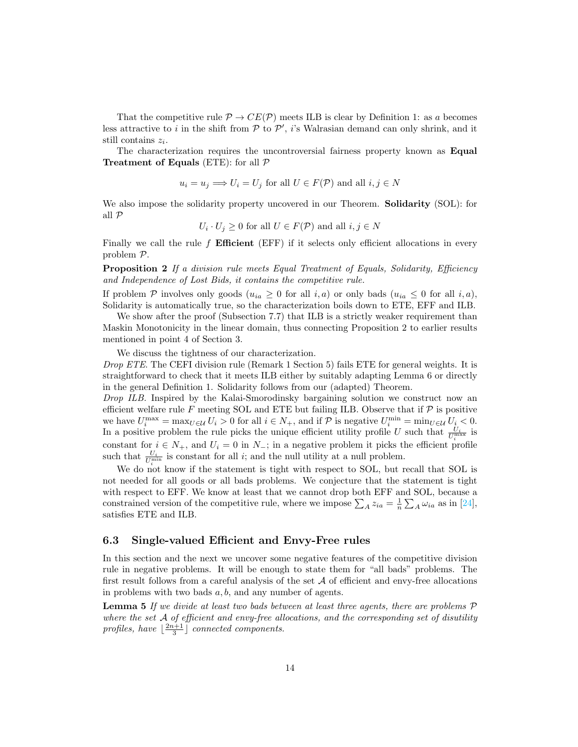That the competitive rule $\mathcal{P} \to CE(\mathcal{P})$ meets ILB is clear by Definition 1: as $a$ becomes less attractive to $i$ in the shift from $\mathcal{P}$ to $\mathcal{P}'$, $i$'s Walrasian demand can only shrink, and it still contains $z_i$.

The characterization requires the uncontroversial fairness property known as **Equal Treatment of Equals** (ETE): for all $\mathcal{P}$

$$u_i = u_j \Longrightarrow U_i = U_j \text{ for all } U \in F(\mathcal{P}) \text{ and all } i, j \in N$$

We also impose the solidarity property uncovered in our Theorem. **Solidarity** (SOL): for all $\mathcal{P}$

$$U_i \cdot U_j \geq 0 \text{ for all } U \in F(\mathcal{P}) \text{ and all } i, j \in N$$

Finally we call the rule $f$ **Efficient** (EFF) if it selects only efficient allocations in every problem $\mathcal{P}$.

**Proposition 2** *If a division rule meets Equal Treatment of Equals, Solidarity, Efficiency and Independence of Lost Bids, it contains the competitive rule.*

If problem $\mathcal{P}$ involves only goods ($u_{ia} \geq 0$ for all $i, a$) or only bads ($u_{ia} \leq 0$ for all $i, a$), Solidarity is automatically true, so the characterization boils down to ETE, EFF and ILB.

We show after the proof (Subsection 7.7) that ILB is a strictly weaker requirement than Maskin Monotonicity in the linear domain, thus connecting Proposition 2 to earlier results mentioned in point 4 of Section 3.

We discuss the tightness of our characterization.

*Drop ETE.* The CEFI division rule (Remark 1 Section 5) fails ETE for general weights. It is straightforward to check that it meets ILB either by suitably adapting Lemma 6 or directly in the general Definition 1. Solidarity follows from our (adapted) Theorem.

*Drop ILB.* Inspired by the Kalai-Smorodinsky bargaining solution we construct now an efficient welfare rule $F$ meeting SOL and ETE but failing ILB. Observe that if $\mathcal{P}$ is positive we have $U_i^{\max} = \max_{U \in \mathcal{U}} U_i > 0$ for all $i \in N_+$, and if $\mathcal{P}$ is negative $U_i^{\min} = \min_{U \in \mathcal{U}} U_i < 0$. In a positive problem the rule picks the unique efficient utility profile $U$ such that $\frac{U_i}{U_i^{\max}}$ is constant for $i \in N_+$, and $U_i = 0$ in $N_-$; in a negative problem it picks the efficient profile such that $\frac{U_i}{U_i^{\min}}$ is constant for all $i$; and the null utility at a null problem.

We do not know if the statement is tight with respect to SOL, but recall that SOL is not needed for all goods or all bads problems. We conjecture that the statement is tight with respect to EFF. We know at least that we cannot drop both EFF and SOL, because a constrained version of the competitive rule, where we impose $\sum_A z_{ia} = \frac{1}{n} \sum_A \omega_{ia}$ as in [24], satisfies ETE and ILB.

## 6.3 Single-valued Efficient and Envy-Free rules

In this section and the next we uncover some negative features of the competitive division rule in negative problems. It will be enough to state them for "all bads" problems. The first result follows from a careful analysis of the set $\mathcal{A}$ of efficient and envy-free allocations in problems with two bads $a, b$, and any number of agents.

**Lemma 5** *If we divide at least two bads between at least three agents, there are problems $\mathcal{P}$ where the set $\mathcal{A}$ of efficient and envy-free allocations, and the corresponding set of disutility profiles, have $\lfloor \frac{2n+1}{3} \rfloor$ connected components.*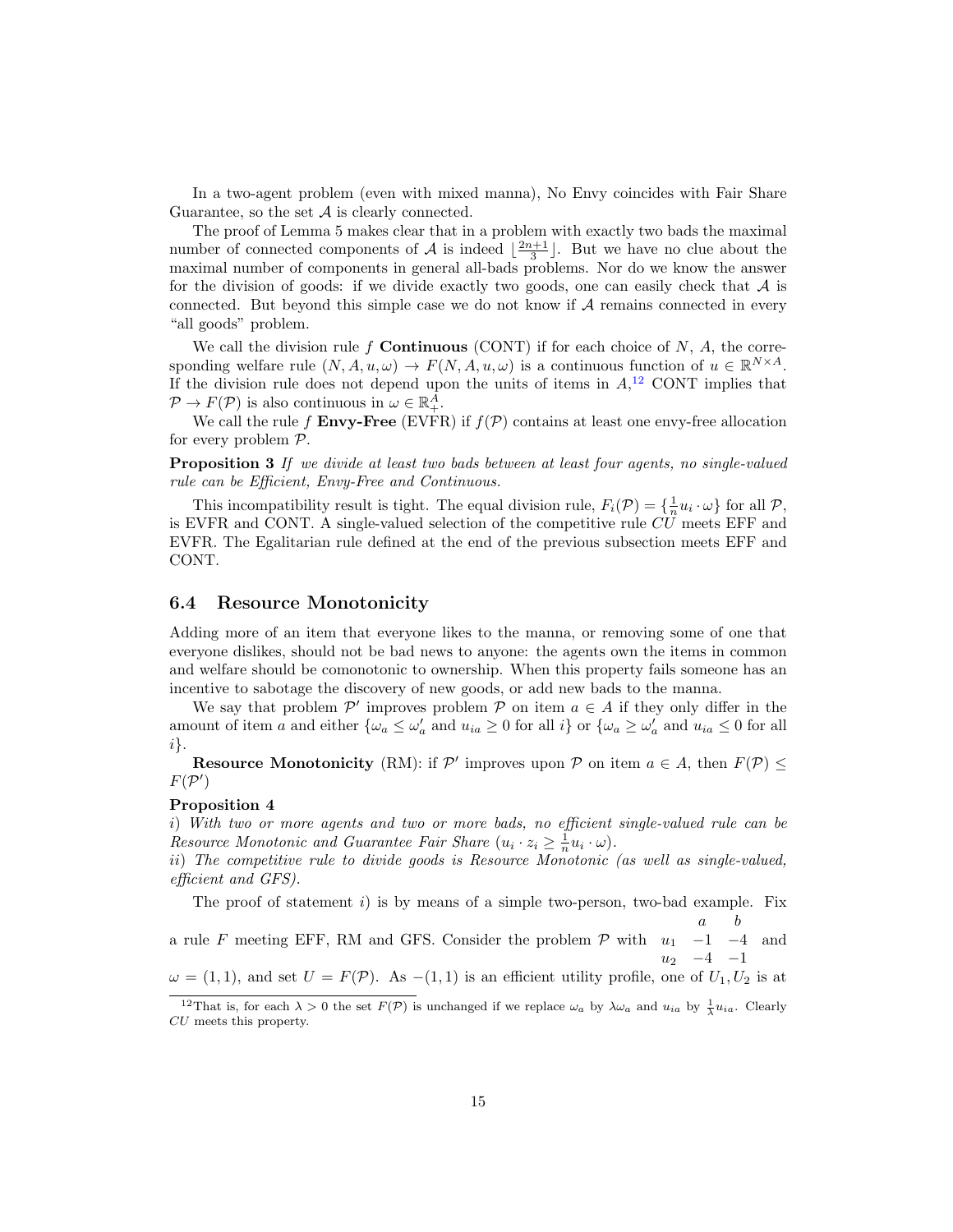In a two-agent problem (even with mixed manna), No Envy coincides with Fair Share Guarantee, so the set $\mathcal{A}$ is clearly connected.

The proof of Lemma 5 makes clear that in a problem with exactly two bads the maximal number of connected components of $\mathcal{A}$ is indeed $\lfloor \frac{2n+1}{3} \rfloor$. But we have no clue about the maximal number of components in general all-bads problems. Nor do we know the answer for the division of goods: if we divide exactly two goods, one can easily check that $\mathcal{A}$ is connected. But beyond this simple case we do not know if $\mathcal{A}$ remains connected in every "all goods" problem.

We call the division rule $f$ **Continuous** (CONT) if for each choice of $N$, $A$, the corresponding welfare rule $(N, A, u, \omega) \to F(N, A, u, \omega)$ is a continuous function of $u \in \mathbb{R}^{N \times A}$. If the division rule does not depend upon the units of items in $A$,[12] CONT implies that $\mathcal{P} \to F(\mathcal{P})$ is also continuous in $\omega \in \mathbb{R}^A_+$.

We call the rule $f$ **Envy-Free** (EVFR) if $f(\mathcal{P})$ contains at least one envy-free allocation for every problem $\mathcal{P}$.

**Proposition 3** *If we divide at least two bads between at least four agents, no single-valued rule can be Efficient, Envy-Free and Continuous.*

This incompatibility result is tight. The equal division rule, $F_i(\mathcal{P}) = \{\frac{1}{n} u_i \cdot \omega\}$ for all $\mathcal{P}$, is EVFR and CONT. A single-valued selection of the competitive rule $CU$ meets EFF and EVFR. The Egalitarian rule defined at the end of the previous subsection meets EFF and CONT.

### 6.4 Resource Monotonicity

Adding more of an item that everyone likes to the manna, or removing some of one that everyone dislikes, should not be bad news to anyone: the agents own the items in common and welfare should be comonotonic to ownership. When this property fails someone has an incentive to sabotage the discovery of new goods, or add new bads to the manna.

We say that problem $\mathcal{P}'$ improves problem $\mathcal{P}$ on item $a \in A$ if they only differ in the amount of item $a$ and either $\{\omega_a \leq \omega'_a$ and $u_{ia} \geq 0$ for all $i\}$ or $\{\omega_a \geq \omega'_a$ and $u_{ia} \leq 0$ for all $i\}$.

**Resource Monotonicity** (RM): if $\mathcal{P}'$ improves upon $\mathcal{P}$ on item $a \in A$, then $F(\mathcal{P}) \leq F(\mathcal{P}')$

**Proposition 4**
*i) With two or more agents and two or more bads, no efficient single-valued rule can be Resource Monotonic and Guarantee Fair Share ($u_i \cdot z_i \geq \frac{1}{n} u_i \cdot \omega$).*
*ii) The competitive rule to divide goods is Resource Monotonic (as well as single-valued, efficient and GFS).*

The proof of statement $i)$ is by means of a simple two-person, two-bad example. Fix a rule $F$ meeting EFF, RM and GFS. Consider the problem $\mathcal{P}$ with

|  | $a$ | $b$ |
|---|---|---|
| $u_1$ | $-1$ | $-4$ |
| $u_2$ | $-4$ | $-1$ |

and $\omega = (1, 1)$, and set $U = F(\mathcal{P})$. As $-(1, 1)$ is an efficient utility profile, one of $U_1, U_2$ is at

[12] That is, for each $\lambda > 0$ the set $F(\mathcal{P})$ is unchanged if we replace $\omega_a$ by $\lambda \omega_a$ and $u_{ia}$ by $\frac{1}{\lambda} u_{ia}$. Clearly $CU$ meets this property.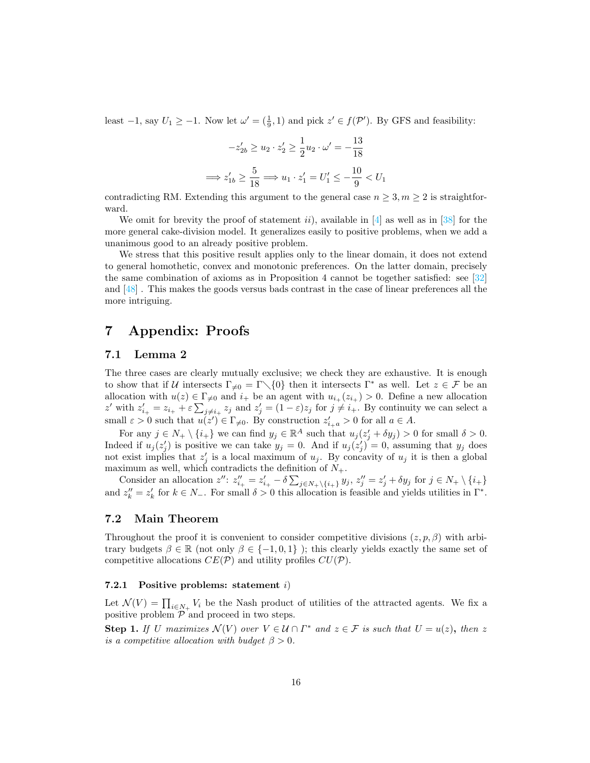least $-1$, say $U_1 \geq -1$. Now let $\omega' = (\frac{1}{9}, 1)$ and pick $z' \in f(\mathcal{P}')$. By GFS and feasibility:

$$-z'_{2b} \geq u_2 \cdot z'_2 \geq \frac{1}{2} u_2 \cdot \omega' = -\frac{13}{18}$$

$$\Longrightarrow z'_{1b} \geq \frac{5}{18} \Longrightarrow u_1 \cdot z'_1 = U'_1 \leq -\frac{10}{9} < U_1$$

contradicting RM. Extending this argument to the general case $n \geq 3, m \geq 2$ is straightforward.

We omit for brevity the proof of statement $ii$), available in [4] as well as in [38] for the more general cake-division model. It generalizes easily to positive problems, when we add a unanimous good to an already positive problem.

We stress that this positive result applies only to the linear domain, it does not extend to general homothetic, convex and monotonic preferences. On the latter domain, precisely the same combination of axioms as in Proposition 4 cannot be together satisfied: see [32] and [48] . This makes the goods versus bads contrast in the case of linear preferences all the more intriguing.

# 7 Appendix: Proofs

## 7.1 Lemma 2

The three cases are clearly mutually exclusive; we check they are exhaustive. It is enough to show that if $\mathcal{U}$ intersects $\Gamma_{\neq 0} = \Gamma \diagdown \{0\}$ then it intersects $\Gamma^*$ as well. Let $z \in \mathcal{F}$ be an allocation with $u(z) \in \Gamma_{\neq 0}$ and $i_+$ be an agent with $u_{i_+}(z_{i_+}) > 0$. Define a new allocation $z'$ with $z'_{i_+} = z_{i_+} + \varepsilon \sum_{j \neq i_+} z_j$ and $z'_j = (1-\varepsilon) z_j$ for $j \neq i_+$. By continuity we can select a small $\varepsilon > 0$ such that $u(z') \in \Gamma_{\neq 0}$. By construction $z'_{i_+ a} > 0$ for all $a \in A$.

For any $j \in N_+ \setminus \{i_+\}$ we can find $y_j \in \mathbb{R}^A$ such that $u_j(z'_j + \delta y_j) > 0$ for small $\delta > 0$. Indeed if $u_j(z'_j)$ is positive we can take $y_j = 0$. And if $u_j(z'_j) = 0$, assuming that $y_j$ does not exist implies that $z'_j$ is a local maximum of $u_j$. By concavity of $u_j$ it is then a global maximum as well, which contradicts the definition of $N_+$.

Consider an allocation $z''$: $z''_{i_+} = z'_{i_+} - \delta \sum_{j \in N_+ \setminus \{i_+\}} y_j$, $z''_j = z'_j + \delta y_j$ for $j \in N_+ \setminus \{i_+\}$ and $z''_k = z'_k$ for $k \in N_-$. For small $\delta > 0$ this allocation is feasible and yields utilities in $\Gamma^*$.

## 7.2 Main Theorem

Throughout the proof it is convenient to consider competitive divisions $(z, p, \beta)$ with arbitrary budgets $\beta \in \mathbb{R}$ (not only $\beta \in \{-1, 0, 1\}$ ); this clearly yields exactly the same set of competitive allocations $CE(\mathcal{P})$ and utility profiles $CU(\mathcal{P})$.

### 7.2.1 Positive problems: statement $i$)

Let $\mathcal{N}(V) = \prod_{i \in N_+} V_i$ be the Nash product of utilities of the attracted agents. We fix a positive problem $\mathcal{P}$ and proceed in two steps.

**Step 1.** *If $U$ maximizes $\mathcal{N}(V)$ over $V \in \mathcal{U} \cap \Gamma^*$ and $z \in \mathcal{F}$ is such that $U = u(z)$*, *then $z$ is a competitive allocation with budget $\beta > 0$.*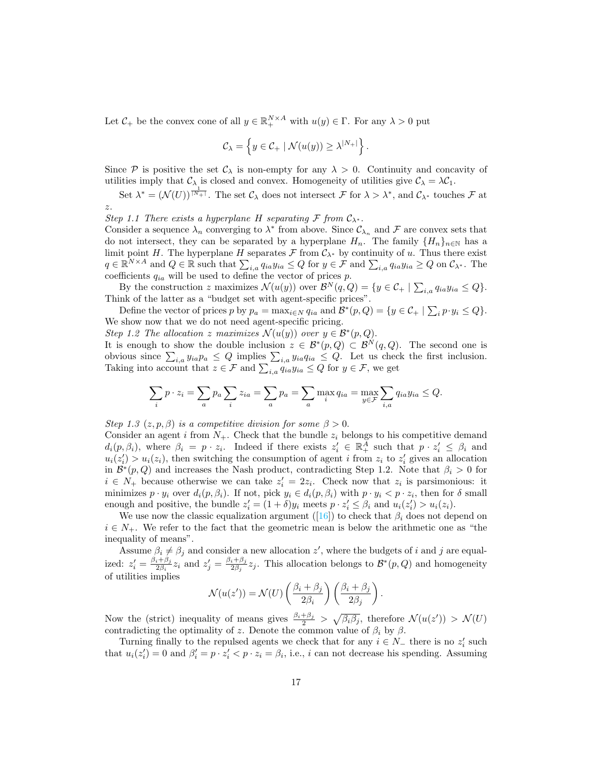Let $\mathcal{C}_+$ be the convex cone of all $y \in \mathbb{R}_+^{N\times A}$ with $u(y) \in \Gamma$. For any $\lambda > 0$ put

$$\mathcal{C}_\lambda = \left\{ y \in \mathcal{C}_+ \mid \mathcal{N}(u(y)) \geq \lambda^{|N_+|} \right\}.$$

Since $\mathcal{P}$ is positive the set $\mathcal{C}_\lambda$ is non-empty for any $\lambda > 0$. Continuity and concavity of utilities imply that $\mathcal{C}_\lambda$ is closed and convex. Homogeneity of utilities give $\mathcal{C}_\lambda = \lambda \mathcal{C}_1$.

Set $\lambda^* = (\mathcal{N}(U))^{\frac{1}{|N_+|}}$. The set $\mathcal{C}_\lambda$ does not intersect $\mathcal{F}$ for $\lambda > \lambda^*$, and $\mathcal{C}_{\lambda^*}$ touches $\mathcal{F}$ at $z$.

*Step 1.1 There exists a hyperplane $H$ separating $\mathcal{F}$ from $\mathcal{C}_{\lambda^*}$.*
Consider a sequence $\lambda_n$ converging to $\lambda^*$ from above. Since $\mathcal{C}_{\lambda_n}$ and $\mathcal{F}$ are convex sets that do not intersect, they can be separated by a hyperplane $H_n$. The family $\{H_n\}_{n\in\mathbb{N}}$ has a limit point $H$. The hyperplane $H$ separates $\mathcal{F}$ from $\mathcal{C}_{\lambda^*}$ by continuity of $u$. Thus there exist $q \in \mathbb{R}^{N\times A}$ and $Q \in \mathbb{R}$ such that $\sum_{i,a} q_{ia} y_{ia} \leq Q$ for $y \in \mathcal{F}$ and $\sum_{i,a} q_{ia} y_{ia} \geq Q$ on $\mathcal{C}_{\lambda^*}$. The coefficients $q_{ia}$ will be used to define the vector of prices $p$.

By the construction $z$ maximizes $\mathcal{N}(u(y))$ over $\mathcal{B}^N(q,Q) = \{y \in \mathcal{C}_+ \mid \sum_{i,a} q_{ia} y_{ia} \leq Q\}$. Think of the latter as a "budget set with agent-specific prices".

Define the vector of prices $p$ by $p_a = \max_{i\in N} q_{ia}$ and $\mathcal{B}^*(p,Q) = \{y \in \mathcal{C}_+ \mid \sum_i p \cdot y_i \leq Q\}$. We show now that we do not need agent-specific pricing.

*Step 1.2 The allocation $z$ maximizes $\mathcal{N}(u(y))$ over $y \in \mathcal{B}^*(p,Q)$.*
It is enough to show the double inclusion $z \in \mathcal{B}^*(p,Q) \subset \mathcal{B}^N(q,Q)$. The second one is obvious since $\sum_{i,a} y_{ia} p_a \leq Q$ implies $\sum_{i,a} y_{ia} q_{ia} \leq Q$. Let us check the first inclusion. Taking into account that $z \in \mathcal{F}$ and $\sum_{i,a} q_{ia} y_{ia} \leq Q$ for $y \in \mathcal{F}$, we get

$$\sum_i p \cdot z_i = \sum_a p_a \sum_i z_{ia} = \sum_a p_a = \sum_a \max_i q_{ia} = \max_{y\in\mathcal{F}} \sum_{i,a} q_{ia} y_{ia} \leq Q.$$

*Step 1.3 $(z,p,\beta)$ is a competitive division for some $\beta > 0$.*
Consider an agent $i$ from $N_+$. Check that the bundle $z_i$ belongs to his competitive demand $d_i(p,\beta_i)$, where $\beta_i = p \cdot z_i$. Indeed if there exists $z_i' \in \mathbb{R}_+^A$ such that $p \cdot z_i' \leq \beta_i$ and $u_i(z_i') > u_i(z_i)$, then switching the consumption of agent $i$ from $z_i$ to $z_i'$ gives an allocation in $\mathcal{B}^*(p,Q)$ and increases the Nash product, contradicting Step 1.2. Note that $\beta_i > 0$ for $i \in N_+$ because otherwise we can take $z_i' = 2z_i$. Check now that $z_i$ is parsimonious: it minimizes $p \cdot y_i$ over $d_i(p,\beta_i)$. If not, pick $y_i \in d_i(p,\beta_i)$ with $p \cdot y_i < p \cdot z_i$, then for $\delta$ small enough and positive, the bundle $z_i' = (1+\delta) y_i$ meets $p \cdot z_i' \leq \beta_i$ and $u_i(z_i') > u_i(z_i)$.

We use now the classic equalization argument ([16]) to check that $\beta_i$ does not depend on $i \in N_+$. We refer to the fact that the geometric mean is below the arithmetic one as "the inequality of means".

Assume $\beta_i \neq \beta_j$ and consider a new allocation $z'$, where the budgets of $i$ and $j$ are equalized: $z_i' = \frac{\beta_i+\beta_j}{2\beta_i} z_i$ and $z_j' = \frac{\beta_i+\beta_j}{2\beta_j} z_j$. This allocation belongs to $\mathcal{B}^*(p,Q)$ and homogeneity of utilities implies

$$\mathcal{N}(u(z')) = \mathcal{N}(U) \left(\frac{\beta_i+\beta_j}{2\beta_i}\right) \left(\frac{\beta_i+\beta_j}{2\beta_j}\right).$$

Now the (strict) inequality of means gives $\frac{\beta_i+\beta_j}{2} > \sqrt{\beta_i\beta_j}$, therefore $\mathcal{N}(u(z')) > \mathcal{N}(U)$ contradicting the optimality of $z$. Denote the common value of $\beta_i$ by $\beta$.

Turning finally to the repulsed agents we check that for any $i \in N_-$ there is no $z_i'$ such that $u_i(z_i') = 0$ and $\beta_i' = p \cdot z_i' < p \cdot z_i = \beta_i$, i.e., $i$ can not decrease his spending. Assuming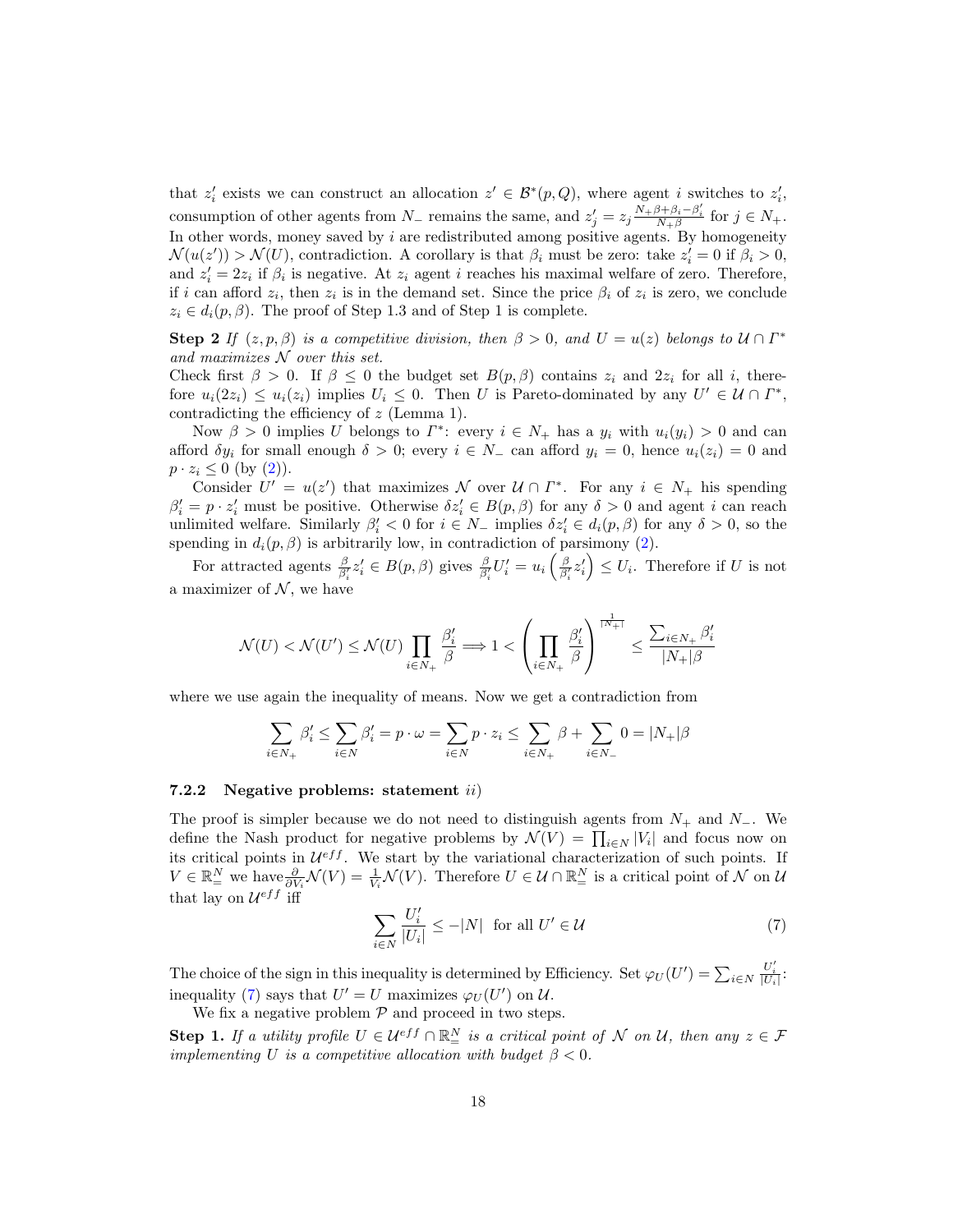that $z'_i$ exists we can construct an allocation $z' \in \mathcal{B}^*(p, Q)$, where agent $i$ switches to $z'_i$, consumption of other agents from $N_-$ remains the same, and $z'_j = z_j \frac{N_+\beta + \beta_i - \beta'_i}{N_+\beta}$ for $j \in N_+$. In other words, money saved by $i$ are redistributed among positive agents. By homogeneity $\mathcal{N}(u(z')) > \mathcal{N}(U)$, contradiction. A corollary is that $\beta_i$ must be zero: take $z'_i = 0$ if $\beta_i > 0$, and $z'_i = 2z_i$ if $\beta_i$ is negative. At $z_i$ agent $i$ reaches his maximal welfare of zero. Therefore, if $i$ can afford $z_i$, then $z_i$ is in the demand set. Since the price $\beta_i$ of $z_i$ is zero, we conclude $z_i \in d_i(p, \beta)$. The proof of Step 1.3 and of Step 1 is complete.

**Step 2** *If $(z, p, \beta)$ is a competitive division, then $\beta > 0$, and $U = u(z)$ belongs to $\mathcal{U} \cap \Gamma^*$ and maximizes $\mathcal{N}$ over this set.*

Check first $\beta > 0$. If $\beta \leq 0$ the budget set $B(p, \beta)$ contains $z_i$ and $2z_i$ for all $i$, therefore $u_i(2z_i) \leq u_i(z_i)$ implies $U_i \leq 0$. Then $U$ is Pareto-dominated by any $U' \in \mathcal{U} \cap \Gamma^*$, contradicting the efficiency of $z$ (Lemma 1).

Now $\beta > 0$ implies $U$ belongs to $\Gamma^*$: every $i \in N_+$ has a $y_i$ with $u_i(y_i) > 0$ and can afford $\delta y_i$ for small enough $\delta > 0$; every $i \in N_-$ can afford $y_i = 0$, hence $u_i(z_i) = 0$ and $p \cdot z_i \leq 0$ (by (2)).

Consider $U' = u(z')$ that maximizes $\mathcal{N}$ over $\mathcal{U} \cap \Gamma^*$. For any $i \in N_+$ his spending $\beta'_i = p \cdot z'_i$ must be positive. Otherwise $\delta z'_i \in B(p, \beta)$ for any $\delta > 0$ and agent $i$ can reach unlimited welfare. Similarly $\beta'_i < 0$ for $i \in N_-$ implies $\delta z'_i \in d_i(p, \beta)$ for any $\delta > 0$, so the spending in $d_i(p, \beta)$ is arbitrarily low, in contradiction of parsimony (2).

For attracted agents $\frac{\beta}{\beta'_i} z'_i \in B(p, \beta)$ gives $\frac{\beta}{\beta'_i} U'_i = u_i\left(\frac{\beta}{\beta'_i} z'_i\right) \leq U_i$. Therefore if $U$ is not a maximizer of $\mathcal{N}$, we have

$$\mathcal{N}(U) < \mathcal{N}(U') \leq \mathcal{N}(U) \prod_{i \in N_+} \frac{\beta'_i}{\beta} \Longrightarrow 1 < \left(\prod_{i \in N_+} \frac{\beta'_i}{\beta}\right)^{\frac{1}{|N_+|}} \leq \frac{\sum_{i \in N_+} \beta'_i}{|N_+|\beta}$$

where we use again the inequality of means. Now we get a contradiction from

$$\sum_{i \in N_+} \beta'_i \leq \sum_{i \in N} \beta'_i = p \cdot \omega = \sum_{i \in N} p \cdot z_i \leq \sum_{i \in N_+} \beta + \sum_{i \in N_-} 0 = |N_+|\beta$$

### 7.2.2 Negative problems: statement *ii)*

The proof is simpler because we do not need to distinguish agents from $N_+$ and $N_-$. We define the Nash product for negative problems by $\mathcal{N}(V) = \prod_{i \in N} |V_i|$ and focus now on its critical points in $\mathcal{U}^{eff}$. We start by the variational characterization of such points. If $V \in \mathbb{R}^N_=$ we have $\frac{\partial}{\partial V_i}\mathcal{N}(V) = \frac{1}{V_i}\mathcal{N}(V)$. Therefore $U \in \mathcal{U} \cap \mathbb{R}^N_=$ is a critical point of $\mathcal{N}$ on $\mathcal{U}$ that lay on $\mathcal{U}^{eff}$ iff

$$\sum_{i \in N} \frac{U'_i}{|U_i|} \leq -|N| \quad \text{for all } U' \in \mathcal{U} \tag{7}$$

The choice of the sign in this inequality is determined by Efficiency. Set $\varphi_U(U') = \sum_{i \in N} \frac{U'_i}{|U_i|}$: inequality (7) says that $U' = U$ maximizes $\varphi_U(U')$ on $\mathcal{U}$.

We fix a negative problem $\mathcal{P}$ and proceed in two steps.

**Step 1.** *If a utility profile $U \in \mathcal{U}^{eff} \cap \mathbb{R}^N_=$ is a critical point of $\mathcal{N}$ on $\mathcal{U}$, then any $z \in \mathcal{F}$ implementing $U$ is a competitive allocation with budget $\beta < 0$.*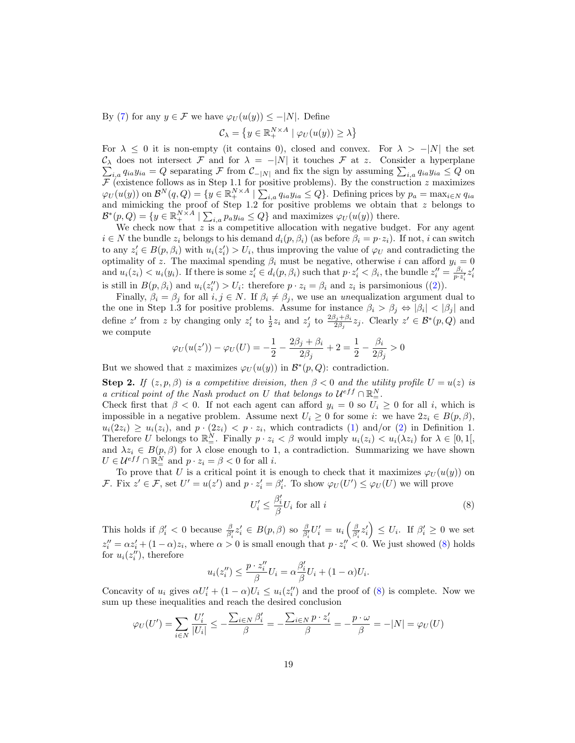By (7) for any $y \in \mathcal{F}$ we have $\varphi_U(u(y)) \leq -|N|$. Define

$$\mathcal{C}_\lambda = \left\{y \in \mathbb{R}_+^{N\times A} \mid \varphi_U(u(y)) \geq \lambda\right\}$$

For $\lambda \leq 0$ it is non-empty (it contains 0), closed and convex. For $\lambda > -|N|$ the set $\mathcal{C}_\lambda$ does not intersect $\mathcal{F}$ and for $\lambda = -|N|$ it touches $\mathcal{F}$ at $z$. Consider a hyperplane $\sum_{i,a} q_{ia} y_{ia} = Q$ separating $\mathcal{F}$ from $\mathcal{C}_{-|N|}$ and fix the sign by assuming $\sum_{i,a} q_{ia} y_{ia} \leq Q$ on $\mathcal{F}$ (existence follows as in Step 1.1 for positive problems). By the construction $z$ maximizes $\varphi_U(u(y))$ on $\mathcal{B}^N(q,Q) = \{y \in \mathbb{R}_+^{N\times A} \mid \sum_{i,a} q_{ia} y_{ia} \leq Q\}$. Defining prices by $p_a = \max_{i\in N} q_{ia}$ and mimicking the proof of Step 1.2 for positive problems we obtain that $z$ belongs to $\mathcal{B}^*(p,Q) = \{y \in \mathbb{R}_+^{N\times A} \mid \sum_{i,a} p_a y_{ia} \leq Q\}$ and maximizes $\varphi_U(u(y))$ there.

We check now that $z$ is a competitive allocation with negative budget. For any agent $i \in N$ the bundle $z_i$ belongs to his demand $d_i(p,\beta_i)$ (as before $\beta_i = p\cdot z_i$). If not, $i$ can switch to any $z_i' \in B(p,\beta_i)$ with $u_i(z_i') > U_i$, thus improving the value of $\varphi_U$ and contradicting the optimality of $z$. The maximal spending $\beta_i$ must be negative, otherwise $i$ can afford $y_i = 0$ and $u_i(z_i) < u_i(y_i)$. If there is some $z_i' \in d_i(p,\beta_i)$ such that $p\cdot z_i' < \beta_i$, the bundle $z_i'' = \frac{\beta_i}{p\cdot z_i'} z_i'$ is still in $B(p,\beta_i)$ and $u_i(z_i'') > U_i$: therefore $p \cdot z_i = \beta_i$ and $z_i$ is parsimonious ((2)).

Finally, $\beta_i = \beta_j$ for all $i,j \in N$. If $\beta_i \neq \beta_j$, we use an *un*equalization argument dual to the one in Step 1.3 for positive problems. Assume for instance $\beta_i > \beta_j \Leftrightarrow |\beta_i| < |\beta_j|$ and define $z'$ from $z$ by changing only $z_i'$ to $\frac{1}{2}z_i$ and $z_j'$ to $\frac{2\beta_j+\beta_i}{2\beta_j} z_j$. Clearly $z' \in \mathcal{B}^*(p,Q)$ and we compute

$$\varphi_U(u(z')) - \varphi_U(U) = -\frac{1}{2} - \frac{2\beta_j + \beta_i}{2\beta_j} + 2 = \frac{1}{2} - \frac{\beta_i}{2\beta_j} > 0$$

But we showed that $z$ maximizes $\varphi_U(u(y))$ in $\mathcal{B}^*(p,Q)$: contradiction.

**Step 2.** *If $(z,p,\beta)$ is a competitive division, then $\beta < 0$ and the utility profile $U = u(z)$ is a critical point of the Nash product on $U$ that belongs to $\mathcal{U}^{eff} \cap \mathbb{R}^N_=$.*

Check first that $\beta < 0$. If not each agent can afford $y_i = 0$ so $U_i \geq 0$ for all $i$, which is impossible in a negative problem. Assume next $U_i \geq 0$ for some $i$: we have $2z_i \in B(p,\beta)$, $u_i(2z_i) \geq u_i(z_i)$, and $p\cdot(2z_i) < p \cdot z_i$, which contradicts (1) and/or (2) in Definition 1. Therefore $U$ belongs to $\mathbb{R}^N_=$. Finally $p \cdot z_i < \beta$ would imply $u_i(z_i) < u_i(\lambda z_i)$ for $\lambda \in [0,1[$, and $\lambda z_i \in B(p,\beta)$ for $\lambda$ close enough to 1, a contradiction. Summarizing we have shown $U \in \mathcal{U}^{eff} \cap \mathbb{R}^N_=$ and $p \cdot z_i = \beta < 0$ for all $i$.

To prove that $U$ is a critical point it is enough to check that it maximizes $\varphi_U(u(y))$ on $\mathcal{F}$. Fix $z' \in \mathcal{F}$, set $U' = u(z')$ and $p \cdot z_i' = \beta_i'$. To show $\varphi_U(U') \leq \varphi_U(U)$ we will prove

$$U_i' \leq \frac{\beta_i'}{\beta} U_i \text{ for all } i \tag{8}$$

This holds if $\beta_i' < 0$ because $\frac{\beta}{\beta_i'} z_i' \in B(p,\beta)$ so $\frac{\beta}{\beta_i'} U_i' = u_i\left(\frac{\beta}{\beta_i'} z_i'\right) \leq U_i$. If $\beta_i' \geq 0$ we set $z_i'' = \alpha z_i' + (1-\alpha) z_i$, where $\alpha > 0$ is small enough that $p \cdot z_i'' < 0$. We just showed (8) holds for $u_i(z_i'')$, therefore

$$u_i(z_i'') \leq \frac{p\cdot z_i''}{\beta} U_i = \alpha \frac{\beta_i'}{\beta} U_i + (1-\alpha) U_i.$$

Concavity of $u_i$ gives $\alpha U_i' + (1-\alpha) U_i \leq u_i(z_i'')$ and the proof of (8) is complete. Now we sum up these inequalities and reach the desired conclusion

$$\varphi_U(U') = \sum_{i\in N} \frac{U_i'}{|U_i|} \leq -\frac{\sum_{i\in N} \beta_i'}{\beta} = -\frac{\sum_{i\in N} p\cdot z_i'}{\beta} = -\frac{p\cdot\omega}{\beta} = -|N| = \varphi_U(U)$$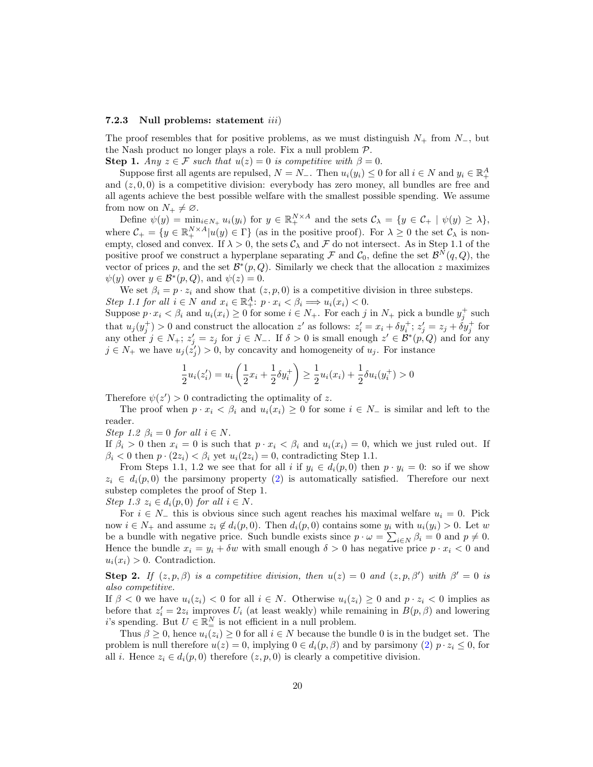### 7.2.3 Null problems: statement *iii)*

The proof resembles that for positive problems, as we must distinguish $N_+$ from $N_-$, but the Nash product no longer plays a role. Fix a null problem $\mathcal{P}$.

**Step 1.** *Any $z \in \mathcal{F}$ such that $u(z) = 0$ is competitive with $\beta = 0$.*

Suppose first all agents are repulsed, $N = N_-$. Then $u_i(y_i) \leq 0$ for all $i \in N$ and $y_i \in \mathbb{R}^A_+$ and $(z, 0, 0)$ is a competitive division: everybody has zero money, all bundles are free and all agents achieve the best possible welfare with the smallest possible spending. We assume from now on $N_+ \neq \varnothing$.

Define $\psi(y) = \min_{i \in N_+} u_i(y_i)$ for $y \in \mathbb{R}^{N \times A}_+$ and the sets $\mathcal{C}_\lambda = \{y \in \mathcal{C}_+ \mid \psi(y) \geq \lambda\}$, where $\mathcal{C}_+ = \{y \in \mathbb{R}^{N \times A}_+ | u(y) \in \Gamma\}$ (as in the positive proof). For $\lambda \geq 0$ the set $\mathcal{C}_\lambda$ is nonempty, closed and convex. If $\lambda > 0$, the sets $\mathcal{C}_\lambda$ and $\mathcal{F}$ do not intersect. As in Step 1.1 of the positive proof we construct a hyperplane separating $\mathcal{F}$ and $\mathcal{C}_0$, define the set $\mathcal{B}^N(q, Q)$, the vector of prices $p$, and the set $\mathcal{B}^*(p, Q)$. Similarly we check that the allocation $z$ maximizes $\psi(y)$ over $y \in \mathcal{B}^*(p, Q)$, and $\psi(z) = 0$.

We set $\beta_i = p \cdot z_i$ and show that $(z, p, 0)$ is a competitive division in three substeps.

*Step 1.1 for all $i \in N$ and $x_i \in \mathbb{R}^A_+$: $p \cdot x_i < \beta_i \Longrightarrow u_i(x_i) < 0$.*

Suppose $p \cdot x_i < \beta_i$ and $u_i(x_i) \geq 0$ for some $i \in N_+$. For each $j$ in $N_+$ pick a bundle $y^+_j$ such that $u_j(y^+_j) > 0$ and construct the allocation $z'$ as follows: $z'_i = x_i + \delta y^+_i$; $z'_j = z_j + \delta y^+_j$ for any other $j \in N_+$; $z'_j = z_j$ for $j \in N_-$. If $\delta > 0$ is small enough $z' \in \mathcal{B}^*(p, Q)$ and for any $j \in N_+$ we have $u_j(z'_j) > 0$, by concavity and homogeneity of $u_j$. For instance

$$\frac{1}{2} u_i(z'_i) = u_i\left(\frac{1}{2} x_i + \frac{1}{2} \delta y^+_i\right) \geq \frac{1}{2} u_i(x_i) + \frac{1}{2} \delta u_i(y^+_i) > 0$$

Therefore $\psi(z') > 0$ contradicting the optimality of $z$.

The proof when $p \cdot x_i < \beta_i$ and $u_i(x_i) \geq 0$ for some $i \in N_-$ is similar and left to the reader.

*Step 1.2 $\beta_i = 0$ for all $i \in N$.*

If $\beta_i > 0$ then $x_i = 0$ is such that $p \cdot x_i < \beta_i$ and $u_i(x_i) = 0$, which we just ruled out. If $\beta_i < 0$ then $p \cdot (2z_i) < \beta_i$ yet $u_i(2z_i) = 0$, contradicting Step 1.1.

From Steps 1.1, 1.2 we see that for all $i$ if $y_i \in d_i(p, 0)$ then $p \cdot y_i = 0$: so if we show $z_i \in d_i(p, 0)$ the parsimony property (2) is automatically satisfied. Therefore our next substep completes the proof of Step 1.

*Step 1.3 $z_i \in d_i(p, 0)$ for all $i \in N$.*

For $i \in N_-$ this is obvious since such agent reaches his maximal welfare $u_i = 0$. Pick now $i \in N_+$ and assume $z_i \notin d_i(p, 0)$. Then $d_i(p, 0)$ contains some $y_i$ with $u_i(y_i) > 0$. Let $w$ be a bundle with negative price. Such bundle exists since $p \cdot \omega = \sum_{i \in N} \beta_i = 0$ and $p \neq 0$. Hence the bundle $x_i = y_i + \delta w$ with small enough $\delta > 0$ has negative price $p \cdot x_i < 0$ and $u_i(x_i) > 0$. Contradiction.

**Step 2.** *If $(z, p, \beta)$ is a competitive division, then $u(z) = 0$ and $(z, p, \beta')$ with $\beta' = 0$ is also competitive.*

If $\beta < 0$ we have $u_i(z_i) < 0$ for all $i \in N$. Otherwise $u_i(z_i) \geq 0$ and $p \cdot z_i < 0$ implies as before that $z'_i = 2z_i$ improves $U_i$ (at least weakly) while remaining in $B(p, \beta)$ and lowering $i$'s spending. But $U \in \mathbb{R}^N_=$ is not efficient in a null problem.

Thus $\beta \geq 0$, hence $u_i(z_i) \geq 0$ for all $i \in N$ because the bundle 0 is in the budget set. The problem is null therefore $u(z) = 0$, implying $0 \in d_i(p, \beta)$ and by parsimony (2) $p \cdot z_i \leq 0$, for all $i$. Hence $z_i \in d_i(p, 0)$ therefore $(z, p, 0)$ is clearly a competitive division.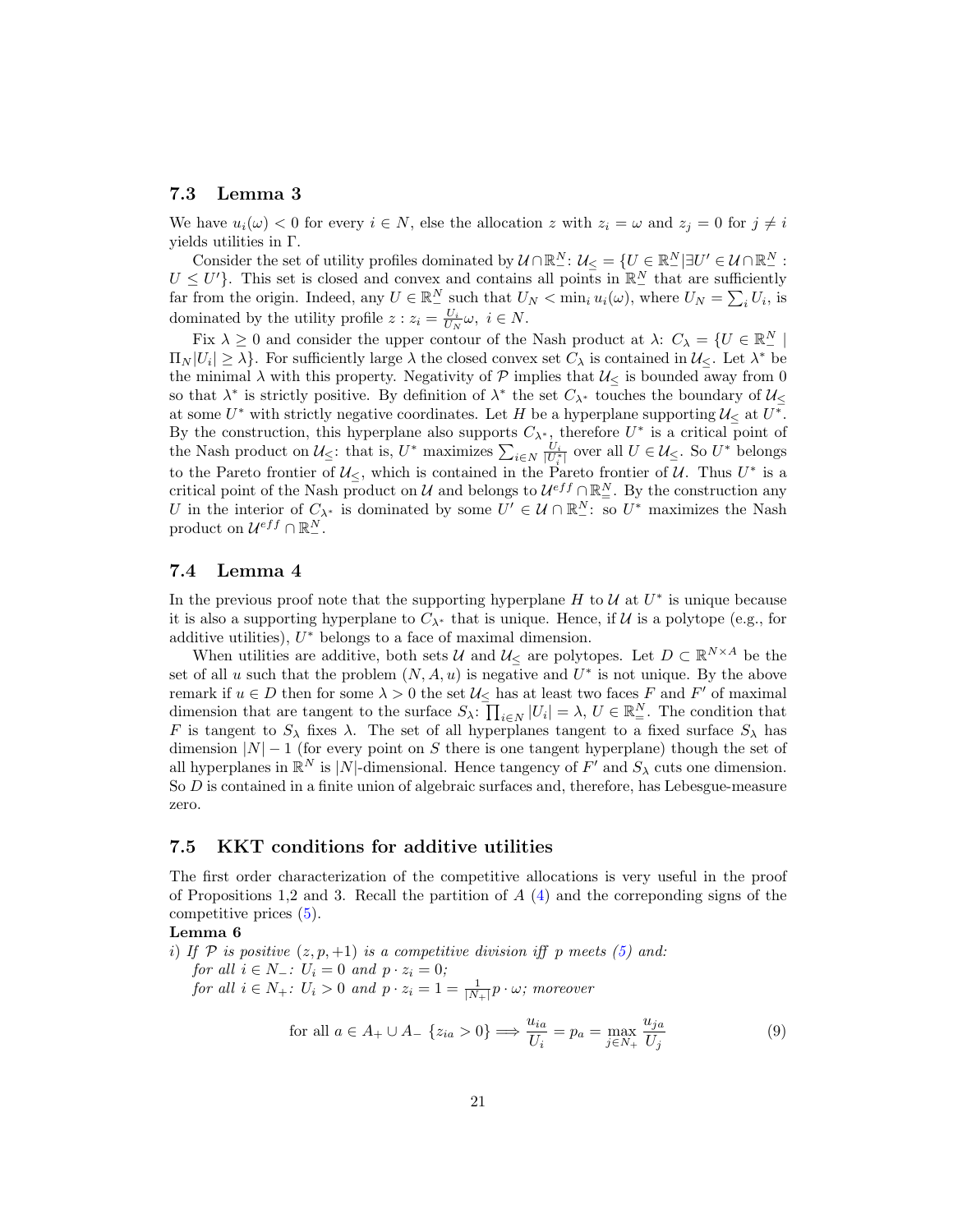### 7.3 Lemma 3

We have $u_i(\omega) < 0$ for every $i \in N$, else the allocation $z$ with $z_i = \omega$ and $z_j = 0$ for $j \neq i$ yields utilities in $\Gamma$.

Consider the set of utility profiles dominated by $\mathcal{U} \cap \mathbb{R}^N_-$: $\mathcal{U}_\leq = \{U \in \mathbb{R}^N_- | \exists U' \in \mathcal{U} \cap \mathbb{R}^N_- : U \leq U'\}$. This set is closed and convex and contains all points in $\mathbb{R}^N_-$ that are sufficiently far from the origin. Indeed, any $U \in \mathbb{R}^N_-$ such that $U_N < \min_i u_i(\omega)$, where $U_N = \sum_i U_i$, is dominated by the utility profile $z : z_i = \frac{U_i}{U_N}\omega, \ i \in N$.

Fix $\lambda \geq 0$ and consider the upper contour of the Nash product at $\lambda$: $C_\lambda = \{U \in \mathbb{R}^N_- \mid \Pi_N |U_i| \geq \lambda\}$. For sufficiently large $\lambda$ the closed convex set $C_\lambda$ is contained in $\mathcal{U}_\leq$. Let $\lambda^*$ be the minimal $\lambda$ with this property. Negativity of $\mathcal{P}$ implies that $\mathcal{U}_\leq$ is bounded away from 0 so that $\lambda^*$ is strictly positive. By definition of $\lambda^*$ the set $C_{\lambda^*}$ touches the boundary of $\mathcal{U}_\leq$ at some $U^*$ with strictly negative coordinates. Let $H$ be a hyperplane supporting $\mathcal{U}_\leq$ at $U^*$. By the construction, this hyperplane also supports $C_{\lambda^*}$, therefore $U^*$ is a critical point of the Nash product on $\mathcal{U}_\leq$: that is, $U^*$ maximizes $\sum_{i \in N} \frac{U_i}{|U_i^*|}$ over all $U \in \mathcal{U}_\leq$. So $U^*$ belongs to the Pareto frontier of $\mathcal{U}_\leq$, which is contained in the Pareto frontier of $\mathcal{U}$. Thus $U^*$ is a critical point of the Nash product on $\mathcal{U}$ and belongs to $\mathcal{U}^{eff} \cap \mathbb{R}^N_=$. By the construction any $U$ in the interior of $C_{\lambda^*}$ is dominated by some $U' \in \mathcal{U} \cap \mathbb{R}^N_-$: so $U^*$ maximizes the Nash product on $\mathcal{U}^{eff} \cap \mathbb{R}^N_-$.

### 7.4 Lemma 4

In the previous proof note that the supporting hyperplane $H$ to $\mathcal{U}$ at $U^*$ is unique because it is also a supporting hyperplane to $C_{\lambda^*}$ that is unique. Hence, if $\mathcal{U}$ is a polytope (e.g., for additive utilities), $U^*$ belongs to a face of maximal dimension.

When utilities are additive, both sets $\mathcal{U}$ and $\mathcal{U}_\leq$ are polytopes. Let $D \subset \mathbb{R}^{N \times A}$ be the set of all $u$ such that the problem $(N, A, u)$ is negative and $U^*$ is not unique. By the above remark if $u \in D$ then for some $\lambda > 0$ the set $\mathcal{U}_\leq$ has at least two faces $F$ and $F'$ of maximal dimension that are tangent to the surface $S_\lambda$: $\prod_{i \in N} |U_i| = \lambda$, $U \in \mathbb{R}^N_=$. The condition that $F$ is tangent to $S_\lambda$ fixes $\lambda$. The set of all hyperplanes tangent to a fixed surface $S_\lambda$ has dimension $|N| - 1$ (for every point on $S$ there is one tangent hyperplane) though the set of all hyperplanes in $\mathbb{R}^N$ is $|N|$-dimensional. Hence tangency of $F'$ and $S_\lambda$ cuts one dimension. So $D$ is contained in a finite union of algebraic surfaces and, therefore, has Lebesgue-measure zero.

### 7.5 KKT conditions for additive utilities

The first order characterization of the competitive allocations is very useful in the proof of Propositions 1,2 and 3. Recall the partition of $A$ (4) and the correponding signs of the competitive prices (5).

**Lemma 6**

*i) If $\mathcal{P}$ is positive $(z, p, +1)$ is a competitive division iff $p$ meets (5) and:*
*for all $i \in N_-$: $U_i = 0$ and $p \cdot z_i = 0$;*
*for all $i \in N_+$: $U_i > 0$ and $p \cdot z_i = 1 = \frac{1}{|N_+|} p \cdot \omega$; moreover*

$$\text{for all } a \in A_+ \cup A_- \ \{z_{ia} > 0\} \Longrightarrow \frac{u_{ia}}{U_i} = p_a = \max_{j \in N_+} \frac{u_{ja}}{U_j} \tag{9}$$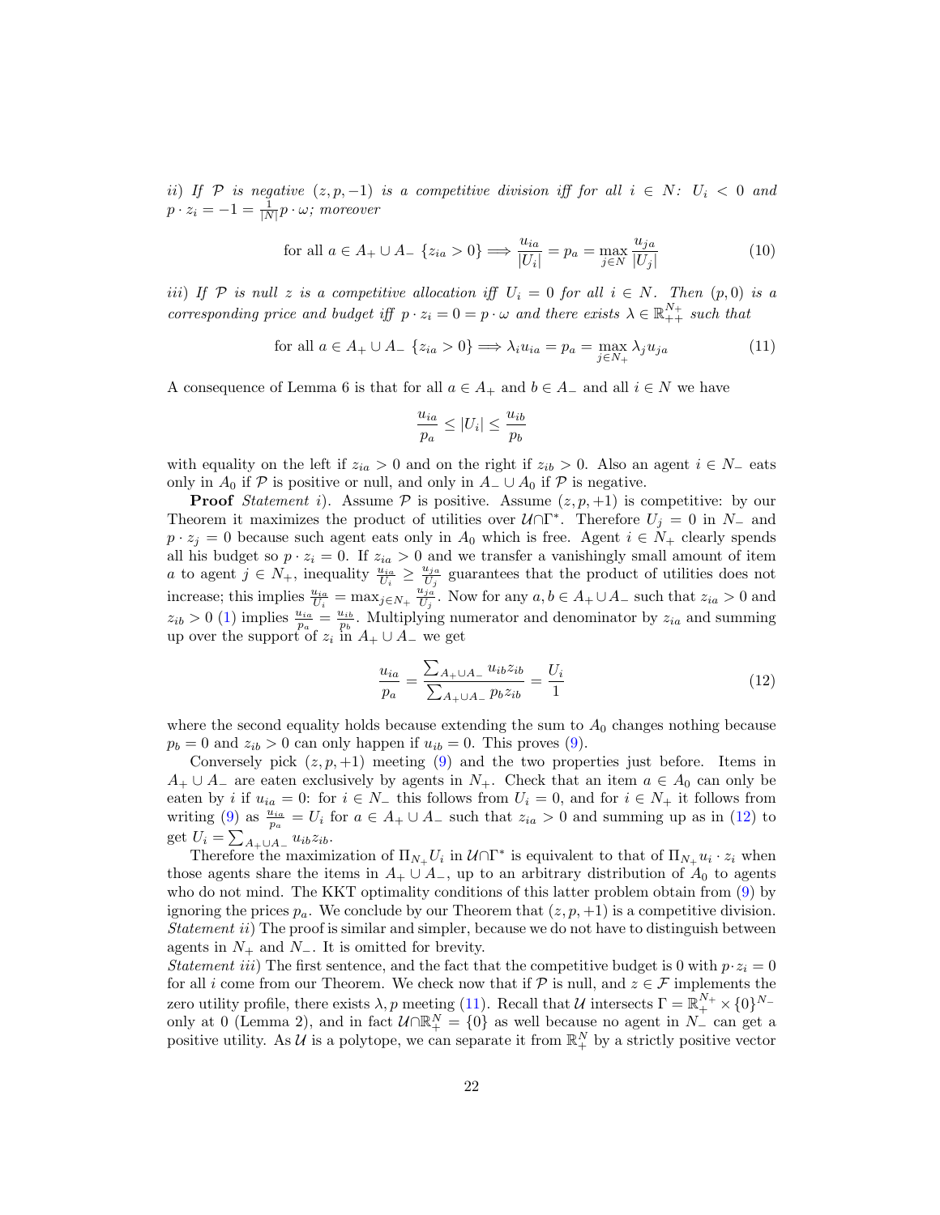*ii) If $\mathcal{P}$ is negative $(z, p, -1)$ is a competitive division iff for all $i \in N$: $U_i < 0$ and $p \cdot z_i = -1 = \frac{1}{|N|} p \cdot \omega$; moreover*

$$\text{for all } a \in A_+ \cup A_- \ \{z_{ia} > 0\} \Longrightarrow \frac{u_{ia}}{|U_i|} = p_a = \max_{j \in N} \frac{u_{ja}}{|U_j|} \tag{10}$$

*iii) If $\mathcal{P}$ is null $z$ is a competitive allocation iff $U_i = 0$ for all $i \in N$. Then $(p, 0)$ is a corresponding price and budget iff $p \cdot z_i = 0 = p \cdot \omega$ and there exists $\lambda \in \mathbb{R}^{N_+}_{++}$ such that*

$$\text{for all } a \in A_+ \cup A_- \ \{z_{ia} > 0\} \Longrightarrow \lambda_i u_{ia} = p_a = \max_{j \in N_+} \lambda_j u_{ja} \tag{11}$$

A consequence of Lemma 6 is that for all $a \in A_+$ and $b \in A_-$ and all $i \in N$ we have

$$\frac{u_{ia}}{p_a} \leq |U_i| \leq \frac{u_{ib}}{p_b}$$

with equality on the left if $z_{ia} > 0$ and on the right if $z_{ib} > 0$. Also an agent $i \in N_-$ eats only in $A_0$ if $\mathcal{P}$ is positive or null, and only in $A_- \cup A_0$ if $\mathcal{P}$ is negative.

**Proof** *Statement i)*. Assume $\mathcal{P}$ is positive. Assume $(z, p, +1)$ is competitive: by our Theorem it maximizes the product of utilities over $\mathcal{U} \cap \Gamma^*$. Therefore $U_j = 0$ in $N_-$ and $p \cdot z_j = 0$ because such agent eats only in $A_0$ which is free. Agent $i \in N_+$ clearly spends all his budget so $p \cdot z_i = 0$. If $z_{ia} > 0$ and we transfer a vanishingly small amount of item $a$ to agent $j \in N_+$, inequality $\frac{u_{ia}}{U_i} \geq \frac{u_{ja}}{U_j}$ guarantees that the product of utilities does not increase; this implies $\frac{u_{ia}}{U_i} = \max_{j \in N_+} \frac{u_{ja}}{U_j}$. Now for any $a, b \in A_+ \cup A_-$ such that $z_{ia} > 0$ and $z_{ib} > 0$ (1) implies $\frac{u_{ia}}{p_a} = \frac{u_{ib}}{p_b}$. Multiplying numerator and denominator by $z_{ia}$ and summing up over the support of $z_i$ in $A_+ \cup A_-$ we get

$$\frac{u_{ia}}{p_a} = \frac{\sum_{A_+ \cup A_-} u_{ib} z_{ib}}{\sum_{A_+ \cup A_-} p_b z_{ib}} = \frac{U_i}{1} \tag{12}$$

where the second equality holds because extending the sum to $A_0$ changes nothing because $p_b = 0$ and $z_{ib} > 0$ can only happen if $u_{ib} = 0$. This proves (9).

Conversely pick $(z, p, +1)$ meeting (9) and the two properties just before. Items in $A_+ \cup A_-$ are eaten exclusively by agents in $N_+$. Check that an item $a \in A_0$ can only be eaten by $i$ if $u_{ia} = 0$: for $i \in N_-$ this follows from $U_i = 0$, and for $i \in N_+$ it follows from writing (9) as $\frac{u_{ia}}{p_a} = U_i$ for $a \in A_+ \cup A_-$ such that $z_{ia} > 0$ and summing up as in (12) to get $U_i = \sum_{A_+ \cup A_-} u_{ib} z_{ib}$.

Therefore the maximization of $\Pi_{N_+} U_i$ in $\mathcal{U} \cap \Gamma^*$ is equivalent to that of $\Pi_{N_+} u_i \cdot z_i$ when those agents share the items in $A_+ \cup A_-$, up to an arbitrary distribution of $A_0$ to agents who do not mind. The KKT optimality conditions of this latter problem obtain from (9) by ignoring the prices $p_a$. We conclude by our Theorem that $(z, p, +1)$ is a competitive division.
*Statement ii)* The proof is similar and simpler, because we do not have to distinguish between agents in $N_+$ and $N_-$. It is omitted for brevity.
*Statement iii)* The first sentence, and the fact that the competitive budget is 0 with $p \cdot z_i = 0$ for all $i$ come from our Theorem. We check now that if $\mathcal{P}$ is null, and $z \in \mathcal{F}$ implements the zero utility profile, there exists $\lambda, p$ meeting (11). Recall that $\mathcal{U}$ intersects $\Gamma = \mathbb{R}^{N_+}_+ \times \{0\}^{N_-}$ only at 0 (Lemma 2), and in fact $\mathcal{U} \cap \mathbb{R}^N_+ = \{0\}$ as well because no agent in $N_-$ can get a positive utility. As $\mathcal{U}$ is a polytope, we can separate it from $\mathbb{R}^N_+$ by a strictly positive vector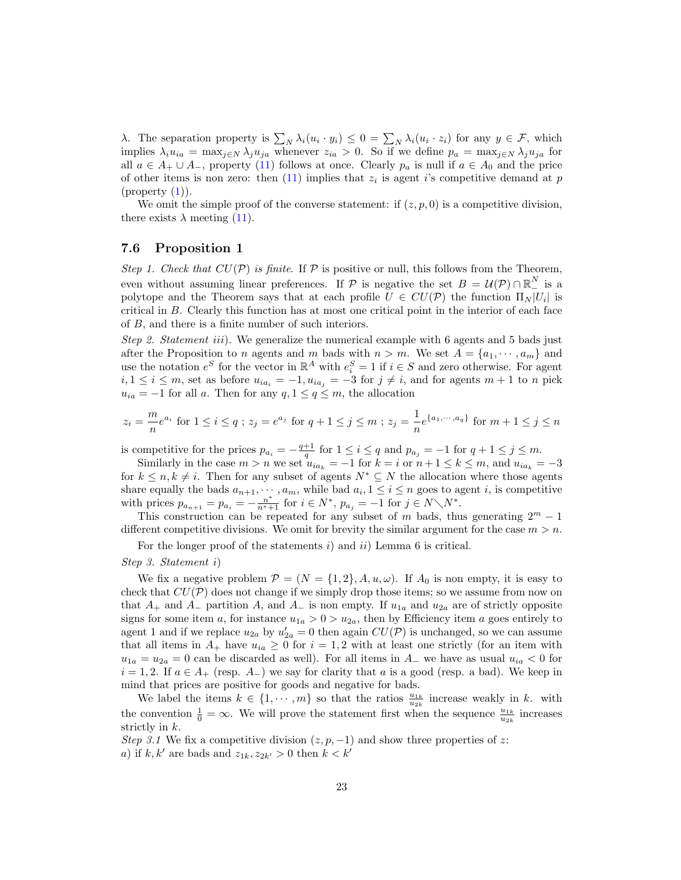$\lambda$. The separation property is $\sum_N \lambda_i(u_i \cdot y_i) \leq 0 = \sum_N \lambda_i(u_i \cdot z_i)$ for any $y \in \mathcal{F}$, which implies $\lambda_i u_{ia} = \max_{j\in N} \lambda_j u_{ja}$ whenever $z_{ia} > 0$. So if we define $p_a = \max_{j\in N} \lambda_j u_{ja}$ for all $a \in A_+ \cup A_-$, property (11) follows at once. Clearly $p_a$ is null if $a \in A_0$ and the price of other items is non zero: then (11) implies that $z_i$ is agent $i$'s competitive demand at $p$ (property (1)).

We omit the simple proof of the converse statement: if $(z, p, 0)$ is a competitive division, there exists $\lambda$ meeting (11).

### 7.6 Proposition 1

*Step 1. Check that $CU(\mathcal{P})$ is finite.* If $\mathcal{P}$ is positive or null, this follows from the Theorem, even without assuming linear preferences. If $\mathcal{P}$ is negative the set $B = \mathcal{U}(\mathcal{P}) \cap \mathbb{R}^N_-$ is a polytope and the Theorem says that at each profile $U \in CU(\mathcal{P})$ the function $\Pi_N |U_i|$ is critical in $B$. Clearly this function has at most one critical point in the interior of each face of $B$, and there is a finite number of such interiors.

*Step 2. Statement iii).* We generalize the numerical example with 6 agents and 5 bads just after the Proposition to $n$ agents and $m$ bads with $n > m$. We set $A = \{a_1, \cdots, a_m\}$ and use the notation $e^S$ for the vector in $\mathbb{R}^A$ with $e^S_i = 1$ if $i \in S$ and zero otherwise. For agent $i, 1 \leq i \leq m$, set as before $u_{ia_i} = -1, u_{ia_j} = -3$ for $j \neq i$, and for agents $m+1$ to $n$ pick $u_{ia} = -1$ for all $a$. Then for any $q, 1 \leq q \leq m$, the allocation

$$z_i = \frac{m}{n} e^{a_i} \text{ for } 1 \leq i \leq q \text{ ; } z_j = e^{a_j} \text{ for } q+1 \leq j \leq m \text{ ; } z_j = \frac{1}{n} e^{\{a_1, \cdots, a_q\}} \text{ for } m+1 \leq j \leq n$$

is competitive for the prices $p_{a_i} = -\frac{q+1}{q}$ for $1 \leq i \leq q$ and $p_{a_j} = -1$ for $q+1 \leq j \leq m$.

Similarly in the case $m > n$ we set $u_{ia_k} = -1$ for $k = i$ or $n+1 \leq k \leq m$, and $u_{ia_k} = -3$ for $k \leq n, k \neq i$. Then for any subset of agents $N^* \subseteq N$ the allocation where those agents share equally the bads $a_{n+1}, \cdots, a_m$, while bad $a_i, 1 \leq i \leq n$ goes to agent $i$, is competitive with prices $p_{a_{n+1}} = p_{a_i} = -\frac{n^*}{n^*+1}$ for $i \in N^*$, $p_{a_j} = -1$ for $j \in N \diagdown N^*$.

This construction can be repeated for any subset of $m$ bads, thus generating $2^m - 1$ different competitive divisions. We omit for brevity the similar argument for the case $m > n$.

For the longer proof of the statements $i)$ and $ii)$ Lemma 6 is critical.

*Step 3. Statement i)*

We fix a negative problem $\mathcal{P} = (N = \{1, 2\}, A, u, \omega)$. If $A_0$ is non empty, it is easy to check that $CU(\mathcal{P})$ does not change if we simply drop those items; so we assume from now on that $A_+$ and $A_-$ partition $A$, and $A_-$ is non empty. If $u_{1a}$ and $u_{2a}$ are of strictly opposite signs for some item $a$, for instance $u_{1a} > 0 > u_{2a}$, then by Efficiency item $a$ goes entirely to agent 1 and if we replace $u_{2a}$ by $u'_{2a} = 0$ then again $CU(\mathcal{P})$ is unchanged, so we can assume that all items in $A_+$ have $u_{ia} \geq 0$ for $i = 1, 2$ with at least one strictly (for an item with $u_{1a} = u_{2a} = 0$ can be discarded as well). For all items in $A_-$ we have as usual $u_{ia} < 0$ for $i = 1, 2$. If $a \in A_+$ (resp. $A_-$) we say for clarity that $a$ is a good (resp. a bad). We keep in mind that prices are positive for goods and negative for bads.

We label the items $k \in \{1, \cdots, m\}$ so that the ratios $\frac{u_{1k}}{u_{2k}}$ increase weakly in $k$. with the convention $\frac{1}{0} = \infty$. We will prove the statement first when the sequence $\frac{u_{1k}}{u_{2k}}$ increases strictly in $k$.

*Step 3.1* We fix a competitive division $(z, p, -1)$ and show three properties of $z$:
$a)$ if $k, k'$ are bads and $z_{1k}, z_{2k'} > 0$ then $k < k'$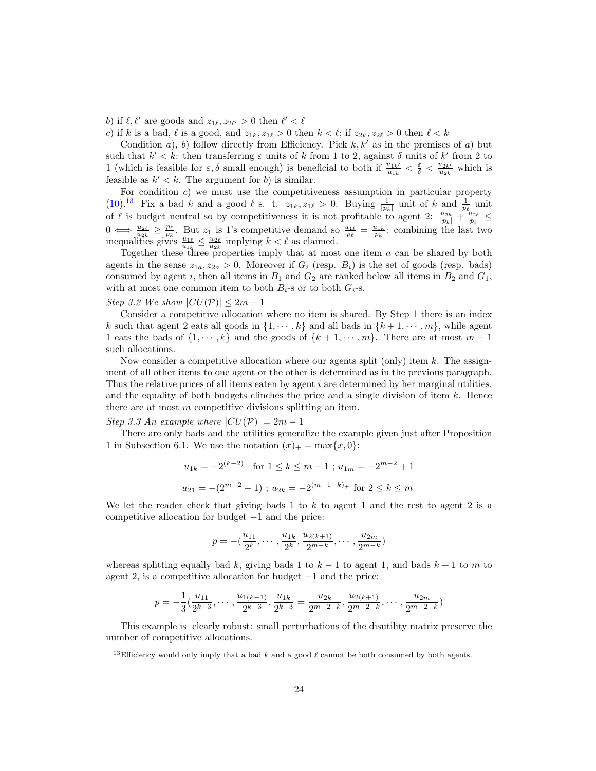$b)$ if $\ell, \ell'$ are goods and $z_{1\ell}, z_{2\ell'} > 0$ then $\ell' < \ell$

$c)$ if $k$ is a bad, $\ell$ is a good, and $z_{1k}, z_{1\ell} > 0$ then $k < \ell$; if $z_{2k}, z_{2\ell} > 0$ then $\ell < k$

Condition $a)$, $b)$ follow directly from Efficiency. Pick $k, k'$ as in the premises of $a)$ but such that $k' < k$: then transferring $\varepsilon$ units of $k$ from 1 to 2, against $\delta$ units of $k'$ from 2 to 1 (which is feasible for $\varepsilon, \delta$ small enough) is beneficial to both if $\frac{u_{1k'}}{u_{1k}} < \frac{\varepsilon}{\delta} < \frac{u_{2k'}}{u_{2k}}$ which is feasible as $k' < k$. The argument for $b)$ is similar.

For condition $c)$ we must use the competitiveness assumption in particular property (10).[13] Fix a bad $k$ and a good $\ell$ s. t. $z_{1k}, z_{1\ell} > 0$. Buying $\frac{1}{|p_k|}$ unit of $k$ and $\frac{1}{p_\ell}$ unit of $\ell$ is budget neutral so by competitiveness it is not profitable to agent 2: $\frac{u_{2k}}{|p_k|} + \frac{u_{2\ell}}{p_\ell} \leq 0 \iff \frac{u_{2\ell}}{u_{2k}} \geq \frac{p_\ell}{p_k}$. But $z_1$ is 1's competitive demand so $\frac{u_{1\ell}}{p_\ell} = \frac{u_{1k}}{p_k}$: combining the last two inequalities gives $\frac{u_{1\ell}}{u_{1k}} \leq \frac{u_{2\ell}}{u_{2k}}$ implying $k < \ell$ as claimed.

Together these three properties imply that at most one item $a$ can be shared by both agents in the sense $z_{1a}, z_{2a} > 0$. Moreover if $G_i$ (resp. $B_i$) is the set of goods (resp. bads) consumed by agent $i$, then all items in $B_1$ and $G_2$ are ranked below all items in $B_2$ and $G_1$, with at most one common item to both $B_i$-s or to both $G_i$-s.

*Step 3.2 We show $|CU(\mathcal{P})| \leq 2m - 1$*

Consider a competitive allocation where no item is shared. By Step 1 there is an index $k$ such that agent 2 eats all goods in $\{1, \cdots, k\}$ and all bads in $\{k+1, \cdots, m\}$, while agent 1 eats the bads of $\{1, \cdots, k\}$ and the goods of $\{k+1, \cdots, m\}$. There are at most $m-1$ such allocations.

Now consider a competitive allocation where our agents split (only) item $k$. The assignment of all other items to one agent or the other is determined as in the previous paragraph. Thus the relative prices of all items eaten by agent $i$ are determined by her marginal utilities, and the equality of both budgets clinches the price and a single division of item $k$. Hence there are at most $m$ competitive divisions splitting an item.

*Step 3.3 An example where $|CU(\mathcal{P})| = 2m - 1$*

There are only bads and the utilities generalize the example given just after Proposition 1 in Subsection 6.1. We use the notation $(x)_+ = \max\{x, 0\}$:

$$u_{1k} = -2^{(k-2)_+} \text{ for } 1 \leq k \leq m-1 \text{ ; } u_{1m} = -2^{m-2} + 1$$

$$u_{21} = -(2^{m-2} + 1) \text{ ; } u_{2k} = -2^{(m-1-k)_+} \text{ for } 2 \leq k \leq m$$

We let the reader check that giving bads 1 to $k$ to agent 1 and the rest to agent 2 is a competitive allocation for budget $-1$ and the price:

$$p = -\left(\frac{u_{11}}{2^k}, \cdots, \frac{u_{1k}}{2^k}, \frac{u_{2(k+1)}}{2^{m-k}}, \cdots, \frac{u_{2m}}{2^{m-k}}\right)$$

whereas splitting equally bad $k$, giving bads 1 to $k-1$ to agent 1, and bads $k+1$ to $m$ to agent 2, is a competitive allocation for budget $-1$ and the price:

$$p = -\frac{1}{3}\left(\frac{u_{11}}{2^{k-3}}, \cdots, \frac{u_{1(k-1)}}{2^{k-3}}, \frac{u_{1k}}{2^{k-3}} = \frac{u_{2k}}{2^{m-2-k}}, \frac{u_{2(k+1)}}{2^{m-2-k}}, \cdots, \frac{u_{2m}}{2^{m-2-k}}\right)$$

This example is clearly robust: small perturbations of the disutility matrix preserve the number of competitive allocations.

[13] Efficiency would only imply that a bad $k$ and a good $\ell$ cannot be both consumed by both agents.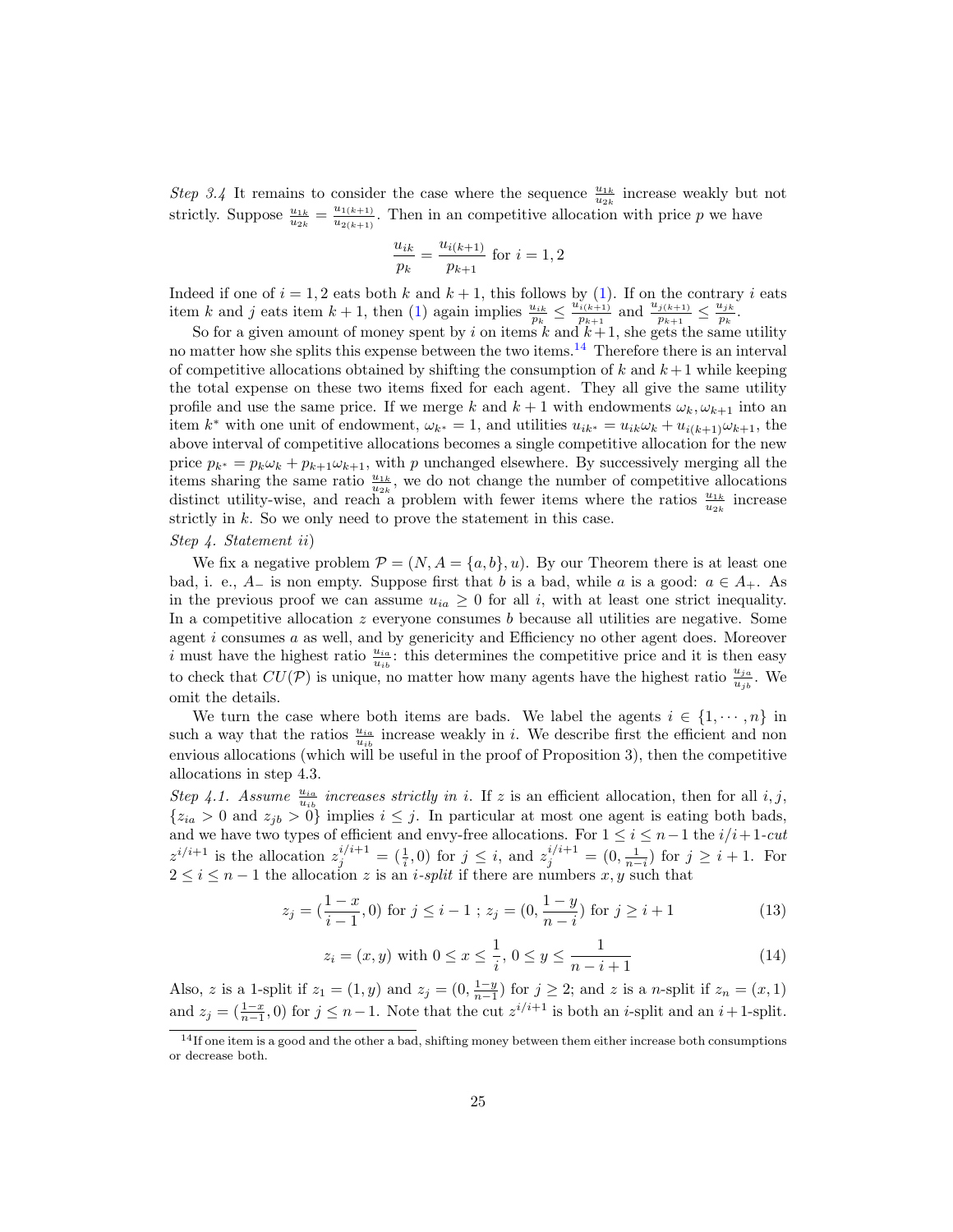*Step 3.4* It remains to consider the case where the sequence $\frac{u_{1k}}{u_{2k}}$ increase weakly but not strictly. Suppose $\frac{u_{1k}}{u_{2k}} = \frac{u_{1(k+1)}}{u_{2(k+1)}}$. Then in an competitive allocation with price $p$ we have

$$\frac{u_{ik}}{p_k} = \frac{u_{i(k+1)}}{p_{k+1}} \text{ for } i = 1, 2$$

Indeed if one of $i = 1, 2$ eats both $k$ and $k+1$, this follows by (1). If on the contrary $i$ eats item $k$ and $j$ eats item $k+1$, then (1) again implies $\frac{u_{ik}}{p_k} \le \frac{u_{i(k+1)}}{p_{k+1}}$ and $\frac{u_{j(k+1)}}{p_{k+1}} \le \frac{u_{jk}}{p_k}$.

So for a given amount of money spent by $i$ on items $k$ and $k+1$, she gets the same utility no matter how she splits this expense between the two items.[14] Therefore there is an interval of competitive allocations obtained by shifting the consumption of $k$ and $k+1$ while keeping the total expense on these two items fixed for each agent. They all give the same utility profile and use the same price. If we merge $k$ and $k+1$ with endowments $\omega_k, \omega_{k+1}$ into an item $k^*$ with one unit of endowment, $\omega_{k^*} = 1$, and utilities $u_{ik^*} = u_{ik}\omega_k + u_{i(k+1)}\omega_{k+1}$, the above interval of competitive allocations becomes a single competitive allocation for the new price $p_{k^*} = p_k\omega_k + p_{k+1}\omega_{k+1}$, with $p$ unchanged elsewhere. By successively merging all the items sharing the same ratio $\frac{u_{1k}}{u_{2k}}$, we do not change the number of competitive allocations distinct utility-wise, and reach a problem with fewer items where the ratios $\frac{u_{1k}}{u_{2k}}$ increase strictly in $k$. So we only need to prove the statement in this case.

*Step 4. Statement ii)*

We fix a negative problem $\mathcal{P} = (N, A = \{a, b\}, u)$. By our Theorem there is at least one bad, i. e., $A_-$ is non empty. Suppose first that $b$ is a bad, while $a$ is a good: $a \in A_+$. As in the previous proof we can assume $u_{ia} \ge 0$ for all $i$, with at least one strict inequality. In a competitive allocation $z$ everyone consumes $b$ because all utilities are negative. Some agent $i$ consumes $a$ as well, and by genericity and Efficiency no other agent does. Moreover $i$ must have the highest ratio $\frac{u_{ia}}{u_{ib}}$: this determines the competitive price and it is then easy to check that $CU(\mathcal{P})$ is unique, no matter how many agents have the highest ratio $\frac{u_{ja}}{u_{jb}}$. We omit the details.

We turn the case where both items are bads. We label the agents $i \in \{1, \cdots, n\}$ in such a way that the ratios $\frac{u_{ia}}{u_{ib}}$ increase weakly in $i$. We describe first the efficient and non envious allocations (which will be useful in the proof of Proposition 3), then the competitive allocations in step 4.3.

*Step 4.1. Assume $\frac{u_{ia}}{u_{ib}}$ increases strictly in $i$.* If $z$ is an efficient allocation, then for all $i, j$, $\{z_{ia} > 0$ and $z_{jb} > 0\}$ implies $i \le j$. In particular at most one agent is eating both bads, and we have two types of efficient and envy-free allocations. For $1 \le i \le n-1$ the $i/i+1$-*cut* $z^{i/i+1}$ is the allocation $z_j^{i/i+1} = (\frac{1}{i}, 0)$ for $j \le i$, and $z_j^{i/i+1} = (0, \frac{1}{n-i})$ for $j \ge i+1$. For $2 \le i \le n-1$ the allocation $z$ is an $i$-*split* if there are numbers $x, y$ such that

$$z_j = (\frac{1-x}{i-1}, 0) \text{ for } j \le i-1 \text{ ; } z_j = (0, \frac{1-y}{n-i}) \text{ for } j \ge i+1 \tag{13}$$

$$z_i = (x, y) \text{ with } 0 \le x \le \frac{1}{i}, \, 0 \le y \le \frac{1}{n-i+1} \tag{14}$$

Also, $z$ is a 1-split if $z_1 = (1, y)$ and $z_j = (0, \frac{1-y}{n-1})$ for $j \ge 2$; and $z$ is a $n$-split if $z_n = (x, 1)$ and $z_j = (\frac{1-x}{n-1}, 0)$ for $j \le n-1$. Note that the cut $z^{i/i+1}$ is both an $i$-split and an $i+1$-split.

[14] If one item is a good and the other a bad, shifting money between them either increase both consumptions or decrease both.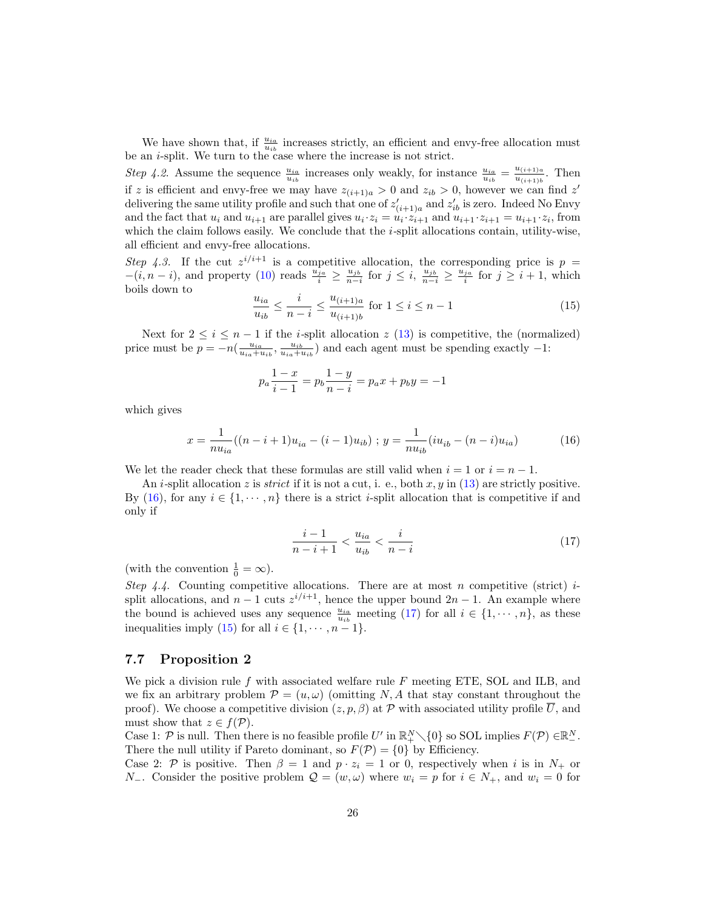We have shown that, if $\frac{u_{ia}}{u_{ib}}$ increases strictly, an efficient and envy-free allocation must be an $i$-split. We turn to the case where the increase is not strict.

*Step 4.2.* Assume the sequence $\frac{u_{ia}}{u_{ib}}$ increases only weakly, for instance $\frac{u_{ia}}{u_{ib}} = \frac{u_{(i+1)a}}{u_{(i+1)b}}$. Then if $z$ is efficient and envy-free we may have $z_{(i+1)a} > 0$ and $z_{ib} > 0$, however we can find $z'$ delivering the same utility profile and such that one of $z'_{(i+1)a}$ and $z'_{ib}$ is zero. Indeed No Envy and the fact that $u_i$ and $u_{i+1}$ are parallel gives $u_i \cdot z_i = u_i \cdot z_{i+1}$ and $u_{i+1} \cdot z_{i+1} = u_{i+1} \cdot z_i$, from which the claim follows easily. We conclude that the $i$-split allocations contain, utility-wise, all efficient and envy-free allocations.

*Step 4.3.* If the cut $z^{i/i+1}$ is a competitive allocation, the corresponding price is $p = -(i, n-i)$, and property (10) reads $\frac{u_{ja}}{i} \geq \frac{u_{jb}}{n-i}$ for $j \leq i$, $\frac{u_{jb}}{n-i} \geq \frac{u_{ja}}{i}$ for $j \geq i+1$, which boils down to

$$\frac{u_{ia}}{u_{ib}} \leq \frac{i}{n-i} \leq \frac{u_{(i+1)a}}{u_{(i+1)b}} \text{ for } 1 \leq i \leq n-1 \tag{15}$$

Next for $2 \leq i \leq n-1$ if the $i$-split allocation $z$ (13) is competitive, the (normalized) price must be $p = -n(\frac{u_{ia}}{u_{ia}+u_{ib}}, \frac{u_{ib}}{u_{ia}+u_{ib}})$ and each agent must be spending exactly $-1$:

$$p_a \frac{1-x}{i-1} = p_b \frac{1-y}{n-i} = p_a x + p_b y = -1$$

which gives

$$x = \frac{1}{nu_{ia}}((n-i+1)u_{ia} - (i-1)u_{ib}) \; ; \; y = \frac{1}{nu_{ib}}(iu_{ib} - (n-i)u_{ia}) \tag{16}$$

We let the reader check that these formulas are still valid when $i = 1$ or $i = n-1$.

An $i$-split allocation $z$ is *strict* if it is not a cut, i. e., both $x, y$ in (13) are strictly positive. By (16), for any $i \in \{1, \cdots, n\}$ there is a strict $i$-split allocation that is competitive if and only if

$$\frac{i-1}{n-i+1} < \frac{u_{ia}}{u_{ib}} < \frac{i}{n-i} \tag{17}$$

(with the convention $\frac{1}{0} = \infty$).

*Step 4.4.* Counting competitive allocations. There are at most $n$ competitive (strict) $i$-split allocations, and $n-1$ cuts $z^{i/i+1}$, hence the upper bound $2n-1$. An example where the bound is achieved uses any sequence $\frac{u_{ia}}{u_{ib}}$ meeting (17) for all $i \in \{1, \cdots, n\}$, as these inequalities imply (15) for all $i \in \{1, \cdots, n-1\}$.

## 7.7 Proposition 2

We pick a division rule $f$ with associated welfare rule $F$ meeting ETE, SOL and ILB, and we fix an arbitrary problem $\mathcal{P} = (u, \omega)$ (omitting $N, A$ that stay constant throughout the proof). We choose a competitive division $(z, p, \beta)$ at $\mathcal{P}$ with associated utility profile $\overline{U}$, and must show that $z \in f(\mathcal{P})$.

Case 1: $\mathcal{P}$ is null. Then there is no feasible profile $U'$ in $\mathbb{R}^N_+ \diagdown \{0\}$ so SOL implies $F(\mathcal{P}) \in \mathbb{R}^N_-$. There the null utility if Pareto dominant, so $F(\mathcal{P}) = \{0\}$ by Efficiency.

Case 2: $\mathcal{P}$ is positive. Then $\beta = 1$ and $p \cdot z_i = 1$ or $0$, respectively when $i$ is in $N_+$ or $N_-$. Consider the positive problem $\mathcal{Q} = (w, \omega)$ where $w_i = p$ for $i \in N_+$, and $w_i = 0$ for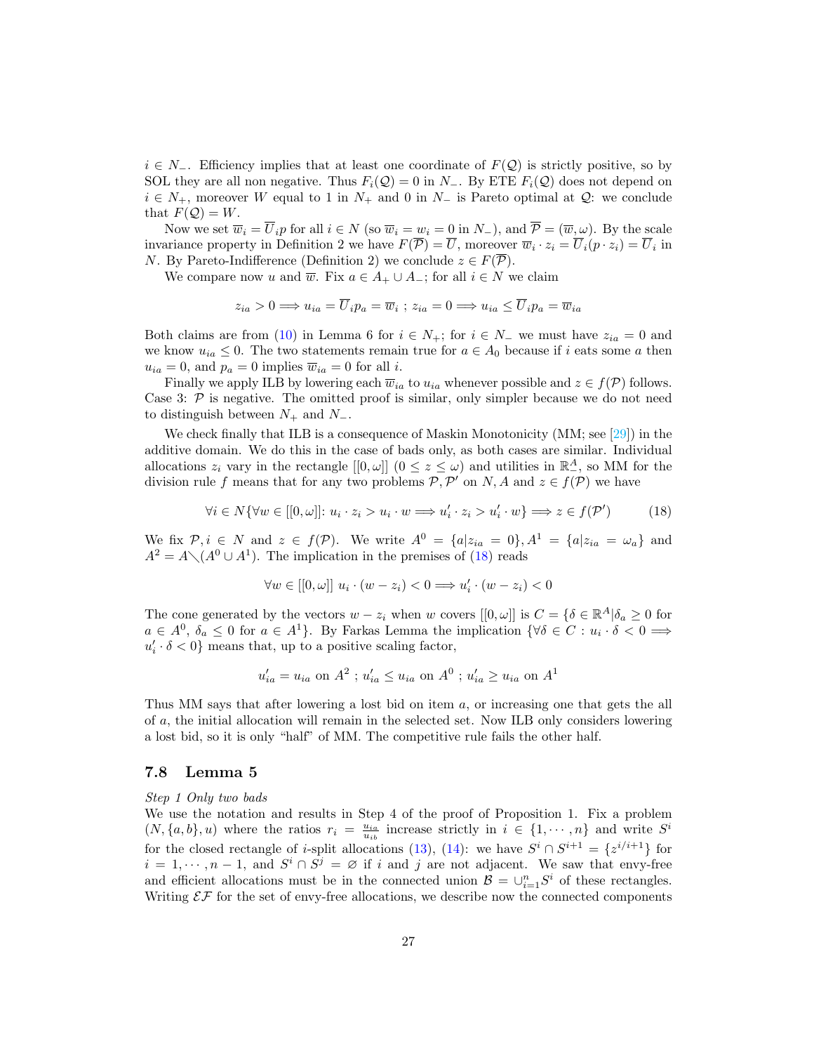$i \in N_-$. Efficiency implies that at least one coordinate of $F(\mathcal{Q})$ is strictly positive, so by SOL they are all non negative. Thus $F_i(\mathcal{Q}) = 0$ in $N_-$. By ETE $F_i(\mathcal{Q})$ does not depend on $i \in N_+$, moreover $W$ equal to 1 in $N_+$ and 0 in $N_-$ is Pareto optimal at $\mathcal{Q}$: we conclude that $F(\mathcal{Q}) = W$.

Now we set $\overline{w}_i = \overline{U}_i p$ for all $i \in N$ (so $\overline{w}_i = w_i = 0$ in $N_-$), and $\overline{\mathcal{P}} = (\overline{w}, \omega)$. By the scale invariance property in Definition 2 we have $F(\overline{\mathcal{P}}) = \overline{U}$, moreover $\overline{w}_i \cdot z_i = \overline{U}_i(p \cdot z_i) = \overline{U}_i$ in $N$. By Pareto-Indifference (Definition 2) we conclude $z \in F(\overline{\mathcal{P}})$.

We compare now $u$ and $\overline{w}$. Fix $a \in A_+ \cup A_-$; for all $i \in N$ we claim

$$z_{ia} > 0 \Longrightarrow u_{ia} = \overline{U}_i p_a = \overline{w}_i \ ; \ z_{ia} = 0 \Longrightarrow u_{ia} \leq \overline{U}_i p_a = \overline{w}_{ia}$$

Both claims are from (10) in Lemma 6 for $i \in N_+$; for $i \in N_-$ we must have $z_{ia} = 0$ and we know $u_{ia} \leq 0$. The two statements remain true for $a \in A_0$ because if $i$ eats some $a$ then $u_{ia} = 0$, and $p_a = 0$ implies $\overline{w}_{ia} = 0$ for all $i$.

Finally we apply ILB by lowering each $\overline{w}_{ia}$ to $u_{ia}$ whenever possible and $z \in f(\mathcal{P})$ follows. Case 3: $\mathcal{P}$ is negative. The omitted proof is similar, only simpler because we do not need to distinguish between $N_+$ and $N_-$.

We check finally that ILB is a consequence of Maskin Monotonicity (MM; see [29]) in the additive domain. We do this in the case of bads only, as both cases are similar. Individual allocations $z_i$ vary in the rectangle $[[0, \omega]]$ ($0 \leq z \leq \omega$) and utilities in $\mathbb{R}^A_-$, so MM for the division rule $f$ means that for any two problems $\mathcal{P}, \mathcal{P}'$ on $N, A$ and $z \in f(\mathcal{P})$ we have

$$\forall i \in N\{\forall w \in [[0, \omega]]\colon u_i \cdot z_i > u_i \cdot w \Longrightarrow u'_i \cdot z_i > u'_i \cdot w\} \Longrightarrow z \in f(\mathcal{P}') \tag{18}$$

We fix $\mathcal{P}, i \in N$ and $z \in f(\mathcal{P})$. We write $A^0 = \{a | z_{ia} = 0\}, A^1 = \{a | z_{ia} = \omega_a\}$ and $A^2 = A \diagdown (A^0 \cup A^1)$. The implication in the premises of (18) reads

$$\forall w \in [[0, \omega]] \ u_i \cdot (w - z_i) < 0 \Longrightarrow u'_i \cdot (w - z_i) < 0$$

The cone generated by the vectors $w - z_i$ when $w$ covers $[[0, \omega]]$ is $C = \{\delta \in \mathbb{R}^A | \delta_a \geq 0$ for $a \in A^0$, $\delta_a \leq 0$ for $a \in A^1\}$. By Farkas Lemma the implication $\{\forall \delta \in C : u_i \cdot \delta < 0 \Longrightarrow u'_i \cdot \delta < 0\}$ means that, up to a positive scaling factor,

$$u'_{ia} = u_{ia} \text{ on } A^2 \ ; \ u'_{ia} \leq u_{ia} \text{ on } A^0 \ ; \ u'_{ia} \geq u_{ia} \text{ on } A^1$$

Thus MM says that after lowering a lost bid on item $a$, or increasing one that gets the all of $a$, the initial allocation will remain in the selected set. Now ILB only considers lowering a lost bid, so it is only "half" of MM. The competitive rule fails the other half.

## 7.8 Lemma 5

*Step 1 Only two bads*

We use the notation and results in Step 4 of the proof of Proposition 1. Fix a problem $(N, \{a, b\}, u)$ where the ratios $r_i = \frac{u_{ia}}{u_{ib}}$ increase strictly in $i \in \{1, \cdots, n\}$ and write $S^i$ for the closed rectangle of $i$-split allocations (13), (14): we have $S^i \cap S^{i+1} = \{z^{i/i+1}\}$ for $i = 1, \cdots, n-1$, and $S^i \cap S^j = \varnothing$ if $i$ and $j$ are not adjacent. We saw that envy-free and efficient allocations must be in the connected union $\mathcal{B} = \cup_{i=1}^n S^i$ of these rectangles. Writing $\mathcal{EF}$ for the set of envy-free allocations, we describe now the connected components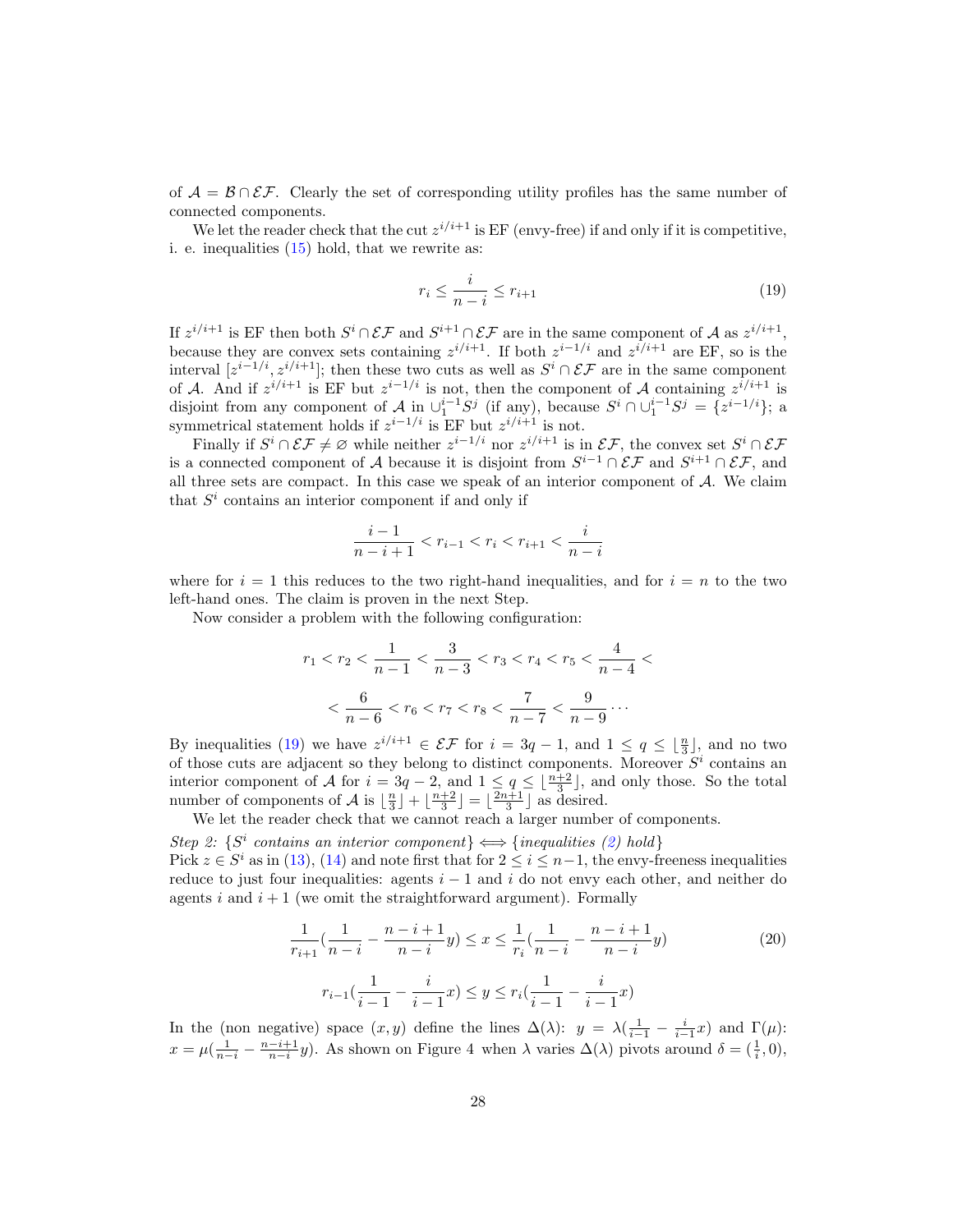of $\mathcal{A} = \mathcal{B} \cap \mathcal{EF}$. Clearly the set of corresponding utility profiles has the same number of connected components.

We let the reader check that the cut $z^{i/i+1}$ is EF (envy-free) if and only if it is competitive, i. e. inequalities (15) hold, that we rewrite as:

$$r_i \le \frac{i}{n-i} \le r_{i+1} \tag{19}$$

If $z^{i/i+1}$ is EF then both $S^i \cap \mathcal{EF}$ and $S^{i+1} \cap \mathcal{EF}$ are in the same component of $\mathcal{A}$ as $z^{i/i+1}$, because they are convex sets containing $z^{i/i+1}$. If both $z^{i-1/i}$ and $z^{i/i+1}$ are EF, so is the interval $[z^{i-1/i}, z^{i/i+1}]$; then these two cuts as well as $S^i \cap \mathcal{EF}$ are in the same component of $\mathcal{A}$. And if $z^{i/i+1}$ is EF but $z^{i-1/i}$ is not, then the component of $\mathcal{A}$ containing $z^{i/i+1}$ is disjoint from any component of $\mathcal{A}$ in $\cup_1^{i-1} S^j$ (if any), because $S^i \cap \cup_1^{i-1} S^j = \{z^{i-1/i}\}$; a symmetrical statement holds if $z^{i-1/i}$ is EF but $z^{i/i+1}$ is not.

Finally if $S^i \cap \mathcal{EF} \neq \varnothing$ while neither $z^{i-1/i}$ nor $z^{i/i+1}$ is in $\mathcal{EF}$, the convex set $S^i \cap \mathcal{EF}$ is a connected component of $\mathcal{A}$ because it is disjoint from $S^{i-1} \cap \mathcal{EF}$ and $S^{i+1} \cap \mathcal{EF}$, and all three sets are compact. In this case we speak of an interior component of $\mathcal{A}$. We claim that $S^i$ contains an interior component if and only if

$$\frac{i-1}{n-i+1} < r_{i-1} < r_i < r_{i+1} < \frac{i}{n-i}$$

where for $i = 1$ this reduces to the two right-hand inequalities, and for $i = n$ to the two left-hand ones. The claim is proven in the next Step.

Now consider a problem with the following configuration:

$$r_1 < r_2 < \frac{1}{n-1} < \frac{3}{n-3} < r_3 < r_4 < r_5 < \frac{4}{n-4} <$$

$$< \frac{6}{n-6} < r_6 < r_7 < r_8 < \frac{7}{n-7} < \frac{9}{n-9} \cdots$$

By inequalities (19) we have $z^{i/i+1} \in \mathcal{EF}$ for $i = 3q - 1$, and $1 \le q \le \lfloor \frac{n}{3} \rfloor$, and no two of those cuts are adjacent so they belong to distinct components. Moreover $S^i$ contains an interior component of $\mathcal{A}$ for $i = 3q - 2$, and $1 \le q \le \lfloor \frac{n+2}{3} \rfloor$, and only those. So the total number of components of $\mathcal{A}$ is $\lfloor \frac{n}{3} \rfloor + \lfloor \frac{n+2}{3} \rfloor = \lfloor \frac{2n+1}{3} \rfloor$ as desired.

We let the reader check that we cannot reach a larger number of components.

*Step 2: $\{S^i$ contains an interior component$\} \iff \{$inequalities (2) hold$\}$*

Pick $z \in S^i$ as in (13), (14) and note first that for $2 \le i \le n-1$, the envy-freeness inequalities reduce to just four inequalities: agents $i-1$ and $i$ do not envy each other, and neither do agents $i$ and $i+1$ (we omit the straightforward argument). Formally

$$\frac{1}{r_{i+1}}\left(\frac{1}{n-i} - \frac{n-i+1}{n-i}y\right) \le x \le \frac{1}{r_i}\left(\frac{1}{n-i} - \frac{n-i+1}{n-i}y\right) \tag{20}$$

$$r_{i-1}\left(\frac{1}{i-1} - \frac{i}{i-1}x\right) \le y \le r_i\left(\frac{1}{i-1} - \frac{i}{i-1}x\right)$$

In the (non negative) space $(x, y)$ define the lines $\Delta(\lambda)$: $y = \lambda(\frac{1}{i-1} - \frac{i}{i-1}x)$ and $\Gamma(\mu)$: $x = \mu(\frac{1}{n-i} - \frac{n-i+1}{n-i}y)$. As shown on Figure 4 when $\lambda$ varies $\Delta(\lambda)$ pivots around $\delta = (\frac{1}{i}, 0)$,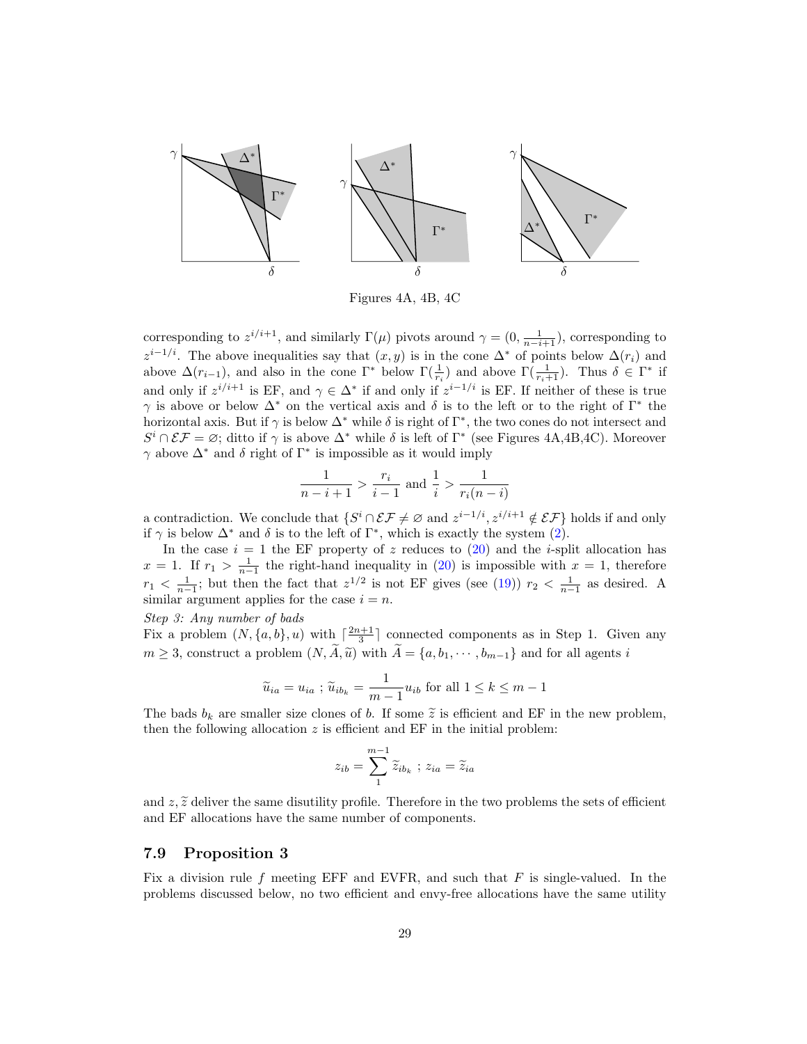Figures 4A, 4B, 4C

corresponding to $z^{i/i+1}$, and similarly $\Gamma(\mu)$ pivots around $\gamma = (0, \frac{1}{n-i+1})$, corresponding to $z^{i-1/i}$. The above inequalities say that $(x, y)$ is in the cone $\Delta^*$ of points below $\Delta(r_i)$ and above $\Delta(r_{i-1})$, and also in the cone $\Gamma^*$ below $\Gamma(\frac{1}{r_i})$ and above $\Gamma(\frac{1}{r_i+1})$. Thus $\delta \in \Gamma^*$ if and only if $z^{i/i+1}$ is EF, and $\gamma \in \Delta^*$ if and only if $z^{i-1/i}$ is EF. If neither of these is true $\gamma$ is above or below $\Delta^*$ on the vertical axis and $\delta$ is to the left or to the right of $\Gamma^*$ the horizontal axis. But if $\gamma$ is below $\Delta^*$ while $\delta$ is right of $\Gamma^*$, the two cones do not intersect and $S^i \cap \mathcal{EF} = \varnothing$; ditto if $\gamma$ is above $\Delta^*$ while $\delta$ is left of $\Gamma^*$ (see Figures 4A,4B,4C). Moreover $\gamma$ above $\Delta^*$ and $\delta$ right of $\Gamma^*$ is impossible as it would imply

$$\frac{1}{n-i+1} > \frac{r_i}{i-1} \text{ and } \frac{1}{i} > \frac{1}{r_i(n-i)}$$

a contradiction. We conclude that $\{S^i \cap \mathcal{EF} \neq \varnothing \text{ and } z^{i-1/i}, z^{i/i+1} \notin \mathcal{EF}\}$ holds if and only if $\gamma$ is below $\Delta^*$ and $\delta$ is to the left of $\Gamma^*$, which is exactly the system (2).

In the case $i = 1$ the EF property of $z$ reduces to (20) and the $i$-split allocation has $x = 1$. If $r_1 > \frac{1}{n-1}$ the right-hand inequality in (20) is impossible with $x = 1$, therefore $r_1 < \frac{1}{n-1}$; but then the fact that $z^{1/2}$ is not EF gives (see (19)) $r_2 < \frac{1}{n-1}$ as desired. A similar argument applies for the case $i = n$.

*Step 3: Any number of bads*

Fix a problem $(N, \{a, b\}, u)$ with $\lceil \frac{2n+1}{3} \rceil$ connected components as in Step 1. Given any $m \geq 3$, construct a problem $(N, \widetilde{A}, \widetilde{u})$ with $\widetilde{A} = \{a, b_1, \cdots, b_{m-1}\}$ and for all agents $i$

$$\widetilde{u}_{ia} = u_{ia} \text{ ; } \widetilde{u}_{ib_k} = \frac{1}{m-1} u_{ib} \text{ for all } 1 \leq k \leq m-1$$

The bads $b_k$ are smaller size clones of $b$. If some $\widetilde{z}$ is efficient and EF in the new problem, then the following allocation $z$ is efficient and EF in the initial problem:

$$z_{ib} = \sum_{1}^{m-1} \widetilde{z}_{ib_k} \text{ ; } z_{ia} = \widetilde{z}_{ia}$$

and $z, \widetilde{z}$ deliver the same disutility profile. Therefore in the two problems the sets of efficient and EF allocations have the same number of components.

## 7.9 Proposition 3

Fix a division rule $f$ meeting EFF and EVFR, and such that $F$ is single-valued. In the problems discussed below, no two efficient and envy-free allocations have the same utility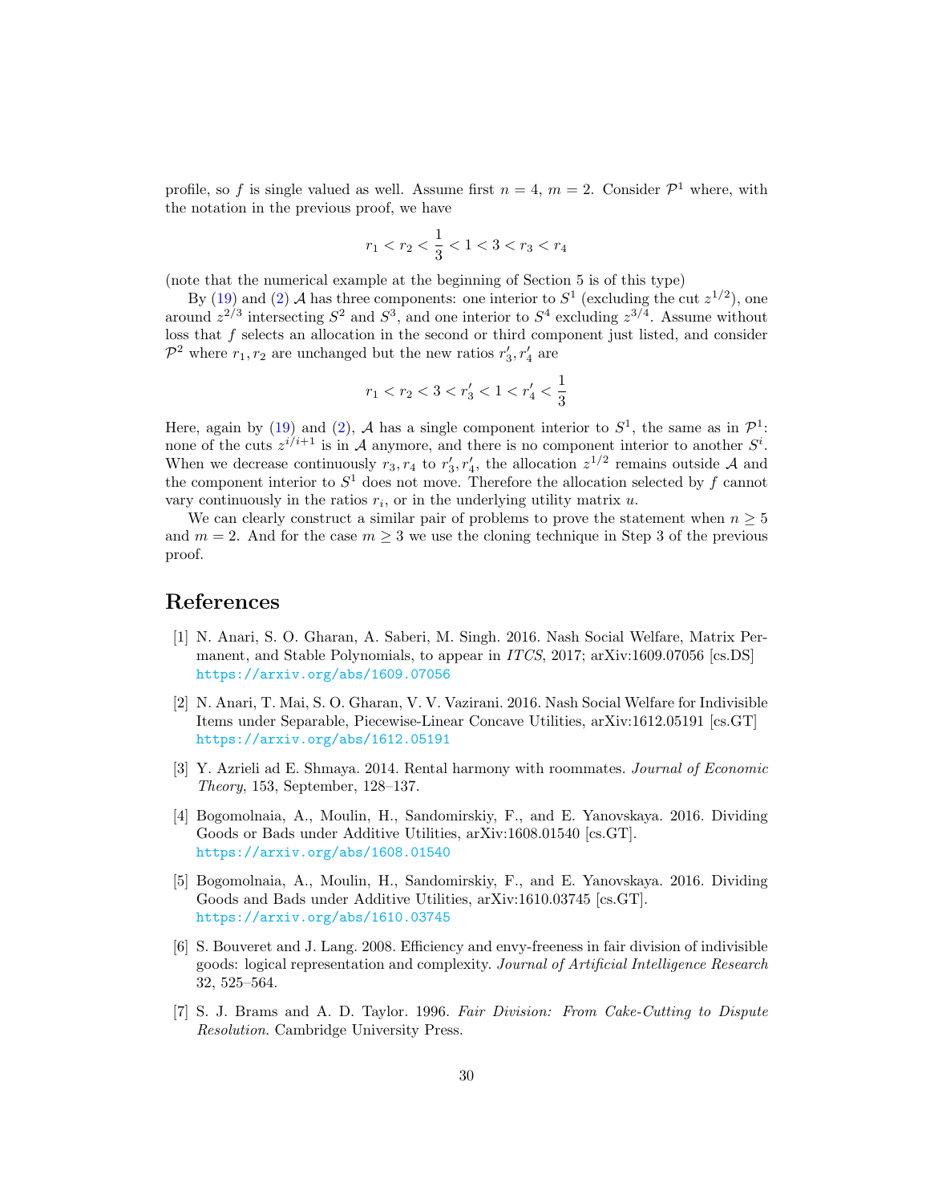profile, so $f$ is single valued as well. Assume first $n = 4$, $m = 2$. Consider $\mathcal{P}^1$ where, with the notation in the previous proof, we have

$$r_1 < r_2 < \frac{1}{3} < 1 < 3 < r_3 < r_4$$

(note that the numerical example at the beginning of Section 5 is of this type)

By (19) and (2) $\mathcal{A}$ has three components: one interior to $S^1$ (excluding the cut $z^{1/2}$), one around $z^{2/3}$ intersecting $S^2$ and $S^3$, and one interior to $S^4$ excluding $z^{3/4}$. Assume without loss that $f$ selects an allocation in the second or third component just listed, and consider $\mathcal{P}^2$ where $r_1, r_2$ are unchanged but the new ratios $r'_3, r'_4$ are

$$r_1 < r_2 < 3 < r'_3 < 1 < r'_4 < \frac{1}{3}$$

Here, again by (19) and (2), $\mathcal{A}$ has a single component interior to $S^1$, the same as in $\mathcal{P}^1$: none of the cuts $z^{i/i+1}$ is in $\mathcal{A}$ anymore, and there is no component interior to another $S^i$. When we decrease continuously $r_3, r_4$ to $r'_3, r'_4$, the allocation $z^{1/2}$ remains outside $\mathcal{A}$ and the component interior to $S^1$ does not move. Therefore the allocation selected by $f$ cannot vary continuously in the ratios $r_i$, or in the underlying utility matrix $u$.

We can clearly construct a similar pair of problems to prove the statement when $n \geq 5$ and $m = 2$. And for the case $m \geq 3$ we use the cloning technique in Step 3 of the previous proof.

# References

[1] N. Anari, S. O. Gharan, A. Saberi, M. Singh. 2016. Nash Social Welfare, Matrix Permanent, and Stable Polynomials, to appear in *ITCS*, 2017; arXiv:1609.07056 [cs.DS] https://arxiv.org/abs/1609.07056

[2] N. Anari, T. Mai, S. O. Gharan, V. V. Vazirani. 2016. Nash Social Welfare for Indivisible Items under Separable, Piecewise-Linear Concave Utilities, arXiv:1612.05191 [cs.GT] https://arxiv.org/abs/1612.05191

[3] Y. Azrieli ad E. Shmaya. 2014. Rental harmony with roommates. *Journal of Economic Theory*, 153, September, 128–137.

[4] Bogomolnaia, A., Moulin, H., Sandomirskiy, F., and E. Yanovskaya. 2016. Dividing Goods or Bads under Additive Utilities, arXiv:1608.01540 [cs.GT]. https://arxiv.org/abs/1608.01540

[5] Bogomolnaia, A., Moulin, H., Sandomirskiy, F., and E. Yanovskaya. 2016. Dividing Goods and Bads under Additive Utilities, arXiv:1610.03745 [cs.GT]. https://arxiv.org/abs/1610.03745

[6] S. Bouveret and J. Lang. 2008. Efficiency and envy-freeness in fair division of indivisible goods: logical representation and complexity. *Journal of Artificial Intelligence Research* 32, 525–564.

[7] S. J. Brams and A. D. Taylor. 1996. *Fair Division: From Cake-Cutting to Dispute Resolution*. Cambridge University Press.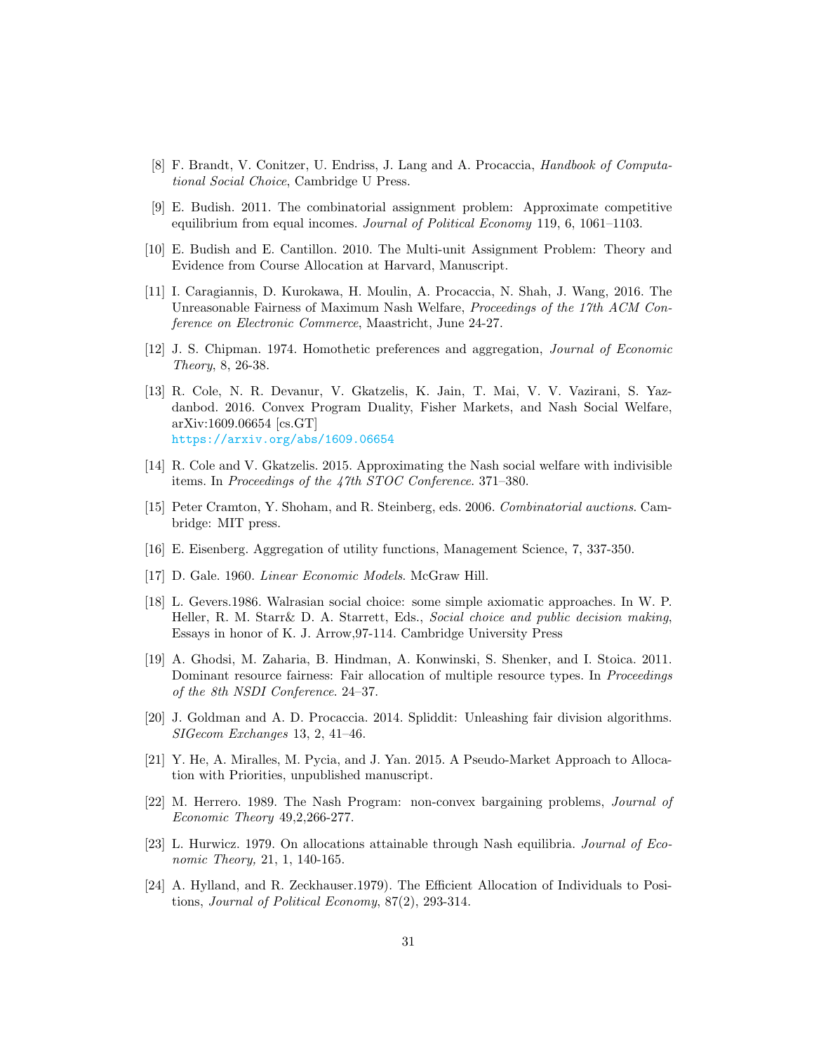[8] F. Brandt, V. Conitzer, U. Endriss, J. Lang and A. Procaccia, *Handbook of Computational Social Choice*, Cambridge U Press.

[9] E. Budish. 2011. The combinatorial assignment problem: Approximate competitive equilibrium from equal incomes. *Journal of Political Economy* 119, 6, 1061–1103.

[10] E. Budish and E. Cantillon. 2010. The Multi-unit Assignment Problem: Theory and Evidence from Course Allocation at Harvard, Manuscript.

[11] I. Caragiannis, D. Kurokawa, H. Moulin, A. Procaccia, N. Shah, J. Wang, 2016. The Unreasonable Fairness of Maximum Nash Welfare, *Proceedings of the 17th ACM Conference on Electronic Commerce*, Maastricht, June 24-27.

[12] J. S. Chipman. 1974. Homothetic preferences and aggregation, *Journal of Economic Theory*, 8, 26-38.

[13] R. Cole, N. R. Devanur, V. Gkatzelis, K. Jain, T. Mai, V. V. Vazirani, S. Yazdanbod. 2016. Convex Program Duality, Fisher Markets, and Nash Social Welfare, arXiv:1609.06654 [cs.GT]
https://arxiv.org/abs/1609.06654

[14] R. Cole and V. Gkatzelis. 2015. Approximating the Nash social welfare with indivisible items. In *Proceedings of the 47th STOC Conference*. 371–380.

[15] Peter Cramton, Y. Shoham, and R. Steinberg, eds. 2006. *Combinatorial auctions*. Cambridge: MIT press.

[16] E. Eisenberg. Aggregation of utility functions, Management Science, 7, 337-350.

[17] D. Gale. 1960. *Linear Economic Models*. McGraw Hill.

[18] L. Gevers.1986. Walrasian social choice: some simple axiomatic approaches. In W. P. Heller, R. M. Starr& D. A. Starrett, Eds., *Social choice and public decision making*, Essays in honor of K. J. Arrow,97-114. Cambridge University Press

[19] A. Ghodsi, M. Zaharia, B. Hindman, A. Konwinski, S. Shenker, and I. Stoica. 2011. Dominant resource fairness: Fair allocation of multiple resource types. In *Proceedings of the 8th NSDI Conference*. 24–37.

[20] J. Goldman and A. D. Procaccia. 2014. Spliddit: Unleashing fair division algorithms. *SIGecom Exchanges* 13, 2, 41–46.

[21] Y. He, A. Miralles, M. Pycia, and J. Yan. 2015. A Pseudo-Market Approach to Allocation with Priorities, unpublished manuscript.

[22] M. Herrero. 1989. The Nash Program: non-convex bargaining problems, *Journal of Economic Theory* 49,2,266-277.

[23] L. Hurwicz. 1979. On allocations attainable through Nash equilibria. *Journal of Economic Theory*, 21, 1, 140-165.

[24] A. Hylland, and R. Zeckhauser.1979). The Efficient Allocation of Individuals to Positions, *Journal of Political Economy*, 87(2), 293-314.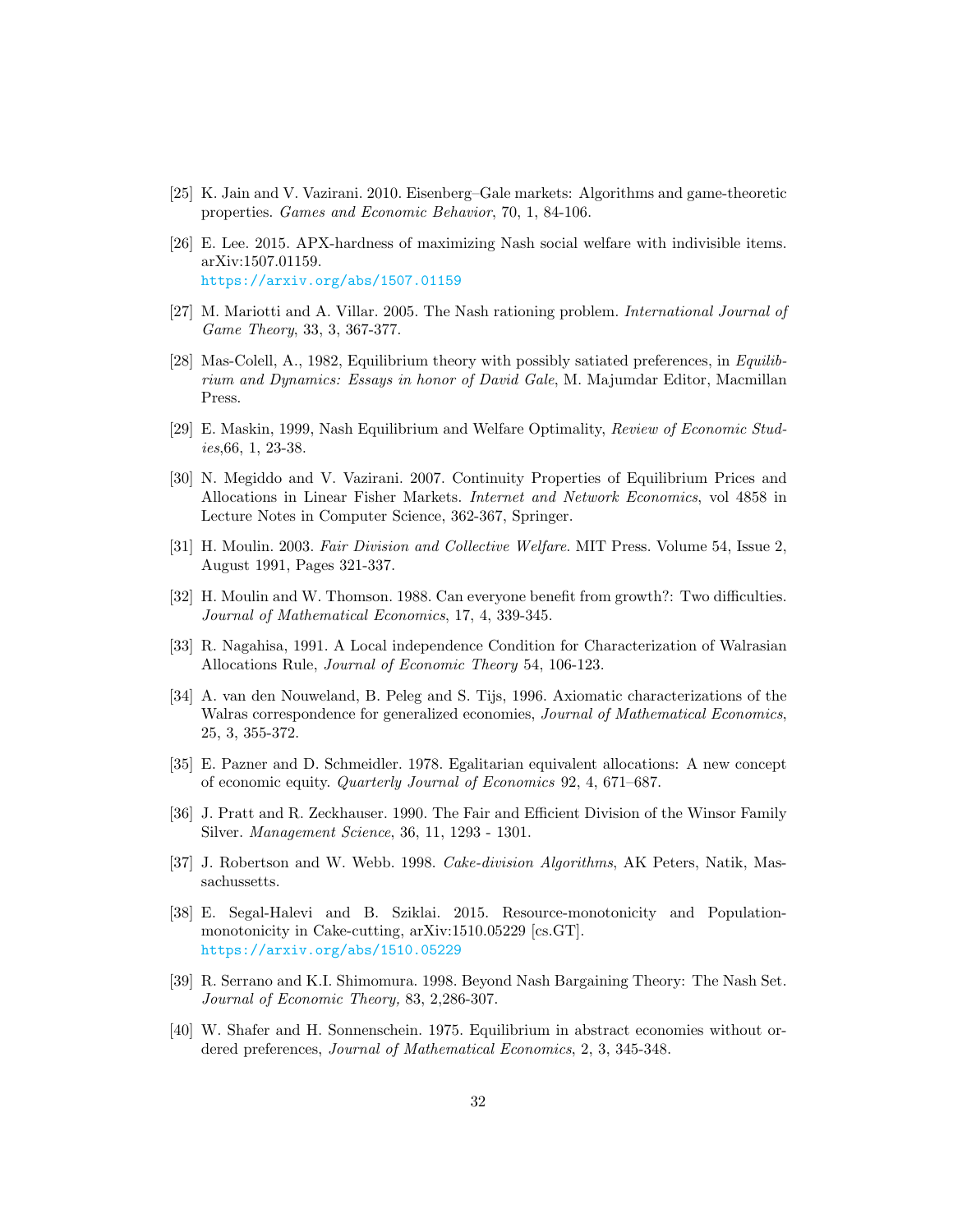[25] K. Jain and V. Vazirani. 2010. Eisenberg–Gale markets: Algorithms and game-theoretic properties. *Games and Economic Behavior*, 70, 1, 84-106.

[26] E. Lee. 2015. APX-hardness of maximizing Nash social welfare with indivisible items. arXiv:1507.01159.
https://arxiv.org/abs/1507.01159

[27] M. Mariotti and A. Villar. 2005. The Nash rationing problem. *International Journal of Game Theory*, 33, 3, 367-377.

[28] Mas-Colell, A., 1982, Equilibrium theory with possibly satiated preferences, in *Equilibrium and Dynamics: Essays in honor of David Gale*, M. Majumdar Editor, Macmillan Press.

[29] E. Maskin, 1999, Nash Equilibrium and Welfare Optimality, *Review of Economic Studies*,66, 1, 23-38.

[30] N. Megiddo and V. Vazirani. 2007. Continuity Properties of Equilibrium Prices and Allocations in Linear Fisher Markets. *Internet and Network Economics*, vol 4858 in Lecture Notes in Computer Science, 362-367, Springer.

[31] H. Moulin. 2003. *Fair Division and Collective Welfare*. MIT Press. Volume 54, Issue 2, August 1991, Pages 321-337.

[32] H. Moulin and W. Thomson. 1988. Can everyone benefit from growth?: Two difficulties. *Journal of Mathematical Economics*, 17, 4, 339-345.

[33] R. Nagahisa, 1991. A Local independence Condition for Characterization of Walrasian Allocations Rule, *Journal of Economic Theory* 54, 106-123.

[34] A. van den Nouweland, B. Peleg and S. Tijs, 1996. Axiomatic characterizations of the Walras correspondence for generalized economies, *Journal of Mathematical Economics*, 25, 3, 355-372.

[35] E. Pazner and D. Schmeidler. 1978. Egalitarian equivalent allocations: A new concept of economic equity. *Quarterly Journal of Economics* 92, 4, 671–687.

[36] J. Pratt and R. Zeckhauser. 1990. The Fair and Efficient Division of the Winsor Family Silver. *Management Science*, 36, 11, 1293 - 1301.

[37] J. Robertson and W. Webb. 1998. *Cake-division Algorithms*, AK Peters, Natik, Massachussetts.

[38] E. Segal-Halevi and B. Sziklai. 2015. Resource-monotonicity and Population-monotonicity in Cake-cutting, arXiv:1510.05229 [cs.GT].
https://arxiv.org/abs/1510.05229

[39] R. Serrano and K.I. Shimomura. 1998. Beyond Nash Bargaining Theory: The Nash Set. *Journal of Economic Theory,* 83, 2,286-307.

[40] W. Shafer and H. Sonnenschein. 1975. Equilibrium in abstract economies without ordered preferences, *Journal of Mathematical Economics*, 2, 3, 345-348.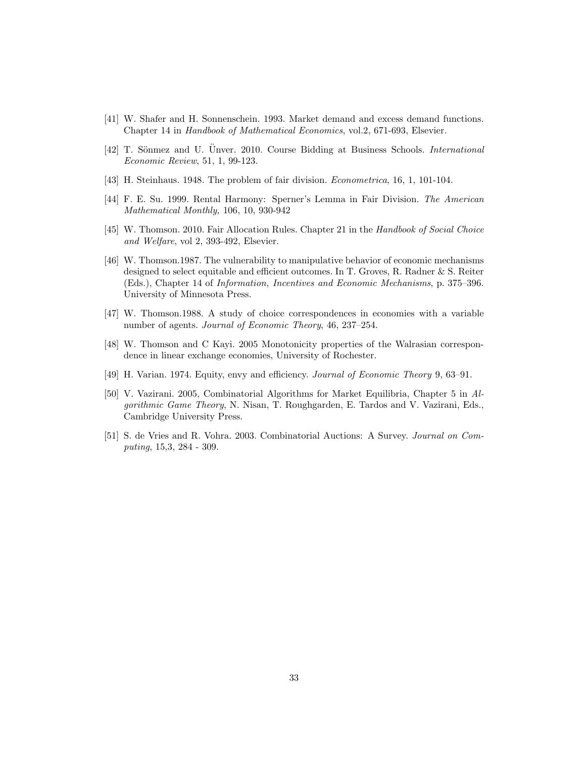[41] W. Shafer and H. Sonnenschein. 1993. Market demand and excess demand functions. Chapter 14 in *Handbook of Mathematical Economics*, vol.2, 671-693, Elsevier.

[42] T. Sönmez and U. Ünver. 2010. Course Bidding at Business Schools. *International Economic Review*, 51, 1, 99-123.

[43] H. Steinhaus. 1948. The problem of fair division. *Econometrica*, 16, 1, 101-104.

[44] F. E. Su. 1999. Rental Harmony: Sperner's Lemma in Fair Division. *The American Mathematical Monthly,* 106, 10, 930-942

[45] W. Thomson. 2010. Fair Allocation Rules. Chapter 21 in the *Handbook of Social Choice and Welfare*, vol 2, 393-492, Elsevier.

[46] W. Thomson.1987. The vulnerability to manipulative behavior of economic mechanisms designed to select equitable and efficient outcomes. In T. Groves, R. Radner & S. Reiter (Eds.), Chapter 14 of *Information, Incentives and Economic Mechanisms*, p. 375–396. University of Minnesota Press.

[47] W. Thomson.1988. A study of choice correspondences in economies with a variable number of agents. *Journal of Economic Theory*, 46, 237–254.

[48] W. Thomson and C Kayi. 2005 Monotonicity properties of the Walrasian correspondence in linear exchange economies, University of Rochester.

[49] H. Varian. 1974. Equity, envy and efficiency. *Journal of Economic Theory* 9, 63–91.

[50] V. Vazirani. 2005, Combinatorial Algorithms for Market Equilibria, Chapter 5 in *Algorithmic Game Theory*, N. Nisan, T. Roughgarden, E. Tardos and V. Vazirani, Eds., Cambridge University Press.

[51] S. de Vries and R. Vohra. 2003. Combinatorial Auctions: A Survey. *Journal on Computing*, 15,3, 284 - 309.